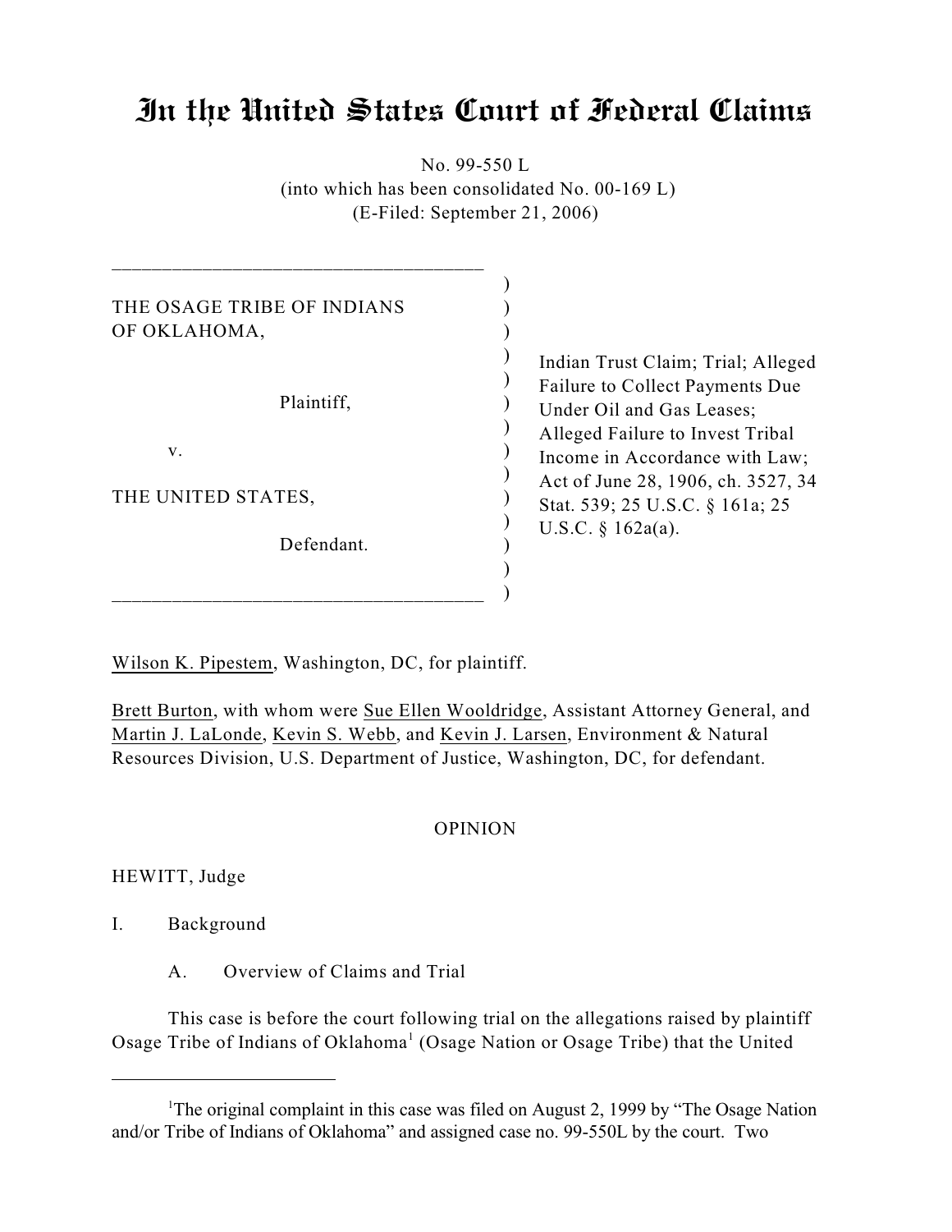# In the United States Court of Federal Claims

No. 99-550 L
(into which has been consolidated No. 00-169 L)
(E-Filed: September 21, 2006)

| | |
|---|---|
| THE OSAGE TRIBE OF INDIANS OF OKLAHOMA,<br><br>Plaintiff,<br><br>v.<br><br>THE UNITED STATES,<br><br>Defendant. | Indian Trust Claim; Trial; Alleged Failure to Collect Payments Due Under Oil and Gas Leases; Alleged Failure to Invest Tribal Income in Accordance with Law; Act of June 28, 1906, ch. 3527, 34 Stat. 539; 25 U.S.C. § 161a; 25 U.S.C. § 162a(a). |

Wilson K. Pipestem, Washington, DC, for plaintiff.

Brett Burton, with whom were Sue Ellen Wooldridge, Assistant Attorney General, and Martin J. LaLonde, Kevin S. Webb, and Kevin J. Larsen, Environment & Natural Resources Division, U.S. Department of Justice, Washington, DC, for defendant.

## OPINION

HEWITT, Judge

I. Background

A. Overview of Claims and Trial

This case is before the court following trial on the allegations raised by plaintiff Osage Tribe of Indians of Oklahoma[1] (Osage Nation or Osage Tribe) that the United

[1] The original complaint in this case was filed on August 2, 1999 by "The Osage Nation and/or Tribe of Indians of Oklahoma" and assigned case no. 99-550L by the court. Two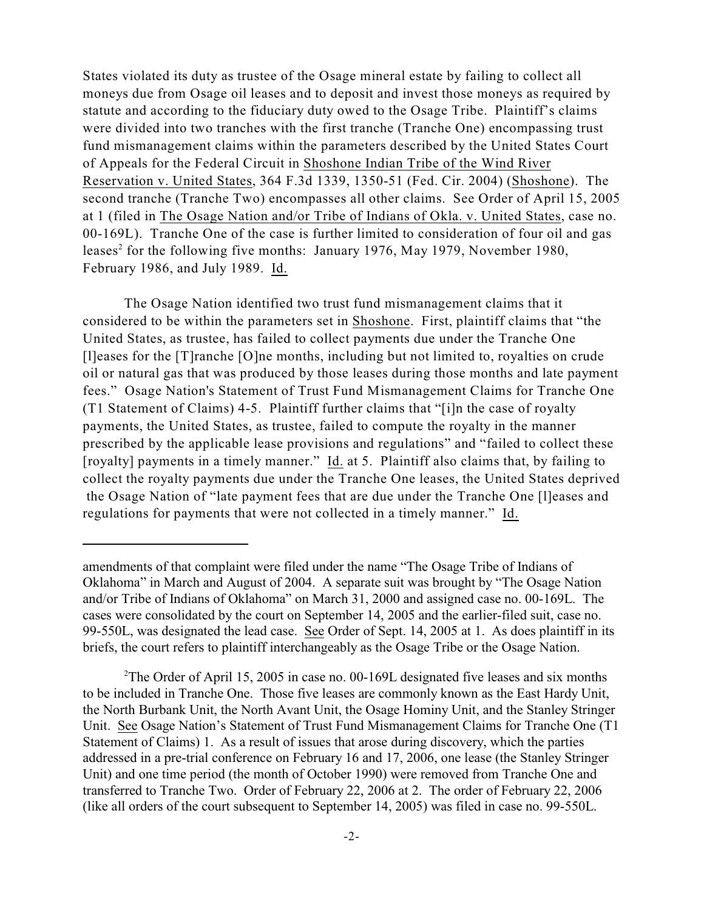States violated its duty as trustee of the Osage mineral estate by failing to collect all moneys due from Osage oil leases and to deposit and invest those moneys as required by statute and according to the fiduciary duty owed to the Osage Tribe. Plaintiff's claims were divided into two tranches with the first tranche (Tranche One) encompassing trust fund mismanagement claims within the parameters described by the United States Court of Appeals for the Federal Circuit in Shoshone Indian Tribe of the Wind River Reservation v. United States, 364 F.3d 1339, 1350-51 (Fed. Cir. 2004) (Shoshone). The second tranche (Tranche Two) encompasses all other claims. See Order of April 15, 2005 at 1 (filed in The Osage Nation and/or Tribe of Indians of Okla. v. United States, case no. 00-169L). Tranche One of the case is further limited to consideration of four oil and gas leases[2] for the following five months: January 1976, May 1979, November 1980, February 1986, and July 1989. Id.

The Osage Nation identified two trust fund mismanagement claims that it considered to be within the parameters set in Shoshone. First, plaintiff claims that "the United States, as trustee, has failed to collect payments due under the Tranche One [l]eases for the [T]ranche [O]ne months, including but not limited to, royalties on crude oil or natural gas that was produced by those leases during those months and late payment fees." Osage Nation's Statement of Trust Fund Mismanagement Claims for Tranche One (T1 Statement of Claims) 4-5. Plaintiff further claims that "[i]n the case of royalty payments, the United States, as trustee, failed to compute the royalty in the manner prescribed by the applicable lease provisions and regulations" and "failed to collect these [royalty] payments in a timely manner." Id. at 5. Plaintiff also claims that, by failing to collect the royalty payments due under the Tranche One leases, the United States deprived the Osage Nation of "late payment fees that are due under the Tranche One [l]eases and regulations for payments that were not collected in a timely manner." Id.

---

amendments of that complaint were filed under the name "The Osage Tribe of Indians of Oklahoma" in March and August of 2004. A separate suit was brought by "The Osage Nation and/or Tribe of Indians of Oklahoma" on March 31, 2000 and assigned case no. 00-169L. The cases were consolidated by the court on September 14, 2005 and the earlier-filed suit, case no. 99-550L, was designated the lead case. See Order of Sept. 14, 2005 at 1. As does plaintiff in its briefs, the court refers to plaintiff interchangeably as the Osage Tribe or the Osage Nation.

[2] The Order of April 15, 2005 in case no. 00-169L designated five leases and six months to be included in Tranche One. Those five leases are commonly known as the East Hardy Unit, the North Burbank Unit, the North Avant Unit, the Osage Hominy Unit, and the Stanley Stringer Unit. See Osage Nation's Statement of Trust Fund Mismanagement Claims for Tranche One (T1 Statement of Claims) 1. As a result of issues that arose during discovery, which the parties addressed in a pre-trial conference on February 16 and 17, 2006, one lease (the Stanley Stringer Unit) and one time period (the month of October 1990) were removed from Tranche One and transferred to Tranche Two. Order of February 22, 2006 at 2. The order of February 22, 2006 (like all orders of the court subsequent to September 14, 2005) was filed in case no. 99-550L.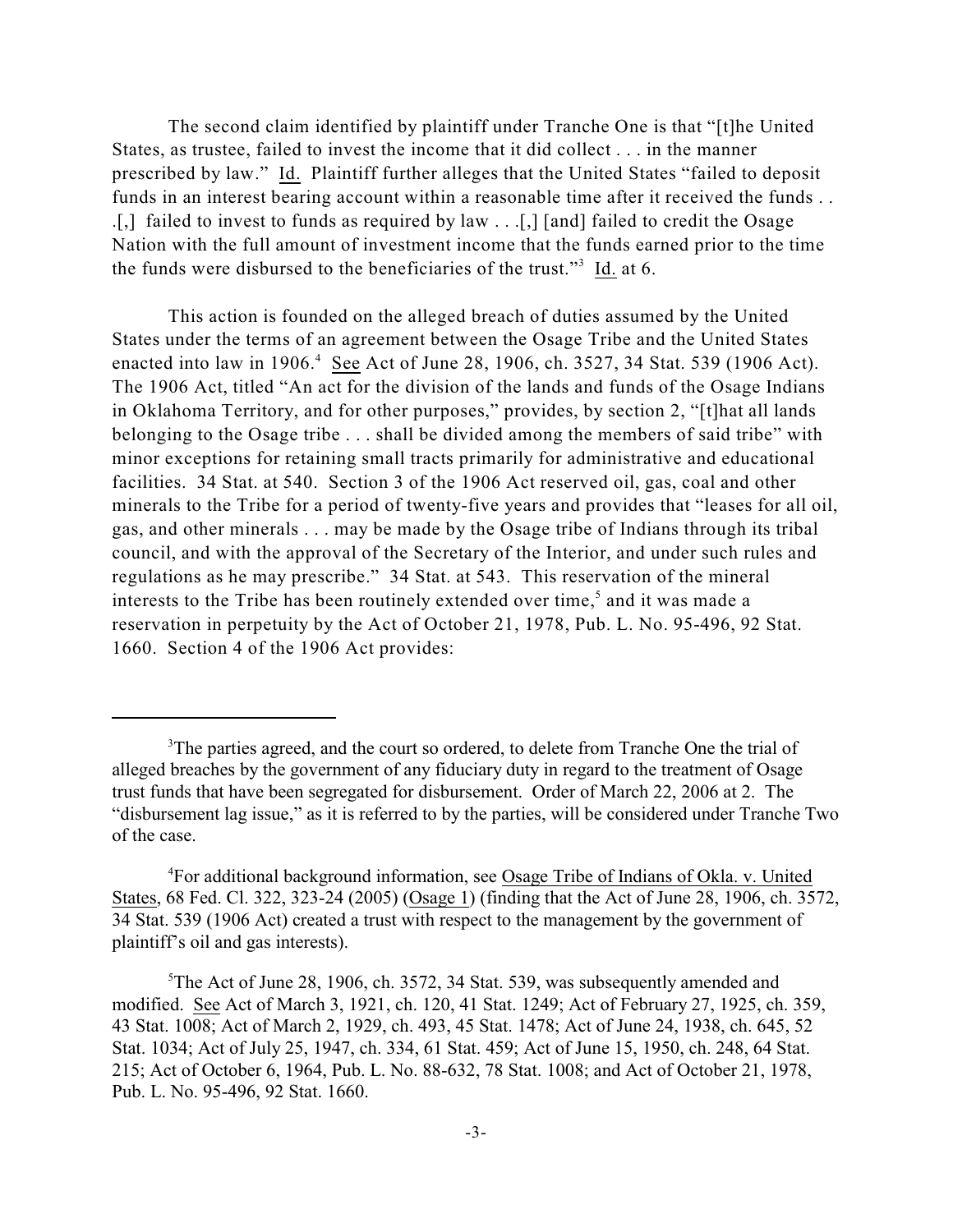The second claim identified by plaintiff under Tranche One is that "[t]he United States, as trustee, failed to invest the income that it did collect . . . in the manner prescribed by law." Id. Plaintiff further alleges that the United States "failed to deposit funds in an interest bearing account within a reasonable time after it received the funds . . .[,] failed to invest to funds as required by law . . .[,] [and] failed to credit the Osage Nation with the full amount of investment income that the funds earned prior to the time the funds were disbursed to the beneficiaries of the trust."[3] Id. at 6.

This action is founded on the alleged breach of duties assumed by the United States under the terms of an agreement between the Osage Tribe and the United States enacted into law in 1906.[4] See Act of June 28, 1906, ch. 3527, 34 Stat. 539 (1906 Act). The 1906 Act, titled "An act for the division of the lands and funds of the Osage Indians in Oklahoma Territory, and for other purposes," provides, by section 2, "[t]hat all lands belonging to the Osage tribe . . . shall be divided among the members of said tribe" with minor exceptions for retaining small tracts primarily for administrative and educational facilities. 34 Stat. at 540. Section 3 of the 1906 Act reserved oil, gas, coal and other minerals to the Tribe for a period of twenty-five years and provides that "leases for all oil, gas, and other minerals . . . may be made by the Osage tribe of Indians through its tribal council, and with the approval of the Secretary of the Interior, and under such rules and regulations as he may prescribe." 34 Stat. at 543. This reservation of the mineral interests to the Tribe has been routinely extended over time,[5] and it was made a reservation in perpetuity by the Act of October 21, 1978, Pub. L. No. 95-496, 92 Stat. 1660. Section 4 of the 1906 Act provides:

---

[3]The parties agreed, and the court so ordered, to delete from Tranche One the trial of alleged breaches by the government of any fiduciary duty in regard to the treatment of Osage trust funds that have been segregated for disbursement. Order of March 22, 2006 at 2. The "disbursement lag issue," as it is referred to by the parties, will be considered under Tranche Two of the case.

[4]For additional background information, see Osage Tribe of Indians of Okla. v. United States, 68 Fed. Cl. 322, 323-24 (2005) (Osage 1) (finding that the Act of June 28, 1906, ch. 3572, 34 Stat. 539 (1906 Act) created a trust with respect to the management by the government of plaintiff's oil and gas interests).

[5]The Act of June 28, 1906, ch. 3572, 34 Stat. 539, was subsequently amended and modified. See Act of March 3, 1921, ch. 120, 41 Stat. 1249; Act of February 27, 1925, ch. 359, 43 Stat. 1008; Act of March 2, 1929, ch. 493, 45 Stat. 1478; Act of June 24, 1938, ch. 645, 52 Stat. 1034; Act of July 25, 1947, ch. 334, 61 Stat. 459; Act of June 15, 1950, ch. 248, 64 Stat. 215; Act of October 6, 1964, Pub. L. No. 88-632, 78 Stat. 1008; and Act of October 21, 1978, Pub. L. No. 95-496, 92 Stat. 1660.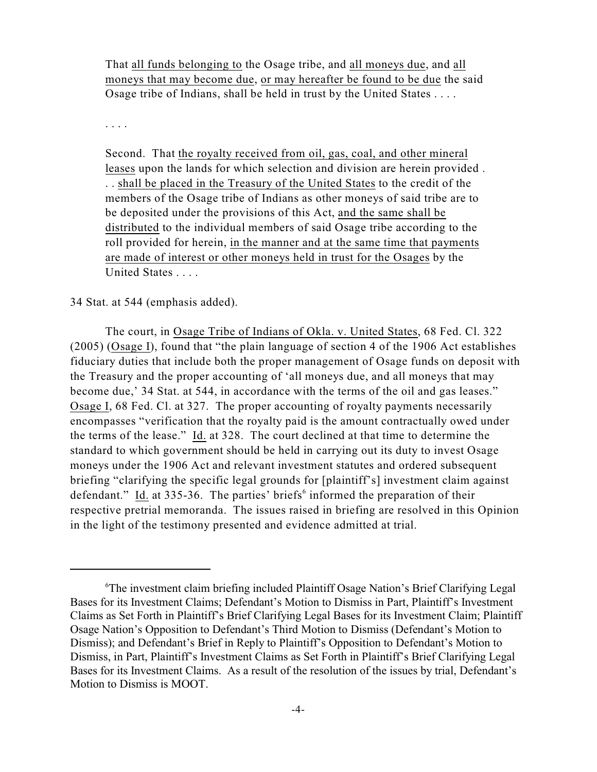> That all funds belonging to the Osage tribe, and all moneys due, and all moneys that may become due, or may hereafter be found to be due the said Osage tribe of Indians, shall be held in trust by the United States . . . .
>
> . . . .
>
> Second. That the royalty received from oil, gas, coal, and other mineral leases upon the lands for which selection and division are herein provided . . . shall be placed in the Treasury of the United States to the credit of the members of the Osage tribe of Indians as other moneys of said tribe are to be deposited under the provisions of this Act, and the same shall be distributed to the individual members of said Osage tribe according to the roll provided for herein, in the manner and at the same time that payments are made of interest or other moneys held in trust for the Osages by the United States . . . .

34 Stat. at 544 (emphasis added).

The court, in Osage Tribe of Indians of Okla. v. United States, 68 Fed. Cl. 322 (2005) (Osage I), found that "the plain language of section 4 of the 1906 Act establishes fiduciary duties that include both the proper management of Osage funds on deposit with the Treasury and the proper accounting of 'all moneys due, and all moneys that may become due,' 34 Stat. at 544, in accordance with the terms of the oil and gas leases." Osage I, 68 Fed. Cl. at 327. The proper accounting of royalty payments necessarily encompasses "verification that the royalty paid is the amount contractually owed under the terms of the lease." Id. at 328. The court declined at that time to determine the standard to which government should be held in carrying out its duty to invest Osage moneys under the 1906 Act and relevant investment statutes and ordered subsequent briefing "clarifying the specific legal grounds for [plaintiff's] investment claim against defendant." Id. at 335-36. The parties' briefs[6] informed the preparation of their respective pretrial memoranda. The issues raised in briefing are resolved in this Opinion in the light of the testimony presented and evidence admitted at trial.

---

[6] The investment claim briefing included Plaintiff Osage Nation's Brief Clarifying Legal Bases for its Investment Claims; Defendant's Motion to Dismiss in Part, Plaintiff's Investment Claims as Set Forth in Plaintiff's Brief Clarifying Legal Bases for its Investment Claim; Plaintiff Osage Nation's Opposition to Defendant's Third Motion to Dismiss (Defendant's Motion to Dismiss); and Defendant's Brief in Reply to Plaintiff's Opposition to Defendant's Motion to Dismiss, in Part, Plaintiff's Investment Claims as Set Forth in Plaintiff's Brief Clarifying Legal Bases for its Investment Claims. As a result of the resolution of the issues by trial, Defendant's Motion to Dismiss is MOOT.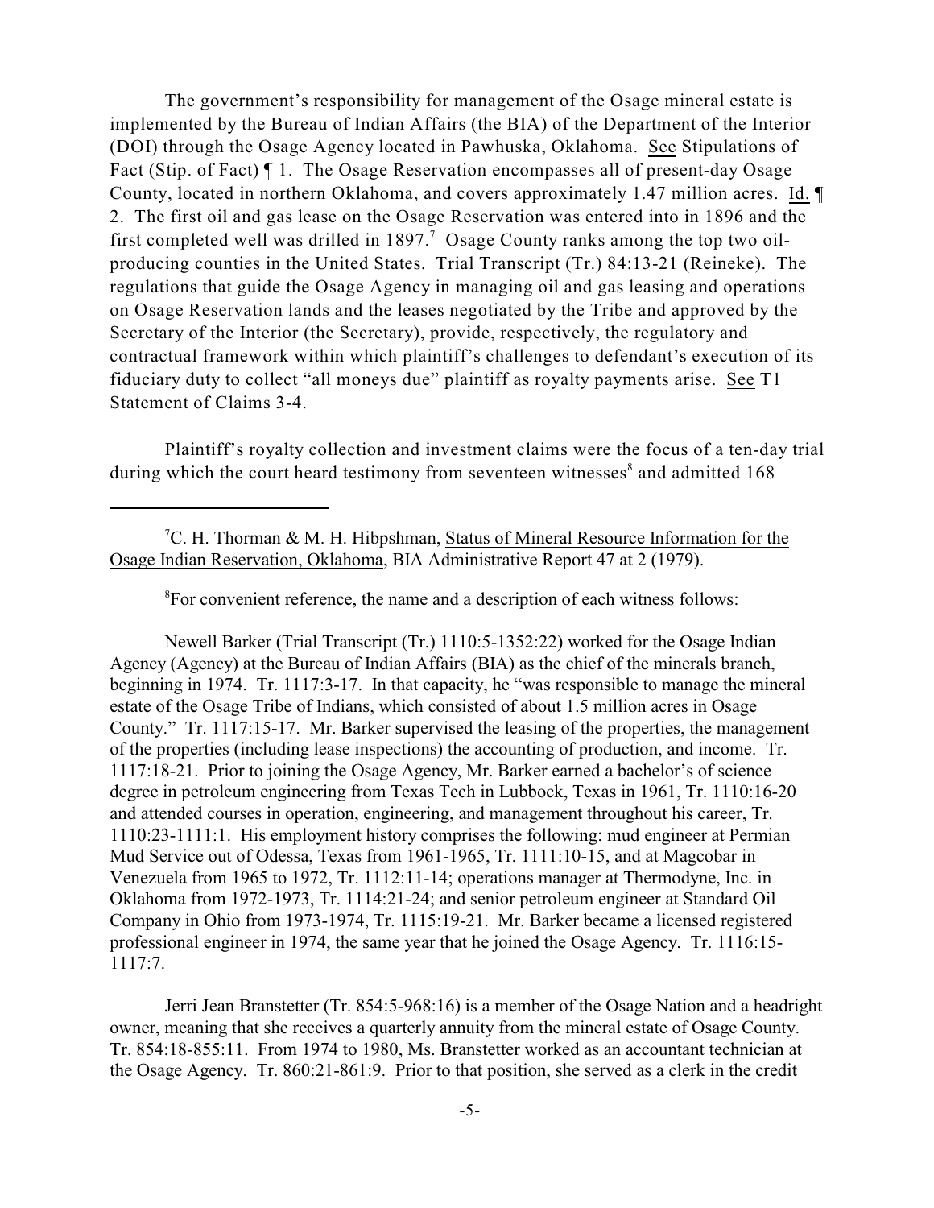The government's responsibility for management of the Osage mineral estate is implemented by the Bureau of Indian Affairs (the BIA) of the Department of the Interior (DOI) through the Osage Agency located in Pawhuska, Oklahoma. See Stipulations of Fact (Stip. of Fact) ¶ 1. The Osage Reservation encompasses all of present-day Osage County, located in northern Oklahoma, and covers approximately 1.47 million acres. Id. ¶ 2. The first oil and gas lease on the Osage Reservation was entered into in 1896 and the first completed well was drilled in 1897.[7] Osage County ranks among the top two oil-producing counties in the United States. Trial Transcript (Tr.) 84:13-21 (Reineke). The regulations that guide the Osage Agency in managing oil and gas leasing and operations on Osage Reservation lands and the leases negotiated by the Tribe and approved by the Secretary of the Interior (the Secretary), provide, respectively, the regulatory and contractual framework within which plaintiff's challenges to defendant's execution of its fiduciary duty to collect "all moneys due" plaintiff as royalty payments arise. See T1 Statement of Claims 3-4.

Plaintiff's royalty collection and investment claims were the focus of a ten-day trial during which the court heard testimony from seventeen witnesses[8] and admitted 168

---

[7] C. H. Thorman & M. H. Hibpshman, Status of Mineral Resource Information for the Osage Indian Reservation, Oklahoma, BIA Administrative Report 47 at 2 (1979).

[8] For convenient reference, the name and a description of each witness follows:

Newell Barker (Trial Transcript (Tr.) 1110:5-1352:22) worked for the Osage Indian Agency (Agency) at the Bureau of Indian Affairs (BIA) as the chief of the minerals branch, beginning in 1974. Tr. 1117:3-17. In that capacity, he "was responsible to manage the mineral estate of the Osage Tribe of Indians, which consisted of about 1.5 million acres in Osage County." Tr. 1117:15-17. Mr. Barker supervised the leasing of the properties, the management of the properties (including lease inspections) the accounting of production, and income. Tr. 1117:18-21. Prior to joining the Osage Agency, Mr. Barker earned a bachelor's of science degree in petroleum engineering from Texas Tech in Lubbock, Texas in 1961, Tr. 1110:16-20 and attended courses in operation, engineering, and management throughout his career, Tr. 1110:23-1111:1. His employment history comprises the following: mud engineer at Permian Mud Service out of Odessa, Texas from 1961-1965, Tr. 1111:10-15, and at Magcobar in Venezuela from 1965 to 1972, Tr. 1112:11-14; operations manager at Thermodyne, Inc. in Oklahoma from 1972-1973, Tr. 1114:21-24; and senior petroleum engineer at Standard Oil Company in Ohio from 1973-1974, Tr. 1115:19-21. Mr. Barker became a licensed registered professional engineer in 1974, the same year that he joined the Osage Agency. Tr. 1116:15-1117:7.

Jerri Jean Branstetter (Tr. 854:5-968:16) is a member of the Osage Nation and a headright owner, meaning that she receives a quarterly annuity from the mineral estate of Osage County. Tr. 854:18-855:11. From 1974 to 1980, Ms. Branstetter worked as an accountant technician at the Osage Agency. Tr. 860:21-861:9. Prior to that position, she served as a clerk in the credit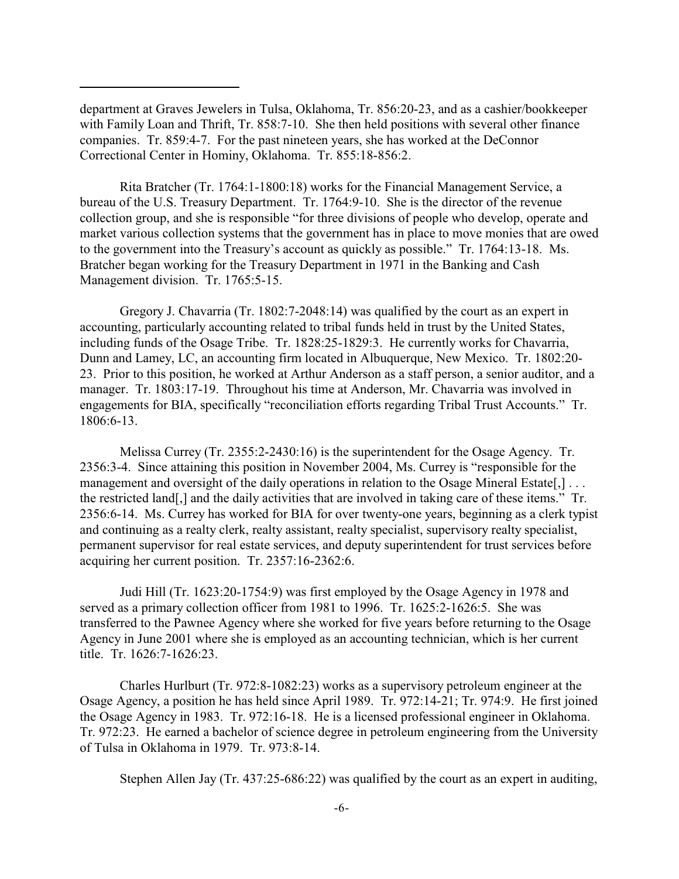department at Graves Jewelers in Tulsa, Oklahoma, Tr. 856:20-23, and as a cashier/bookkeeper with Family Loan and Thrift, Tr. 858:7-10. She then held positions with several other finance companies. Tr. 859:4-7. For the past nineteen years, she has worked at the DeConnor Correctional Center in Hominy, Oklahoma. Tr. 855:18-856:2.

Rita Bratcher (Tr. 1764:1-1800:18) works for the Financial Management Service, a bureau of the U.S. Treasury Department. Tr. 1764:9-10. She is the director of the revenue collection group, and she is responsible "for three divisions of people who develop, operate and market various collection systems that the government has in place to move monies that are owed to the government into the Treasury's account as quickly as possible." Tr. 1764:13-18. Ms. Bratcher began working for the Treasury Department in 1971 in the Banking and Cash Management division. Tr. 1765:5-15.

Gregory J. Chavarria (Tr. 1802:7-2048:14) was qualified by the court as an expert in accounting, particularly accounting related to tribal funds held in trust by the United States, including funds of the Osage Tribe. Tr. 1828:25-1829:3. He currently works for Chavarria, Dunn and Lamey, LC, an accounting firm located in Albuquerque, New Mexico. Tr. 1802:20-23. Prior to this position, he worked at Arthur Anderson as a staff person, a senior auditor, and a manager. Tr. 1803:17-19. Throughout his time at Anderson, Mr. Chavarria was involved in engagements for BIA, specifically "reconciliation efforts regarding Tribal Trust Accounts." Tr. 1806:6-13.

Melissa Currey (Tr. 2355:2-2430:16) is the superintendent for the Osage Agency. Tr. 2356:3-4. Since attaining this position in November 2004, Ms. Currey is "responsible for the management and oversight of the daily operations in relation to the Osage Mineral Estate[,] . . . the restricted land[,] and the daily activities that are involved in taking care of these items." Tr. 2356:6-14. Ms. Currey has worked for BIA for over twenty-one years, beginning as a clerk typist and continuing as a realty clerk, realty assistant, realty specialist, supervisory realty specialist, permanent supervisor for real estate services, and deputy superintendent for trust services before acquiring her current position. Tr. 2357:16-2362:6.

Judi Hill (Tr. 1623:20-1754:9) was first employed by the Osage Agency in 1978 and served as a primary collection officer from 1981 to 1996. Tr. 1625:2-1626:5. She was transferred to the Pawnee Agency where she worked for five years before returning to the Osage Agency in June 2001 where she is employed as an accounting technician, which is her current title. Tr. 1626:7-1626:23.

Charles Hurlburt (Tr. 972:8-1082:23) works as a supervisory petroleum engineer at the Osage Agency, a position he has held since April 1989. Tr. 972:14-21; Tr. 974:9. He first joined the Osage Agency in 1983. Tr. 972:16-18. He is a licensed professional engineer in Oklahoma. Tr. 972:23. He earned a bachelor of science degree in petroleum engineering from the University of Tulsa in Oklahoma in 1979. Tr. 973:8-14.

Stephen Allen Jay (Tr. 437:25-686:22) was qualified by the court as an expert in auditing,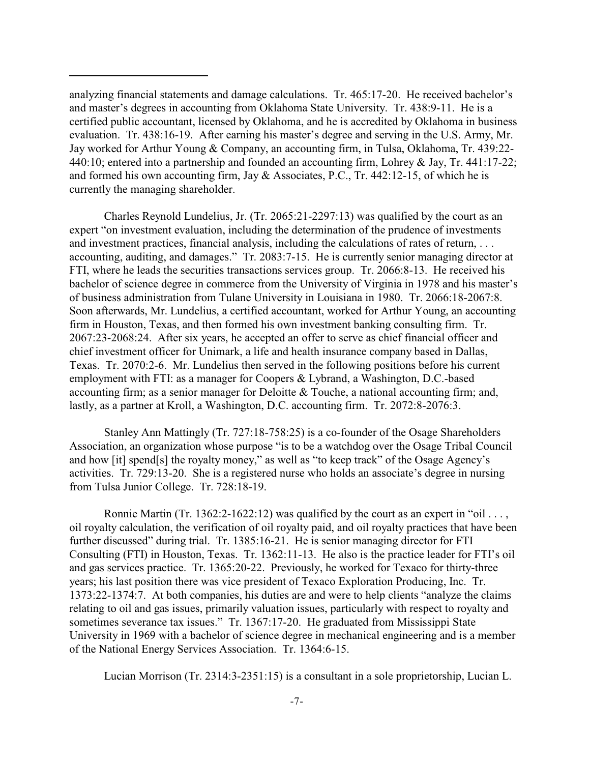analyzing financial statements and damage calculations. Tr. 465:17-20. He received bachelor's and master's degrees in accounting from Oklahoma State University. Tr. 438:9-11. He is a certified public accountant, licensed by Oklahoma, and he is accredited by Oklahoma in business evaluation. Tr. 438:16-19. After earning his master's degree and serving in the U.S. Army, Mr. Jay worked for Arthur Young & Company, an accounting firm, in Tulsa, Oklahoma, Tr. 439:22-440:10; entered into a partnership and founded an accounting firm, Lohrey & Jay, Tr. 441:17-22; and formed his own accounting firm, Jay & Associates, P.C., Tr. 442:12-15, of which he is currently the managing shareholder.

Charles Reynold Lundelius, Jr. (Tr. 2065:21-2297:13) was qualified by the court as an expert "on investment evaluation, including the determination of the prudence of investments and investment practices, financial analysis, including the calculations of rates of return, . . . accounting, auditing, and damages." Tr. 2083:7-15. He is currently senior managing director at FTI, where he leads the securities transactions services group. Tr. 2066:8-13. He received his bachelor of science degree in commerce from the University of Virginia in 1978 and his master's of business administration from Tulane University in Louisiana in 1980. Tr. 2066:18-2067:8. Soon afterwards, Mr. Lundelius, a certified accountant, worked for Arthur Young, an accounting firm in Houston, Texas, and then formed his own investment banking consulting firm. Tr. 2067:23-2068:24. After six years, he accepted an offer to serve as chief financial officer and chief investment officer for Unimark, a life and health insurance company based in Dallas, Texas. Tr. 2070:2-6. Mr. Lundelius then served in the following positions before his current employment with FTI: as a manager for Coopers & Lybrand, a Washington, D.C.-based accounting firm; as a senior manager for Deloitte & Touche, a national accounting firm; and, lastly, as a partner at Kroll, a Washington, D.C. accounting firm. Tr. 2072:8-2076:3.

Stanley Ann Mattingly (Tr. 727:18-758:25) is a co-founder of the Osage Shareholders Association, an organization whose purpose "is to be a watchdog over the Osage Tribal Council and how [it] spend[s] the royalty money," as well as "to keep track" of the Osage Agency's activities. Tr. 729:13-20. She is a registered nurse who holds an associate's degree in nursing from Tulsa Junior College. Tr. 728:18-19.

Ronnie Martin (Tr. 1362:2-1622:12) was qualified by the court as an expert in "oil . . . , oil royalty calculation, the verification of oil royalty paid, and oil royalty practices that have been further discussed" during trial. Tr. 1385:16-21. He is senior managing director for FTI Consulting (FTI) in Houston, Texas. Tr. 1362:11-13. He also is the practice leader for FTI's oil and gas services practice. Tr. 1365:20-22. Previously, he worked for Texaco for thirty-three years; his last position there was vice president of Texaco Exploration Producing, Inc. Tr. 1373:22-1374:7. At both companies, his duties are and were to help clients "analyze the claims relating to oil and gas issues, primarily valuation issues, particularly with respect to royalty and sometimes severance tax issues." Tr. 1367:17-20. He graduated from Mississippi State University in 1969 with a bachelor of science degree in mechanical engineering and is a member of the National Energy Services Association. Tr. 1364:6-15.

Lucian Morrison (Tr. 2314:3-2351:15) is a consultant in a sole proprietorship, Lucian L.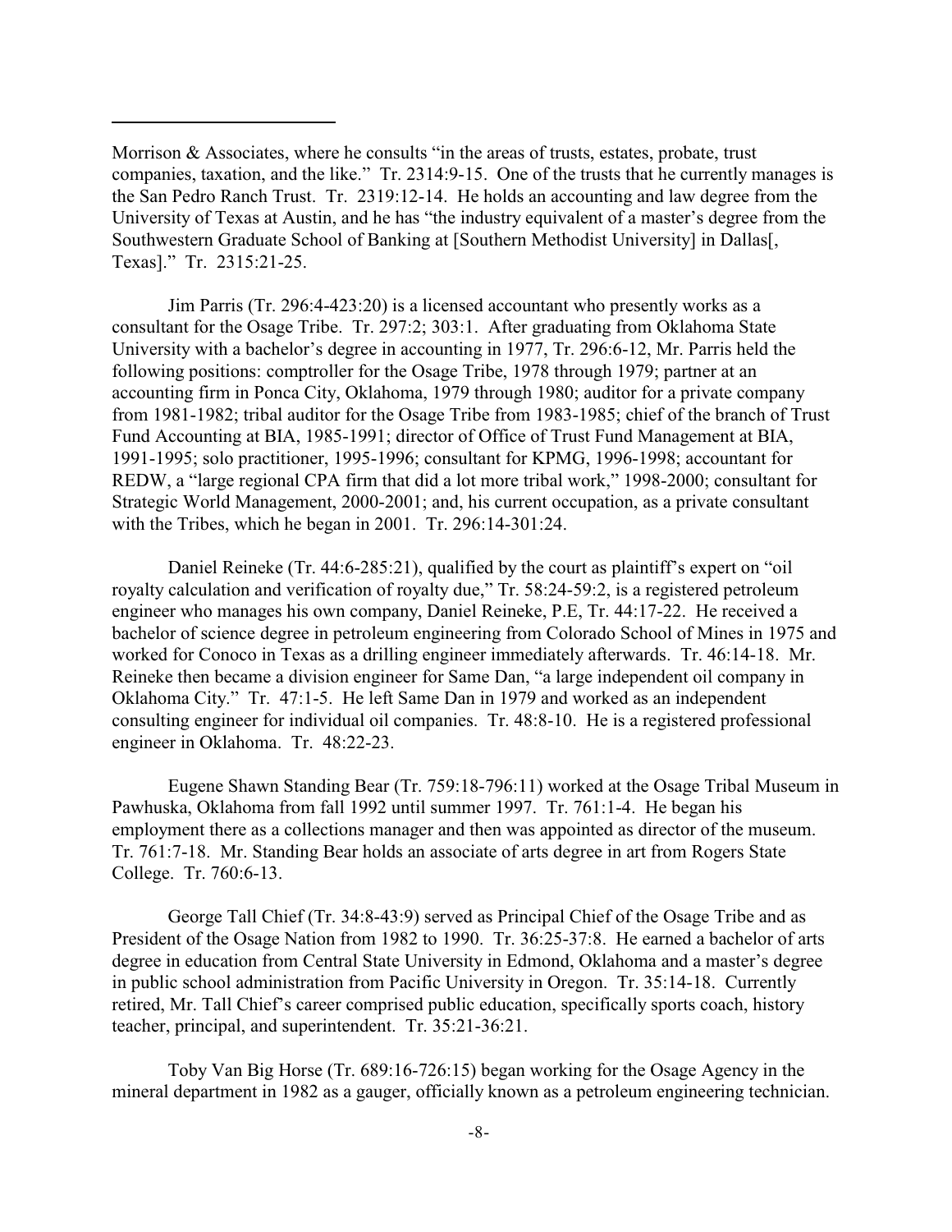Morrison & Associates, where he consults "in the areas of trusts, estates, probate, trust companies, taxation, and the like." Tr. 2314:9-15. One of the trusts that he currently manages is the San Pedro Ranch Trust. Tr. 2319:12-14. He holds an accounting and law degree from the University of Texas at Austin, and he has "the industry equivalent of a master's degree from the Southwestern Graduate School of Banking at [Southern Methodist University] in Dallas[, Texas]." Tr. 2315:21-25.

Jim Parris (Tr. 296:4-423:20) is a licensed accountant who presently works as a consultant for the Osage Tribe. Tr. 297:2; 303:1. After graduating from Oklahoma State University with a bachelor's degree in accounting in 1977, Tr. 296:6-12, Mr. Parris held the following positions: comptroller for the Osage Tribe, 1978 through 1979; partner at an accounting firm in Ponca City, Oklahoma, 1979 through 1980; auditor for a private company from 1981-1982; tribal auditor for the Osage Tribe from 1983-1985; chief of the branch of Trust Fund Accounting at BIA, 1985-1991; director of Office of Trust Fund Management at BIA, 1991-1995; solo practitioner, 1995-1996; consultant for KPMG, 1996-1998; accountant for REDW, a "large regional CPA firm that did a lot more tribal work," 1998-2000; consultant for Strategic World Management, 2000-2001; and, his current occupation, as a private consultant with the Tribes, which he began in 2001. Tr. 296:14-301:24.

Daniel Reineke (Tr. 44:6-285:21), qualified by the court as plaintiff's expert on "oil royalty calculation and verification of royalty due," Tr. 58:24-59:2, is a registered petroleum engineer who manages his own company, Daniel Reineke, P.E, Tr. 44:17-22. He received a bachelor of science degree in petroleum engineering from Colorado School of Mines in 1975 and worked for Conoco in Texas as a drilling engineer immediately afterwards. Tr. 46:14-18. Mr. Reineke then became a division engineer for Same Dan, "a large independent oil company in Oklahoma City." Tr. 47:1-5. He left Same Dan in 1979 and worked as an independent consulting engineer for individual oil companies. Tr. 48:8-10. He is a registered professional engineer in Oklahoma. Tr. 48:22-23.

Eugene Shawn Standing Bear (Tr. 759:18-796:11) worked at the Osage Tribal Museum in Pawhuska, Oklahoma from fall 1992 until summer 1997. Tr. 761:1-4. He began his employment there as a collections manager and then was appointed as director of the museum. Tr. 761:7-18. Mr. Standing Bear holds an associate of arts degree in art from Rogers State College. Tr. 760:6-13.

George Tall Chief (Tr. 34:8-43:9) served as Principal Chief of the Osage Tribe and as President of the Osage Nation from 1982 to 1990. Tr. 36:25-37:8. He earned a bachelor of arts degree in education from Central State University in Edmond, Oklahoma and a master's degree in public school administration from Pacific University in Oregon. Tr. 35:14-18. Currently retired, Mr. Tall Chief's career comprised public education, specifically sports coach, history teacher, principal, and superintendent. Tr. 35:21-36:21.

Toby Van Big Horse (Tr. 689:16-726:15) began working for the Osage Agency in the mineral department in 1982 as a gauger, officially known as a petroleum engineering technician.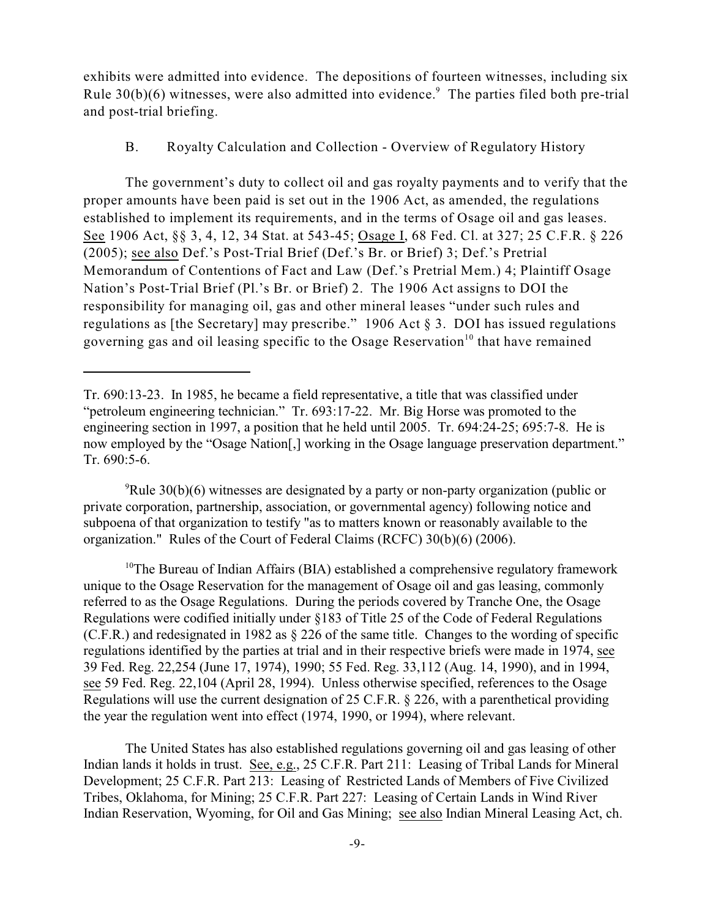exhibits were admitted into evidence. The depositions of fourteen witnesses, including six Rule 30(b)(6) witnesses, were also admitted into evidence.[9] The parties filed both pre-trial and post-trial briefing.

B. Royalty Calculation and Collection - Overview of Regulatory History

The government's duty to collect oil and gas royalty payments and to verify that the proper amounts have been paid is set out in the 1906 Act, as amended, the regulations established to implement its requirements, and in the terms of Osage oil and gas leases. See 1906 Act, §§ 3, 4, 12, 34 Stat. at 543-45; Osage I, 68 Fed. Cl. at 327; 25 C.F.R. § 226 (2005); see also Def.'s Post-Trial Brief (Def.'s Br. or Brief) 3; Def.'s Pretrial Memorandum of Contentions of Fact and Law (Def.'s Pretrial Mem.) 4; Plaintiff Osage Nation's Post-Trial Brief (Pl.'s Br. or Brief) 2. The 1906 Act assigns to DOI the responsibility for managing oil, gas and other mineral leases "under such rules and regulations as [the Secretary] may prescribe." 1906 Act § 3. DOI has issued regulations governing gas and oil leasing specific to the Osage Reservation[10] that have remained

---

Tr. 690:13-23. In 1985, he became a field representative, a title that was classified under "petroleum engineering technician." Tr. 693:17-22. Mr. Big Horse was promoted to the engineering section in 1997, a position that he held until 2005. Tr. 694:24-25; 695:7-8. He is now employed by the "Osage Nation[,] working in the Osage language preservation department." Tr. 690:5-6.

[9]Rule 30(b)(6) witnesses are designated by a party or non-party organization (public or private corporation, partnership, association, or governmental agency) following notice and subpoena of that organization to testify "as to matters known or reasonably available to the organization." Rules of the Court of Federal Claims (RCFC) 30(b)(6) (2006).

[10]The Bureau of Indian Affairs (BIA) established a comprehensive regulatory framework unique to the Osage Reservation for the management of Osage oil and gas leasing, commonly referred to as the Osage Regulations. During the periods covered by Tranche One, the Osage Regulations were codified initially under §183 of Title 25 of the Code of Federal Regulations (C.F.R.) and redesignated in 1982 as § 226 of the same title. Changes to the wording of specific regulations identified by the parties at trial and in their respective briefs were made in 1974, see 39 Fed. Reg. 22,254 (June 17, 1974), 1990; 55 Fed. Reg. 33,112 (Aug. 14, 1990), and in 1994, see 59 Fed. Reg. 22,104 (April 28, 1994). Unless otherwise specified, references to the Osage Regulations will use the current designation of 25 C.F.R. § 226, with a parenthetical providing the year the regulation went into effect (1974, 1990, or 1994), where relevant.

The United States has also established regulations governing oil and gas leasing of other Indian lands it holds in trust. See, e.g., 25 C.F.R. Part 211: Leasing of Tribal Lands for Mineral Development; 25 C.F.R. Part 213: Leasing of Restricted Lands of Members of Five Civilized Tribes, Oklahoma, for Mining; 25 C.F.R. Part 227: Leasing of Certain Lands in Wind River Indian Reservation, Wyoming, for Oil and Gas Mining; see also Indian Mineral Leasing Act, ch.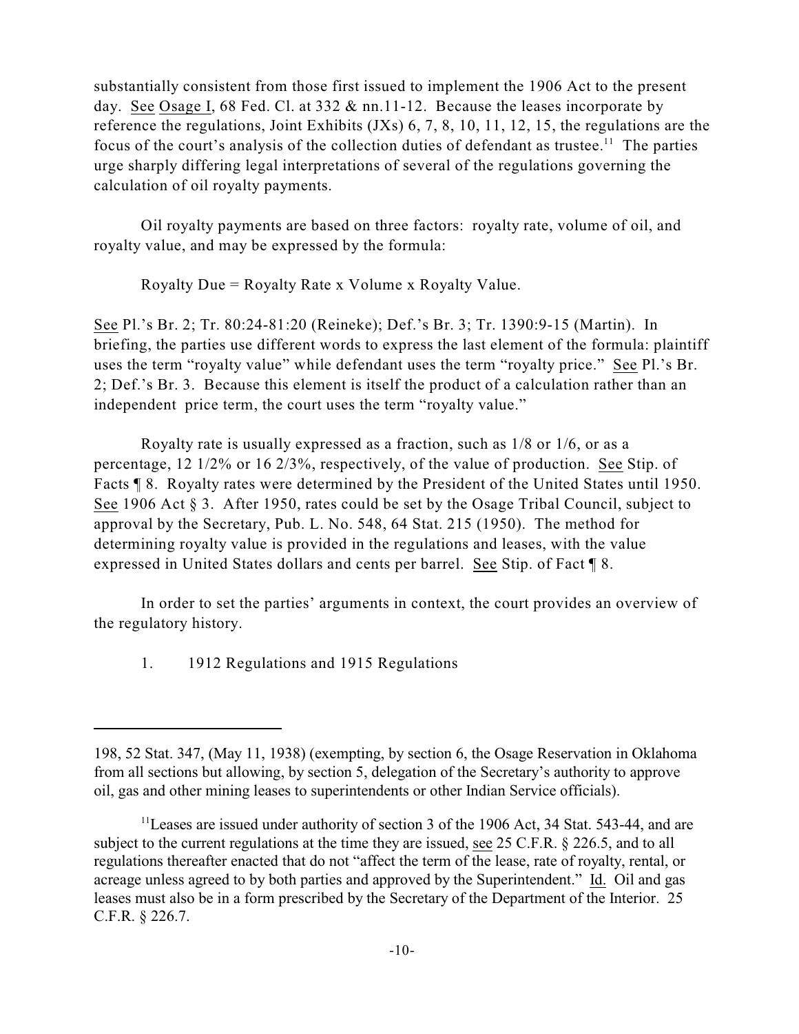substantially consistent from those first issued to implement the 1906 Act to the present day. See Osage I, 68 Fed. Cl. at 332 & nn.11-12. Because the leases incorporate by reference the regulations, Joint Exhibits (JXs) 6, 7, 8, 10, 11, 12, 15, the regulations are the focus of the court's analysis of the collection duties of defendant as trustee.[11] The parties urge sharply differing legal interpretations of several of the regulations governing the calculation of oil royalty payments.

Oil royalty payments are based on three factors: royalty rate, volume of oil, and royalty value, and may be expressed by the formula:

Royalty Due = Royalty Rate x Volume x Royalty Value.

See Pl.'s Br. 2; Tr. 80:24-81:20 (Reineke); Def.'s Br. 3; Tr. 1390:9-15 (Martin). In briefing, the parties use different words to express the last element of the formula: plaintiff uses the term "royalty value" while defendant uses the term "royalty price." See Pl.'s Br. 2; Def.'s Br. 3. Because this element is itself the product of a calculation rather than an independent price term, the court uses the term "royalty value."

Royalty rate is usually expressed as a fraction, such as 1/8 or 1/6, or as a percentage, 12 1/2% or 16 2/3%, respectively, of the value of production. See Stip. of Facts ¶ 8. Royalty rates were determined by the President of the United States until 1950. See 1906 Act § 3. After 1950, rates could be set by the Osage Tribal Council, subject to approval by the Secretary, Pub. L. No. 548, 64 Stat. 215 (1950). The method for determining royalty value is provided in the regulations and leases, with the value expressed in United States dollars and cents per barrel. See Stip. of Fact ¶ 8.

In order to set the parties' arguments in context, the court provides an overview of the regulatory history.

1. 1912 Regulations and 1915 Regulations

---

198, 52 Stat. 347, (May 11, 1938) (exempting, by section 6, the Osage Reservation in Oklahoma from all sections but allowing, by section 5, delegation of the Secretary's authority to approve oil, gas and other mining leases to superintendents or other Indian Service officials).

[11] Leases are issued under authority of section 3 of the 1906 Act, 34 Stat. 543-44, and are subject to the current regulations at the time they are issued, see 25 C.F.R. § 226.5, and to all regulations thereafter enacted that do not "affect the term of the lease, rate of royalty, rental, or acreage unless agreed to by both parties and approved by the Superintendent." Id. Oil and gas leases must also be in a form prescribed by the Secretary of the Department of the Interior. 25 C.F.R. § 226.7.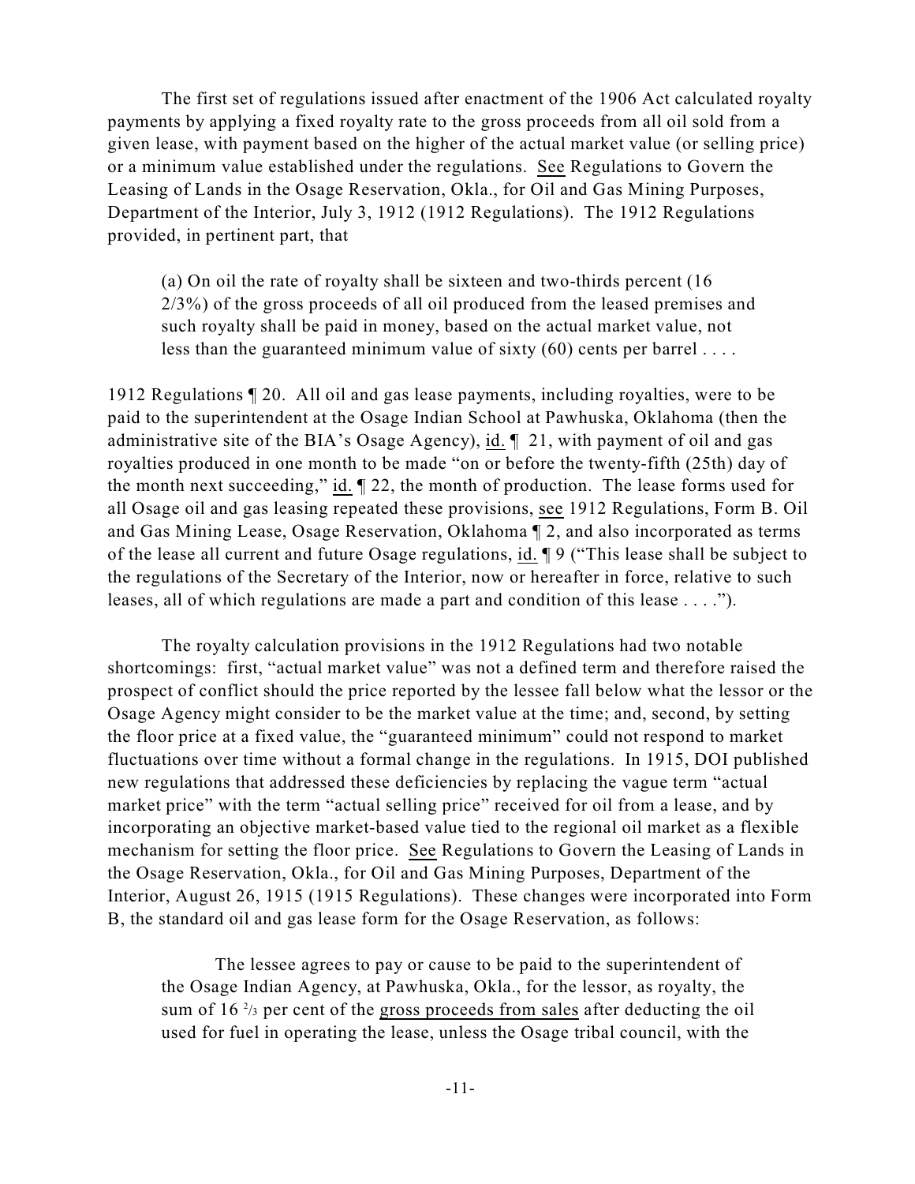The first set of regulations issued after enactment of the 1906 Act calculated royalty payments by applying a fixed royalty rate to the gross proceeds from all oil sold from a given lease, with payment based on the higher of the actual market value (or selling price) or a minimum value established under the regulations. See Regulations to Govern the Leasing of Lands in the Osage Reservation, Okla., for Oil and Gas Mining Purposes, Department of the Interior, July 3, 1912 (1912 Regulations). The 1912 Regulations provided, in pertinent part, that

> (a) On oil the rate of royalty shall be sixteen and two-thirds percent (16 2/3%) of the gross proceeds of all oil produced from the leased premises and such royalty shall be paid in money, based on the actual market value, not less than the guaranteed minimum value of sixty (60) cents per barrel . . . .

1912 Regulations ¶ 20. All oil and gas lease payments, including royalties, were to be paid to the superintendent at the Osage Indian School at Pawhuska, Oklahoma (then the administrative site of the BIA's Osage Agency), id. ¶ 21, with payment of oil and gas royalties produced in one month to be made "on or before the twenty-fifth (25th) day of the month next succeeding," id. ¶ 22, the month of production. The lease forms used for all Osage oil and gas leasing repeated these provisions, see 1912 Regulations, Form B. Oil and Gas Mining Lease, Osage Reservation, Oklahoma ¶ 2, and also incorporated as terms of the lease all current and future Osage regulations, id. ¶ 9 ("This lease shall be subject to the regulations of the Secretary of the Interior, now or hereafter in force, relative to such leases, all of which regulations are made a part and condition of this lease . . . .").

The royalty calculation provisions in the 1912 Regulations had two notable shortcomings: first, "actual market value" was not a defined term and therefore raised the prospect of conflict should the price reported by the lessee fall below what the lessor or the Osage Agency might consider to be the market value at the time; and, second, by setting the floor price at a fixed value, the "guaranteed minimum" could not respond to market fluctuations over time without a formal change in the regulations. In 1915, DOI published new regulations that addressed these deficiencies by replacing the vague term "actual market price" with the term "actual selling price" received for oil from a lease, and by incorporating an objective market-based value tied to the regional oil market as a flexible mechanism for setting the floor price. See Regulations to Govern the Leasing of Lands in the Osage Reservation, Okla., for Oil and Gas Mining Purposes, Department of the Interior, August 26, 1915 (1915 Regulations). These changes were incorporated into Form B, the standard oil and gas lease form for the Osage Reservation, as follows:

> The lessee agrees to pay or cause to be paid to the superintendent of the Osage Indian Agency, at Pawhuska, Okla., for the lessor, as royalty, the sum of 16 2/3 per cent of the gross proceeds from sales after deducting the oil used for fuel in operating the lease, unless the Osage tribal council, with the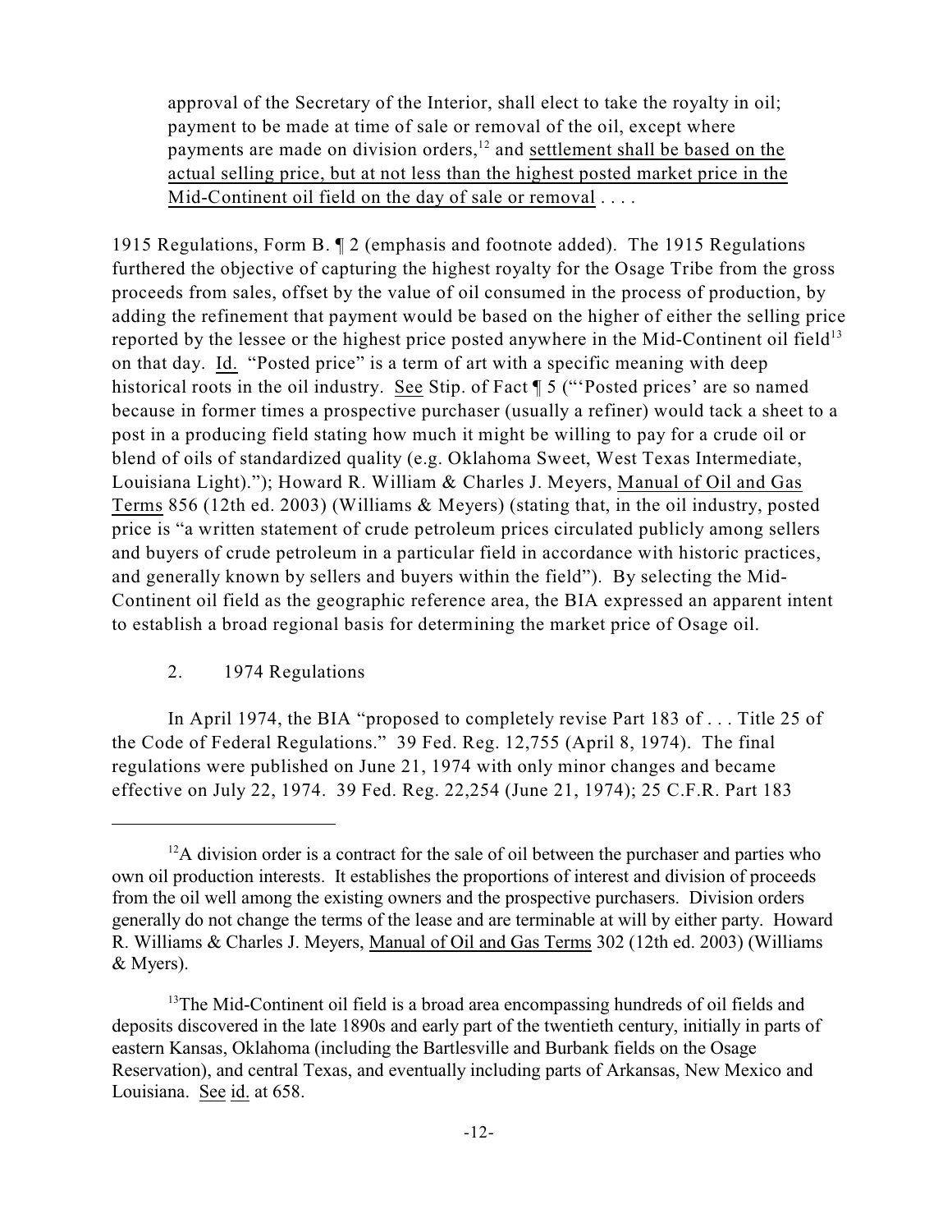approval of the Secretary of the Interior, shall elect to take the royalty in oil; payment to be made at time of sale or removal of the oil, except where payments are made on division orders,[12] and settlement shall be based on the actual selling price, but at not less than the highest posted market price in the Mid-Continent oil field on the day of sale or removal . . . .

1915 Regulations, Form B. ¶ 2 (emphasis and footnote added). The 1915 Regulations furthered the objective of capturing the highest royalty for the Osage Tribe from the gross proceeds from sales, offset by the value of oil consumed in the process of production, by adding the refinement that payment would be based on the higher of either the selling price reported by the lessee or the highest price posted anywhere in the Mid-Continent oil field[13] on that day. Id. "Posted price" is a term of art with a specific meaning with deep historical roots in the oil industry. See Stip. of Fact ¶ 5 ("'Posted prices' are so named because in former times a prospective purchaser (usually a refiner) would tack a sheet to a post in a producing field stating how much it might be willing to pay for a crude oil or blend of oils of standardized quality (e.g. Oklahoma Sweet, West Texas Intermediate, Louisiana Light)."); Howard R. William & Charles J. Meyers, Manual of Oil and Gas Terms 856 (12th ed. 2003) (Williams & Meyers) (stating that, in the oil industry, posted price is "a written statement of crude petroleum prices circulated publicly among sellers and buyers of crude petroleum in a particular field in accordance with historic practices, and generally known by sellers and buyers within the field"). By selecting the Mid-Continent oil field as the geographic reference area, the BIA expressed an apparent intent to establish a broad regional basis for determining the market price of Osage oil.

2. 1974 Regulations

In April 1974, the BIA "proposed to completely revise Part 183 of . . . Title 25 of the Code of Federal Regulations." 39 Fed. Reg. 12,755 (April 8, 1974). The final regulations were published on June 21, 1974 with only minor changes and became effective on July 22, 1974. 39 Fed. Reg. 22,254 (June 21, 1974); 25 C.F.R. Part 183

---

[12] A division order is a contract for the sale of oil between the purchaser and parties who own oil production interests. It establishes the proportions of interest and division of proceeds from the oil well among the existing owners and the prospective purchasers. Division orders generally do not change the terms of the lease and are terminable at will by either party. Howard R. Williams & Charles J. Meyers, Manual of Oil and Gas Terms 302 (12th ed. 2003) (Williams & Myers).

[13] The Mid-Continent oil field is a broad area encompassing hundreds of oil fields and deposits discovered in the late 1890s and early part of the twentieth century, initially in parts of eastern Kansas, Oklahoma (including the Bartlesville and Burbank fields on the Osage Reservation), and central Texas, and eventually including parts of Arkansas, New Mexico and Louisiana. See id. at 658.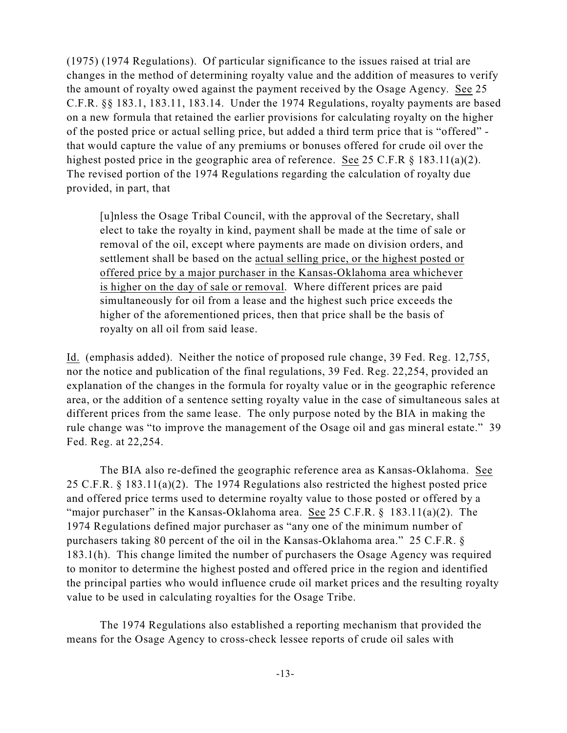(1975) (1974 Regulations). Of particular significance to the issues raised at trial are changes in the method of determining royalty value and the addition of measures to verify the amount of royalty owed against the payment received by the Osage Agency. See 25 C.F.R. §§ 183.1, 183.11, 183.14. Under the 1974 Regulations, royalty payments are based on a new formula that retained the earlier provisions for calculating royalty on the higher of the posted price or actual selling price, but added a third term price that is "offered" - that would capture the value of any premiums or bonuses offered for crude oil over the highest posted price in the geographic area of reference. See 25 C.F.R § 183.11(a)(2). The revised portion of the 1974 Regulations regarding the calculation of royalty due provided, in part, that

> [u]nless the Osage Tribal Council, with the approval of the Secretary, shall elect to take the royalty in kind, payment shall be made at the time of sale or removal of the oil, except where payments are made on division orders, and settlement shall be based on the <u>actual selling price, or the highest posted or offered price by a major purchaser in the Kansas-Oklahoma area whichever is higher on the day of sale or removal</u>. Where different prices are paid simultaneously for oil from a lease and the highest such price exceeds the higher of the aforementioned prices, then that price shall be the basis of royalty on all oil from said lease.

Id. (emphasis added). Neither the notice of proposed rule change, 39 Fed. Reg. 12,755, nor the notice and publication of the final regulations, 39 Fed. Reg. 22,254, provided an explanation of the changes in the formula for royalty value or in the geographic reference area, or the addition of a sentence setting royalty value in the case of simultaneous sales at different prices from the same lease. The only purpose noted by the BIA in making the rule change was "to improve the management of the Osage oil and gas mineral estate." 39 Fed. Reg. at 22,254.

The BIA also re-defined the geographic reference area as Kansas-Oklahoma. See 25 C.F.R. § 183.11(a)(2). The 1974 Regulations also restricted the highest posted price and offered price terms used to determine royalty value to those posted or offered by a "major purchaser" in the Kansas-Oklahoma area. See 25 C.F.R. § 183.11(a)(2). The 1974 Regulations defined major purchaser as "any one of the minimum number of purchasers taking 80 percent of the oil in the Kansas-Oklahoma area." 25 C.F.R. § 183.1(h). This change limited the number of purchasers the Osage Agency was required to monitor to determine the highest posted and offered price in the region and identified the principal parties who would influence crude oil market prices and the resulting royalty value to be used in calculating royalties for the Osage Tribe.

The 1974 Regulations also established a reporting mechanism that provided the means for the Osage Agency to cross-check lessee reports of crude oil sales with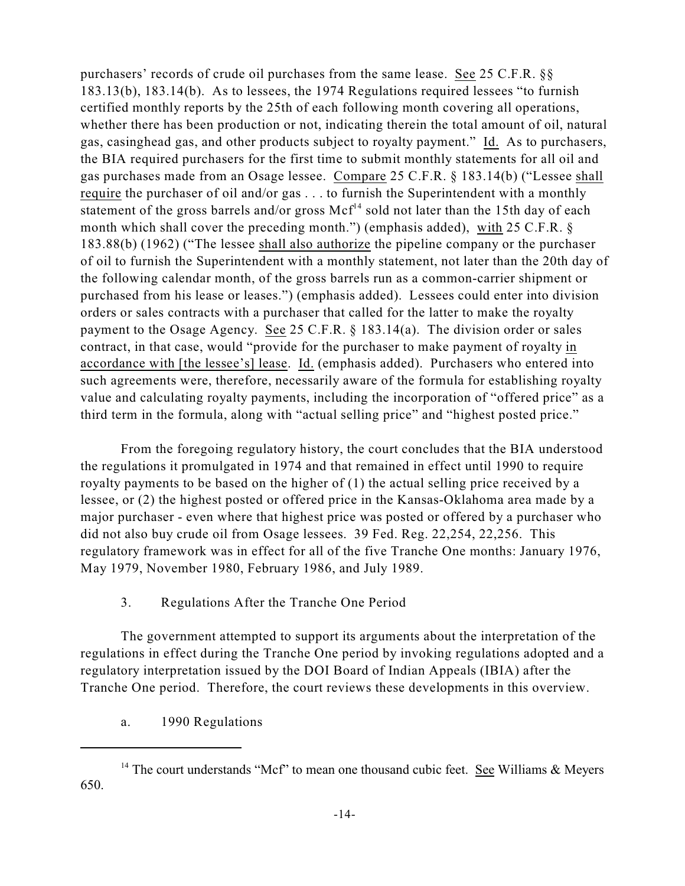purchasers' records of crude oil purchases from the same lease. See 25 C.F.R. §§ 183.13(b), 183.14(b). As to lessees, the 1974 Regulations required lessees "to furnish certified monthly reports by the 25th of each following month covering all operations, whether there has been production or not, indicating therein the total amount of oil, natural gas, casinghead gas, and other products subject to royalty payment." Id. As to purchasers, the BIA required purchasers for the first time to submit monthly statements for all oil and gas purchases made from an Osage lessee. Compare 25 C.F.R. § 183.14(b) ("Lessee shall require the purchaser of oil and/or gas . . . to furnish the Superintendent with a monthly statement of the gross barrels and/or gross Mcf[14] sold not later than the 15th day of each month which shall cover the preceding month.") (emphasis added), with 25 C.F.R. § 183.88(b) (1962) ("The lessee shall also authorize the pipeline company or the purchaser of oil to furnish the Superintendent with a monthly statement, not later than the 20th day of the following calendar month, of the gross barrels run as a common-carrier shipment or purchased from his lease or leases.") (emphasis added). Lessees could enter into division orders or sales contracts with a purchaser that called for the latter to make the royalty payment to the Osage Agency. See 25 C.F.R. § 183.14(a). The division order or sales contract, in that case, would "provide for the purchaser to make payment of royalty in accordance with [the lessee's] lease. Id. (emphasis added). Purchasers who entered into such agreements were, therefore, necessarily aware of the formula for establishing royalty value and calculating royalty payments, including the incorporation of "offered price" as a third term in the formula, along with "actual selling price" and "highest posted price."

From the foregoing regulatory history, the court concludes that the BIA understood the regulations it promulgated in 1974 and that remained in effect until 1990 to require royalty payments to be based on the higher of (1) the actual selling price received by a lessee, or (2) the highest posted or offered price in the Kansas-Oklahoma area made by a major purchaser - even where that highest price was posted or offered by a purchaser who did not also buy crude oil from Osage lessees. 39 Fed. Reg. 22,254, 22,256. This regulatory framework was in effect for all of the five Tranche One months: January 1976, May 1979, November 1980, February 1986, and July 1989.

3. Regulations After the Tranche One Period

The government attempted to support its arguments about the interpretation of the regulations in effect during the Tranche One period by invoking regulations adopted and a regulatory interpretation issued by the DOI Board of Indian Appeals (IBIA) after the Tranche One period. Therefore, the court reviews these developments in this overview.

a. 1990 Regulations

[14] The court understands "Mcf" to mean one thousand cubic feet. See Williams & Meyers 650.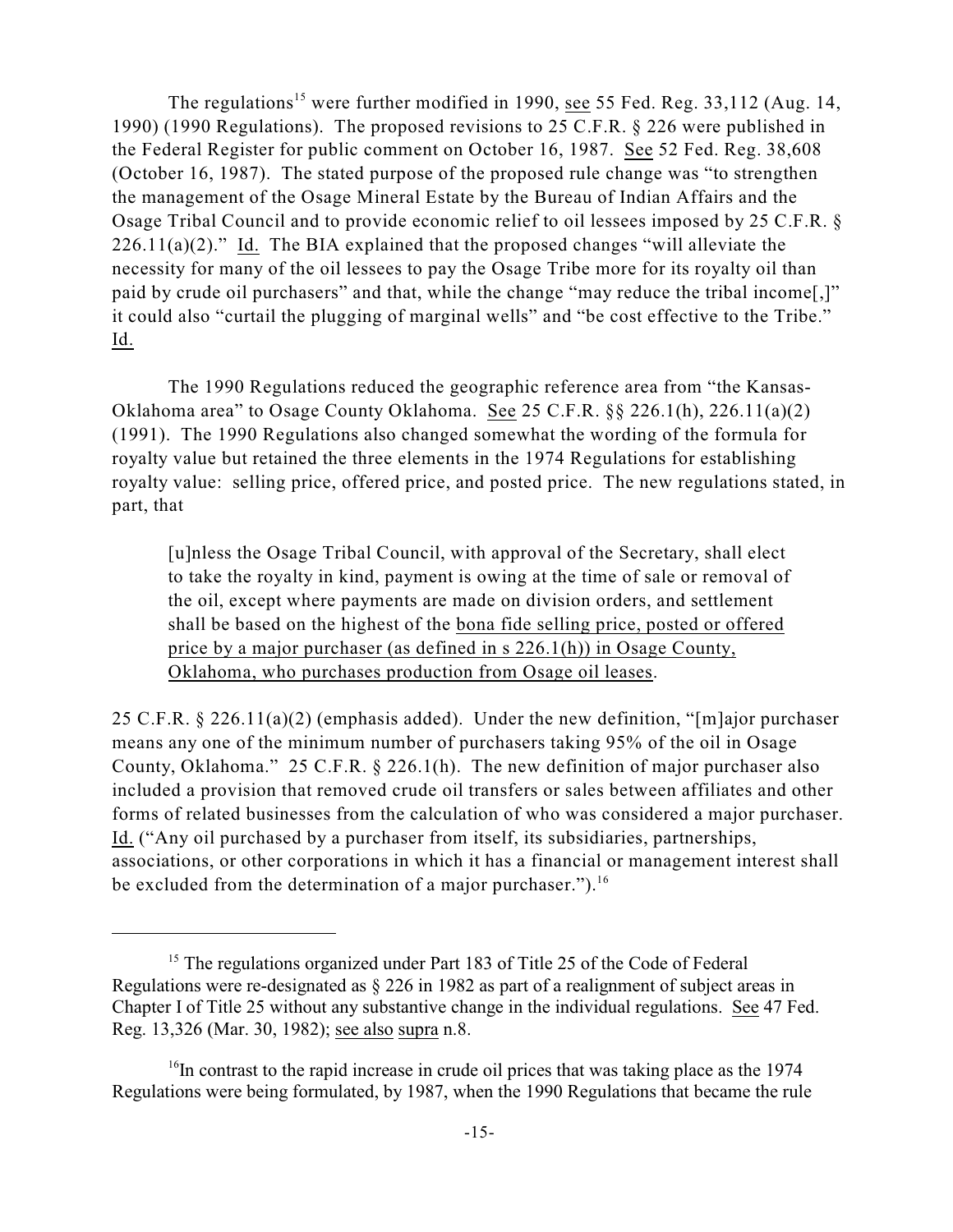The regulations[15] were further modified in 1990, see 55 Fed. Reg. 33,112 (Aug. 14, 1990) (1990 Regulations). The proposed revisions to 25 C.F.R. § 226 were published in the Federal Register for public comment on October 16, 1987. See 52 Fed. Reg. 38,608 (October 16, 1987). The stated purpose of the proposed rule change was "to strengthen the management of the Osage Mineral Estate by the Bureau of Indian Affairs and the Osage Tribal Council and to provide economic relief to oil lessees imposed by 25 C.F.R. § 226.11(a)(2)." Id. The BIA explained that the proposed changes "will alleviate the necessity for many of the oil lessees to pay the Osage Tribe more for its royalty oil than paid by crude oil purchasers" and that, while the change "may reduce the tribal income[,]" it could also "curtail the plugging of marginal wells" and "be cost effective to the Tribe." Id.

The 1990 Regulations reduced the geographic reference area from "the Kansas-Oklahoma area" to Osage County Oklahoma. See 25 C.F.R. §§ 226.1(h), 226.11(a)(2) (1991). The 1990 Regulations also changed somewhat the wording of the formula for royalty value but retained the three elements in the 1974 Regulations for establishing royalty value: selling price, offered price, and posted price. The new regulations stated, in part, that

> [u]nless the Osage Tribal Council, with approval of the Secretary, shall elect to take the royalty in kind, payment is owing at the time of sale or removal of the oil, except where payments are made on division orders, and settlement shall be based on the highest of the bona fide selling price, posted or offered price by a major purchaser (as defined in s 226.1(h)) in Osage County, Oklahoma, who purchases production from Osage oil leases.

25 C.F.R. § 226.11(a)(2) (emphasis added). Under the new definition, "[m]ajor purchaser means any one of the minimum number of purchasers taking 95% of the oil in Osage County, Oklahoma." 25 C.F.R. § 226.1(h). The new definition of major purchaser also included a provision that removed crude oil transfers or sales between affiliates and other forms of related businesses from the calculation of who was considered a major purchaser. Id. ("Any oil purchased by a purchaser from itself, its subsidiaries, partnerships, associations, or other corporations in which it has a financial or management interest shall be excluded from the determination of a major purchaser.").[16]

---

[15] The regulations organized under Part 183 of Title 25 of the Code of Federal Regulations were re-designated as § 226 in 1982 as part of a realignment of subject areas in Chapter I of Title 25 without any substantive change in the individual regulations. See 47 Fed. Reg. 13,326 (Mar. 30, 1982); see also supra n.8.

[16] In contrast to the rapid increase in crude oil prices that was taking place as the 1974 Regulations were being formulated, by 1987, when the 1990 Regulations that became the rule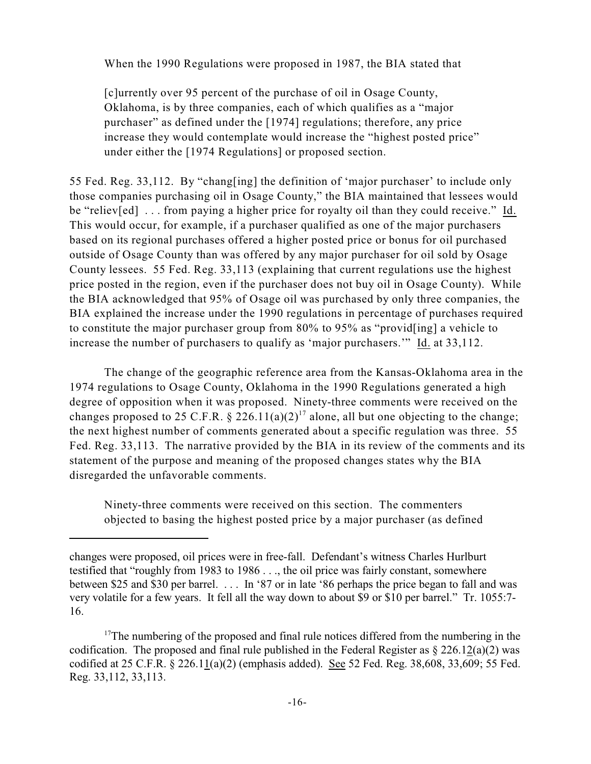When the 1990 Regulations were proposed in 1987, the BIA stated that

> [c]urrently over 95 percent of the purchase of oil in Osage County, Oklahoma, is by three companies, each of which qualifies as a "major purchaser" as defined under the [1974] regulations; therefore, any price increase they would contemplate would increase the "highest posted price" under either the [1974 Regulations] or proposed section.

55 Fed. Reg. 33,112. By "chang[ing] the definition of 'major purchaser' to include only those companies purchasing oil in Osage County," the BIA maintained that lessees would be "reliev[ed] . . . from paying a higher price for royalty oil than they could receive." Id. This would occur, for example, if a purchaser qualified as one of the major purchasers based on its regional purchases offered a higher posted price or bonus for oil purchased outside of Osage County than was offered by any major purchaser for oil sold by Osage County lessees. 55 Fed. Reg. 33,113 (explaining that current regulations use the highest price posted in the region, even if the purchaser does not buy oil in Osage County). While the BIA acknowledged that 95% of Osage oil was purchased by only three companies, the BIA explained the increase under the 1990 regulations in percentage of purchases required to constitute the major purchaser group from 80% to 95% as "provid[ing] a vehicle to increase the number of purchasers to qualify as 'major purchasers.'" Id. at 33,112.

The change of the geographic reference area from the Kansas-Oklahoma area in the 1974 regulations to Osage County, Oklahoma in the 1990 Regulations generated a high degree of opposition when it was proposed. Ninety-three comments were received on the changes proposed to 25 C.F.R. § 226.11(a)(2)[17] alone, all but one objecting to the change; the next highest number of comments generated about a specific regulation was three. 55 Fed. Reg. 33,113. The narrative provided by the BIA in its review of the comments and its statement of the purpose and meaning of the proposed changes states why the BIA disregarded the unfavorable comments.

> Ninety-three comments were received on this section. The commenters objected to basing the highest posted price by a major purchaser (as defined

---

changes were proposed, oil prices were in free-fall. Defendant's witness Charles Hurlburt testified that "roughly from 1983 to 1986 . . ., the oil price was fairly constant, somewhere between $25 and $30 per barrel. . . . In '87 or in late '86 perhaps the price began to fall and was very volatile for a few years. It fell all the way down to about $9 or $10 per barrel." Tr. 1055:7-16.

[17] The numbering of the proposed and final rule notices differed from the numbering in the codification. The proposed and final rule published in the Federal Register as § 226.12(a)(2) was codified at 25 C.F.R. § 226.11(a)(2) (emphasis added). See 52 Fed. Reg. 38,608, 33,609; 55 Fed. Reg. 33,112, 33,113.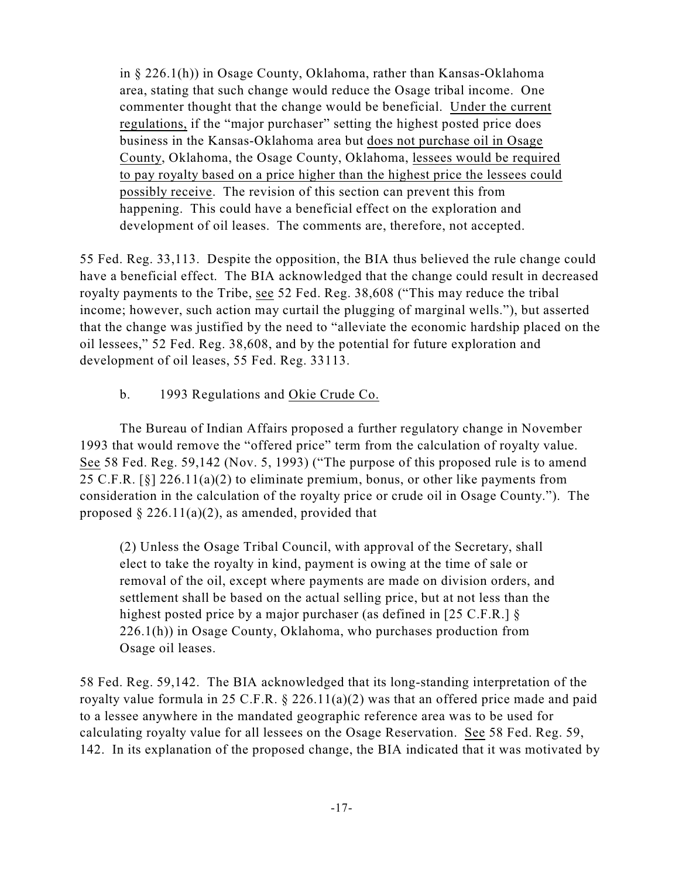in § 226.1(h)) in Osage County, Oklahoma, rather than Kansas-Oklahoma area, stating that such change would reduce the Osage tribal income. One commenter thought that the change would be beneficial. Under the current regulations, if the "major purchaser" setting the highest posted price does business in the Kansas-Oklahoma area but does not purchase oil in Osage County, Oklahoma, the Osage County, Oklahoma, lessees would be required to pay royalty based on a price higher than the highest price the lessees could possibly receive. The revision of this section can prevent this from happening. This could have a beneficial effect on the exploration and development of oil leases. The comments are, therefore, not accepted.

55 Fed. Reg. 33,113. Despite the opposition, the BIA thus believed the rule change could have a beneficial effect. The BIA acknowledged that the change could result in decreased royalty payments to the Tribe, see 52 Fed. Reg. 38,608 ("This may reduce the tribal income; however, such action may curtail the plugging of marginal wells."), but asserted that the change was justified by the need to "alleviate the economic hardship placed on the oil lessees," 52 Fed. Reg. 38,608, and by the potential for future exploration and development of oil leases, 55 Fed. Reg. 33113.

b. 1993 Regulations and Okie Crude Co.

The Bureau of Indian Affairs proposed a further regulatory change in November 1993 that would remove the "offered price" term from the calculation of royalty value. See 58 Fed. Reg. 59,142 (Nov. 5, 1993) ("The purpose of this proposed rule is to amend 25 C.F.R. [§] 226.11(a)(2) to eliminate premium, bonus, or other like payments from consideration in the calculation of the royalty price or crude oil in Osage County."). The proposed § 226.11(a)(2), as amended, provided that

> (2) Unless the Osage Tribal Council, with approval of the Secretary, shall elect to take the royalty in kind, payment is owing at the time of sale or removal of the oil, except where payments are made on division orders, and settlement shall be based on the actual selling price, but at not less than the highest posted price by a major purchaser (as defined in [25 C.F.R.] § 226.1(h)) in Osage County, Oklahoma, who purchases production from Osage oil leases.

58 Fed. Reg. 59,142. The BIA acknowledged that its long-standing interpretation of the royalty value formula in 25 C.F.R. § 226.11(a)(2) was that an offered price made and paid to a lessee anywhere in the mandated geographic reference area was to be used for calculating royalty value for all lessees on the Osage Reservation. See 58 Fed. Reg. 59, 142. In its explanation of the proposed change, the BIA indicated that it was motivated by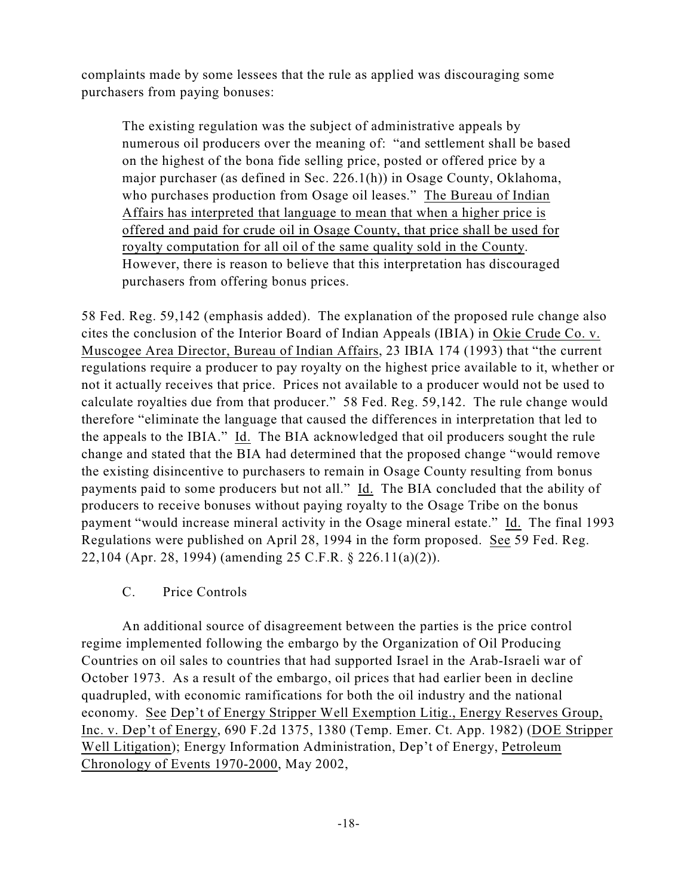complaints made by some lessees that the rule as applied was discouraging some purchasers from paying bonuses:

> The existing regulation was the subject of administrative appeals by numerous oil producers over the meaning of: "and settlement shall be based on the highest of the bona fide selling price, posted or offered price by a major purchaser (as defined in Sec. 226.1(h)) in Osage County, Oklahoma, who purchases production from Osage oil leases." The Bureau of Indian Affairs has interpreted that language to mean that when a higher price is offered and paid for crude oil in Osage County, that price shall be used for royalty computation for all oil of the same quality sold in the County. However, there is reason to believe that this interpretation has discouraged purchasers from offering bonus prices.

58 Fed. Reg. 59,142 (emphasis added). The explanation of the proposed rule change also cites the conclusion of the Interior Board of Indian Appeals (IBIA) in Okie Crude Co. v. Muscogee Area Director, Bureau of Indian Affairs, 23 IBIA 174 (1993) that "the current regulations require a producer to pay royalty on the highest price available to it, whether or not it actually receives that price. Prices not available to a producer would not be used to calculate royalties due from that producer." 58 Fed. Reg. 59,142. The rule change would therefore "eliminate the language that caused the differences in interpretation that led to the appeals to the IBIA." Id. The BIA acknowledged that oil producers sought the rule change and stated that the BIA had determined that the proposed change "would remove the existing disincentive to purchasers to remain in Osage County resulting from bonus payments paid to some producers but not all." Id. The BIA concluded that the ability of producers to receive bonuses without paying royalty to the Osage Tribe on the bonus payment "would increase mineral activity in the Osage mineral estate." Id. The final 1993 Regulations were published on April 28, 1994 in the form proposed. See 59 Fed. Reg. 22,104 (Apr. 28, 1994) (amending 25 C.F.R. § 226.11(a)(2)).

### C. Price Controls

An additional source of disagreement between the parties is the price control regime implemented following the embargo by the Organization of Oil Producing Countries on oil sales to countries that had supported Israel in the Arab-Israeli war of October 1973. As a result of the embargo, oil prices that had earlier been in decline quadrupled, with economic ramifications for both the oil industry and the national economy. See Dep't of Energy Stripper Well Exemption Litig., Energy Reserves Group, Inc. v. Dep't of Energy, 690 F.2d 1375, 1380 (Temp. Emer. Ct. App. 1982) (DOE Stripper Well Litigation); Energy Information Administration, Dep't of Energy, Petroleum Chronology of Events 1970-2000, May 2002,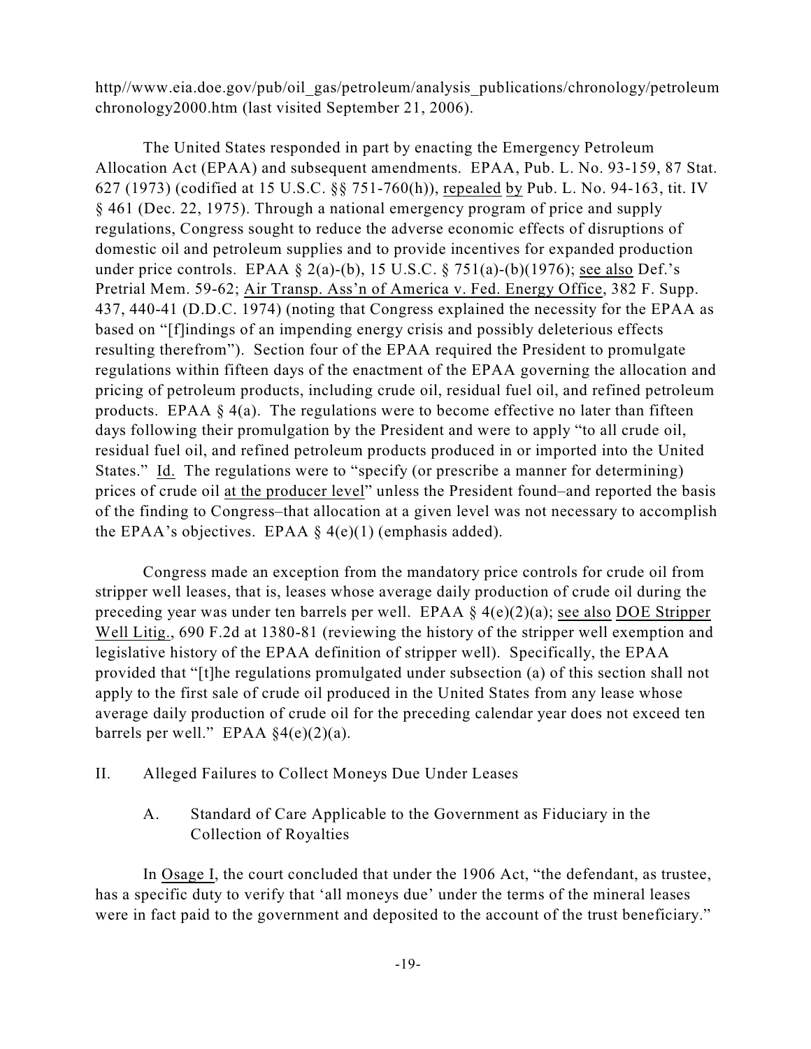http//www.eia.doe.gov/pub/oil_gas/petroleum/analysis_publications/chronology/petroleum chronology2000.htm (last visited September 21, 2006).

The United States responded in part by enacting the Emergency Petroleum Allocation Act (EPAA) and subsequent amendments. EPAA, Pub. L. No. 93-159, 87 Stat. 627 (1973) (codified at 15 U.S.C. §§ 751-760(h)), repealed by Pub. L. No. 94-163, tit. IV § 461 (Dec. 22, 1975). Through a national emergency program of price and supply regulations, Congress sought to reduce the adverse economic effects of disruptions of domestic oil and petroleum supplies and to provide incentives for expanded production under price controls. EPAA § 2(a)-(b), 15 U.S.C. § 751(a)-(b)(1976); see also Def.'s Pretrial Mem. 59-62; Air Transp. Ass'n of America v. Fed. Energy Office, 382 F. Supp. 437, 440-41 (D.D.C. 1974) (noting that Congress explained the necessity for the EPAA as based on "[f]indings of an impending energy crisis and possibly deleterious effects resulting therefrom"). Section four of the EPAA required the President to promulgate regulations within fifteen days of the enactment of the EPAA governing the allocation and pricing of petroleum products, including crude oil, residual fuel oil, and refined petroleum products. EPAA § 4(a). The regulations were to become effective no later than fifteen days following their promulgation by the President and were to apply "to all crude oil, residual fuel oil, and refined petroleum products produced in or imported into the United States." Id. The regulations were to "specify (or prescribe a manner for determining) prices of crude oil at the producer level" unless the President found–and reported the basis of the finding to Congress–that allocation at a given level was not necessary to accomplish the EPAA's objectives. EPAA § 4(e)(1) (emphasis added).

Congress made an exception from the mandatory price controls for crude oil from stripper well leases, that is, leases whose average daily production of crude oil during the preceding year was under ten barrels per well. EPAA § 4(e)(2)(a); see also DOE Stripper Well Litig., 690 F.2d at 1380-81 (reviewing the history of the stripper well exemption and legislative history of the EPAA definition of stripper well). Specifically, the EPAA provided that "[t]he regulations promulgated under subsection (a) of this section shall not apply to the first sale of crude oil produced in the United States from any lease whose average daily production of crude oil for the preceding calendar year does not exceed ten barrels per well." EPAA §4(e)(2)(a).

## II. Alleged Failures to Collect Moneys Due Under Leases

### A. Standard of Care Applicable to the Government as Fiduciary in the Collection of Royalties

In Osage I, the court concluded that under the 1906 Act, "the defendant, as trustee, has a specific duty to verify that 'all moneys due' under the terms of the mineral leases were in fact paid to the government and deposited to the account of the trust beneficiary."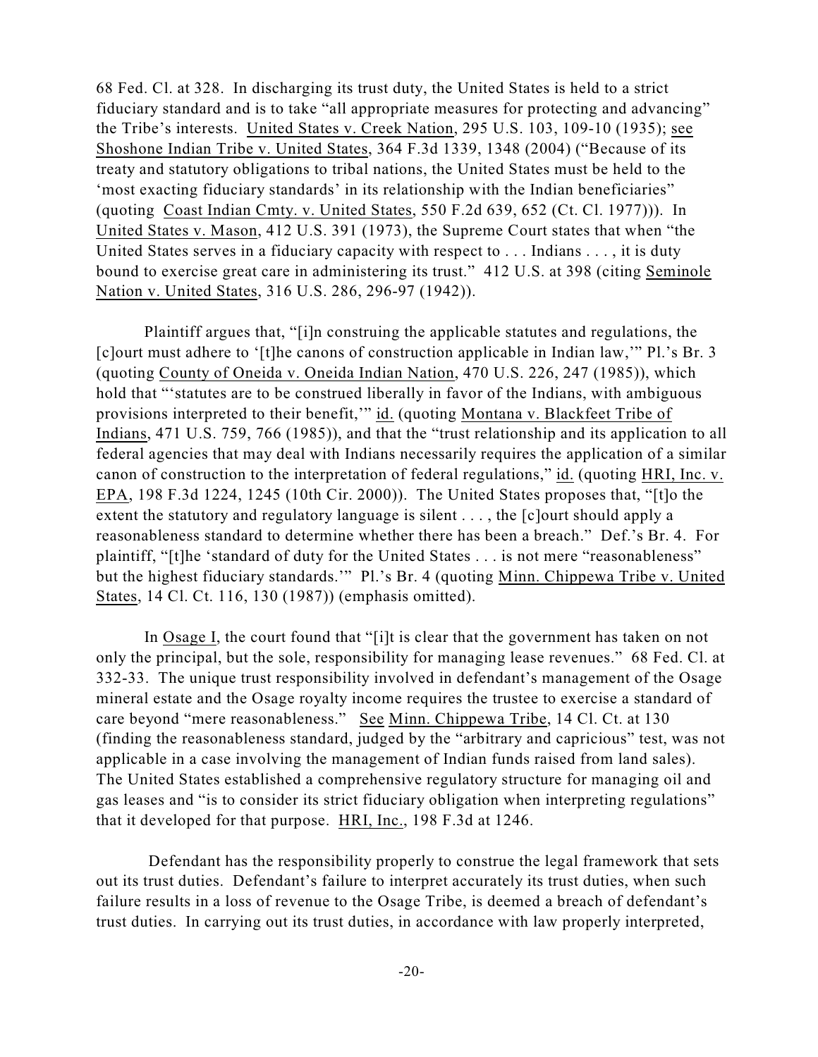68 Fed. Cl. at 328. In discharging its trust duty, the United States is held to a strict fiduciary standard and is to take "all appropriate measures for protecting and advancing" the Tribe's interests. United States v. Creek Nation, 295 U.S. 103, 109-10 (1935); see Shoshone Indian Tribe v. United States, 364 F.3d 1339, 1348 (2004) ("Because of its treaty and statutory obligations to tribal nations, the United States must be held to the 'most exacting fiduciary standards' in its relationship with the Indian beneficiaries" (quoting Coast Indian Cmty. v. United States, 550 F.2d 639, 652 (Ct. Cl. 1977))). In United States v. Mason, 412 U.S. 391 (1973), the Supreme Court states that when "the United States serves in a fiduciary capacity with respect to . . . Indians . . . , it is duty bound to exercise great care in administering its trust." 412 U.S. at 398 (citing Seminole Nation v. United States, 316 U.S. 286, 296-97 (1942)).

Plaintiff argues that, "[i]n construing the applicable statutes and regulations, the [c]ourt must adhere to '[t]he canons of construction applicable in Indian law,'" Pl.'s Br. 3 (quoting County of Oneida v. Oneida Indian Nation, 470 U.S. 226, 247 (1985)), which hold that "'statutes are to be construed liberally in favor of the Indians, with ambiguous provisions interpreted to their benefit,'" id. (quoting Montana v. Blackfeet Tribe of Indians, 471 U.S. 759, 766 (1985)), and that the "trust relationship and its application to all federal agencies that may deal with Indians necessarily requires the application of a similar canon of construction to the interpretation of federal regulations," id. (quoting HRI, Inc. v. EPA, 198 F.3d 1224, 1245 (10th Cir. 2000)). The United States proposes that, "[t]o the extent the statutory and regulatory language is silent . . . , the [c]ourt should apply a reasonableness standard to determine whether there has been a breach." Def.'s Br. 4. For plaintiff, "[t]he 'standard of duty for the United States . . . is not mere "reasonableness" but the highest fiduciary standards.'" Pl.'s Br. 4 (quoting Minn. Chippewa Tribe v. United States, 14 Cl. Ct. 116, 130 (1987)) (emphasis omitted).

In Osage I, the court found that "[i]t is clear that the government has taken on not only the principal, but the sole, responsibility for managing lease revenues." 68 Fed. Cl. at 332-33. The unique trust responsibility involved in defendant's management of the Osage mineral estate and the Osage royalty income requires the trustee to exercise a standard of care beyond "mere reasonableness." See Minn. Chippewa Tribe, 14 Cl. Ct. at 130 (finding the reasonableness standard, judged by the "arbitrary and capricious" test, was not applicable in a case involving the management of Indian funds raised from land sales). The United States established a comprehensive regulatory structure for managing oil and gas leases and "is to consider its strict fiduciary obligation when interpreting regulations" that it developed for that purpose. HRI, Inc., 198 F.3d at 1246.

Defendant has the responsibility properly to construe the legal framework that sets out its trust duties. Defendant's failure to interpret accurately its trust duties, when such failure results in a loss of revenue to the Osage Tribe, is deemed a breach of defendant's trust duties. In carrying out its trust duties, in accordance with law properly interpreted,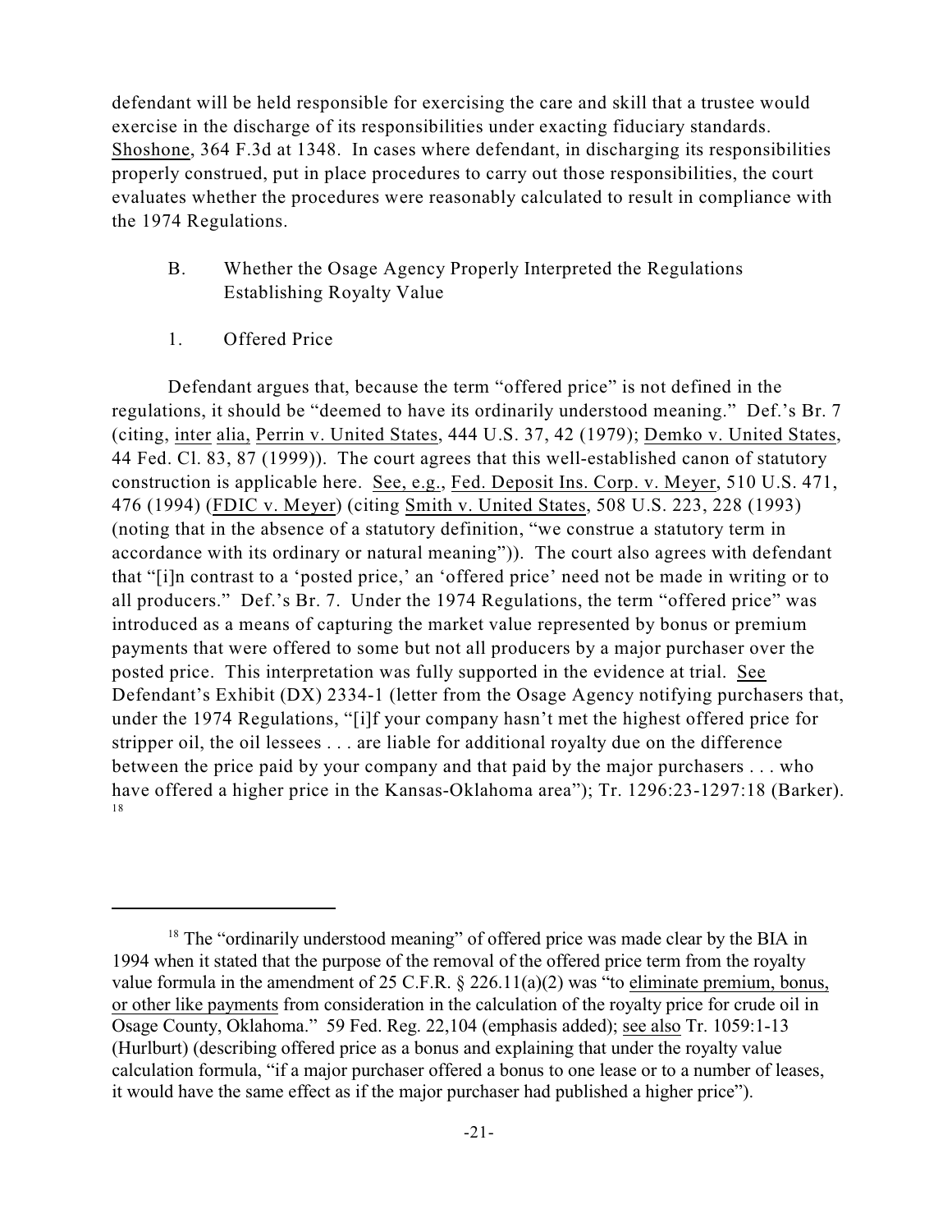defendant will be held responsible for exercising the care and skill that a trustee would exercise in the discharge of its responsibilities under exacting fiduciary standards. Shoshone, 364 F.3d at 1348. In cases where defendant, in discharging its responsibilities properly construed, put in place procedures to carry out those responsibilities, the court evaluates whether the procedures were reasonably calculated to result in compliance with the 1974 Regulations.

### B. Whether the Osage Agency Properly Interpreted the Regulations Establishing Royalty Value

#### 1. Offered Price

Defendant argues that, because the term "offered price" is not defined in the regulations, it should be "deemed to have its ordinarily understood meaning." Def.'s Br. 7 (citing, inter alia, Perrin v. United States, 444 U.S. 37, 42 (1979); Demko v. United States, 44 Fed. Cl. 83, 87 (1999)). The court agrees that this well-established canon of statutory construction is applicable here. See, e.g., Fed. Deposit Ins. Corp. v. Meyer, 510 U.S. 471, 476 (1994) (FDIC v. Meyer) (citing Smith v. United States, 508 U.S. 223, 228 (1993) (noting that in the absence of a statutory definition, "we construe a statutory term in accordance with its ordinary or natural meaning")). The court also agrees with defendant that "[i]n contrast to a 'posted price,' an 'offered price' need not be made in writing or to all producers." Def.'s Br. 7. Under the 1974 Regulations, the term "offered price" was introduced as a means of capturing the market value represented by bonus or premium payments that were offered to some but not all producers by a major purchaser over the posted price. This interpretation was fully supported in the evidence at trial. See Defendant's Exhibit (DX) 2334-1 (letter from the Osage Agency notifying purchasers that, under the 1974 Regulations, "[i]f your company hasn't met the highest offered price for stripper oil, the oil lessees . . . are liable for additional royalty due on the difference between the price paid by your company and that paid by the major purchasers . . . who have offered a higher price in the Kansas-Oklahoma area"); Tr. 1296:23-1297:18 (Barker).[18]

---

[18] The "ordinarily understood meaning" of offered price was made clear by the BIA in 1994 when it stated that the purpose of the removal of the offered price term from the royalty value formula in the amendment of 25 C.F.R. § 226.11(a)(2) was "to eliminate premium, bonus, or other like payments from consideration in the calculation of the royalty price for crude oil in Osage County, Oklahoma." 59 Fed. Reg. 22,104 (emphasis added); see also Tr. 1059:1-13 (Hurlburt) (describing offered price as a bonus and explaining that under the royalty value calculation formula, "if a major purchaser offered a bonus to one lease or to a number of leases, it would have the same effect as if the major purchaser had published a higher price").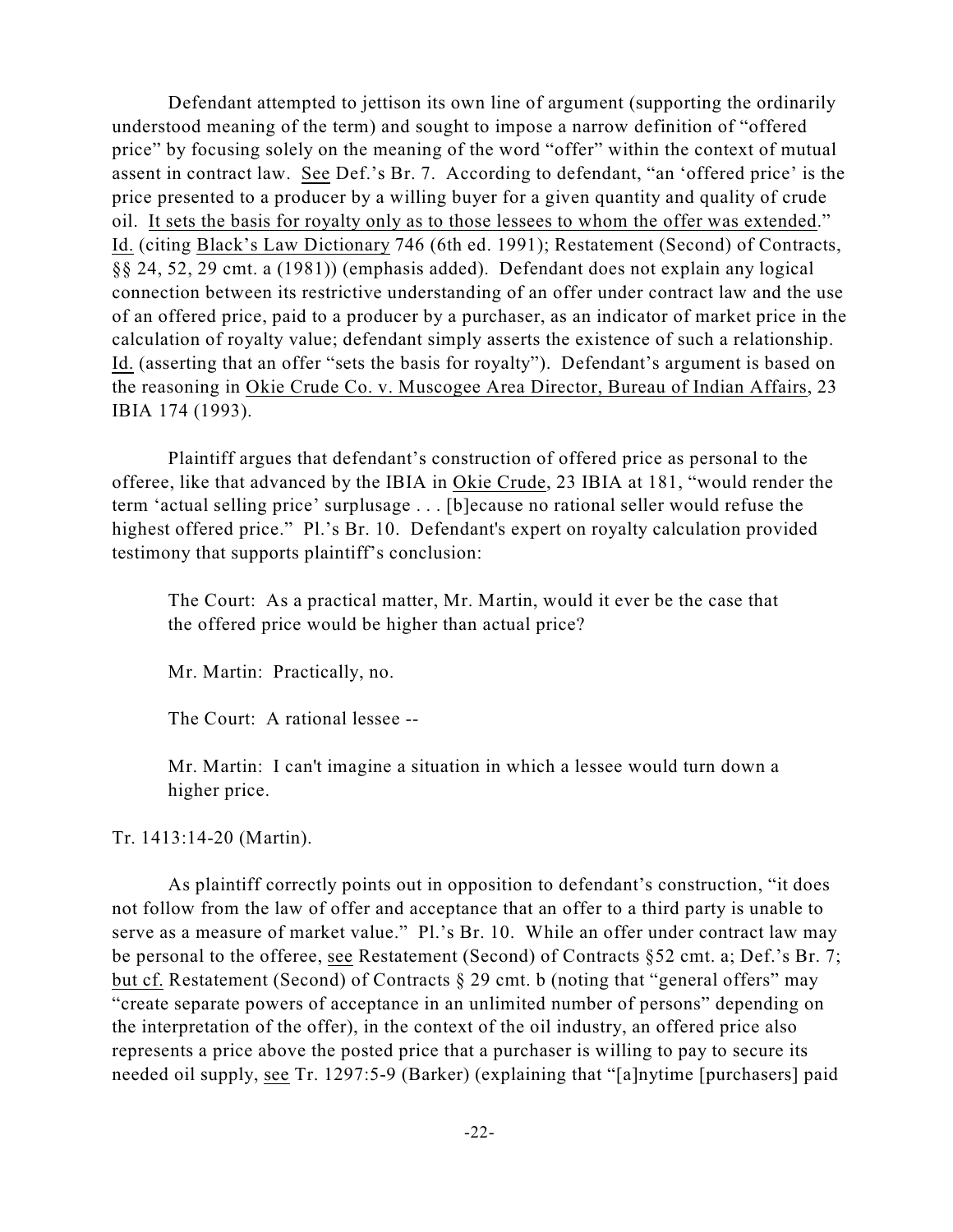Defendant attempted to jettison its own line of argument (supporting the ordinarily understood meaning of the term) and sought to impose a narrow definition of "offered price" by focusing solely on the meaning of the word "offer" within the context of mutual assent in contract law. See Def.'s Br. 7. According to defendant, "an 'offered price' is the price presented to a producer by a willing buyer for a given quantity and quality of crude oil. It sets the basis for royalty only as to those lessees to whom the offer was extended." Id. (citing Black's Law Dictionary 746 (6th ed. 1991); Restatement (Second) of Contracts, §§ 24, 52, 29 cmt. a (1981)) (emphasis added). Defendant does not explain any logical connection between its restrictive understanding of an offer under contract law and the use of an offered price, paid to a producer by a purchaser, as an indicator of market price in the calculation of royalty value; defendant simply asserts the existence of such a relationship. Id. (asserting that an offer "sets the basis for royalty"). Defendant's argument is based on the reasoning in Okie Crude Co. v. Muscogee Area Director, Bureau of Indian Affairs, 23 IBIA 174 (1993).

Plaintiff argues that defendant's construction of offered price as personal to the offeree, like that advanced by the IBIA in Okie Crude, 23 IBIA at 181, "would render the term 'actual selling price' surplusage . . . [b]ecause no rational seller would refuse the highest offered price." Pl.'s Br. 10. Defendant's expert on royalty calculation provided testimony that supports plaintiff's conclusion:

> The Court: As a practical matter, Mr. Martin, would it ever be the case that the offered price would be higher than actual price?
>
> Mr. Martin: Practically, no.
>
> The Court: A rational lessee --
>
> Mr. Martin: I can't imagine a situation in which a lessee would turn down a higher price.

Tr. 1413:14-20 (Martin).

As plaintiff correctly points out in opposition to defendant's construction, "it does not follow from the law of offer and acceptance that an offer to a third party is unable to serve as a measure of market value." Pl.'s Br. 10. While an offer under contract law may be personal to the offeree, see Restatement (Second) of Contracts §52 cmt. a; Def.'s Br. 7; but cf. Restatement (Second) of Contracts § 29 cmt. b (noting that "general offers" may "create separate powers of acceptance in an unlimited number of persons" depending on the interpretation of the offer), in the context of the oil industry, an offered price also represents a price above the posted price that a purchaser is willing to pay to secure its needed oil supply, see Tr. 1297:5-9 (Barker) (explaining that "[a]nytime [purchasers] paid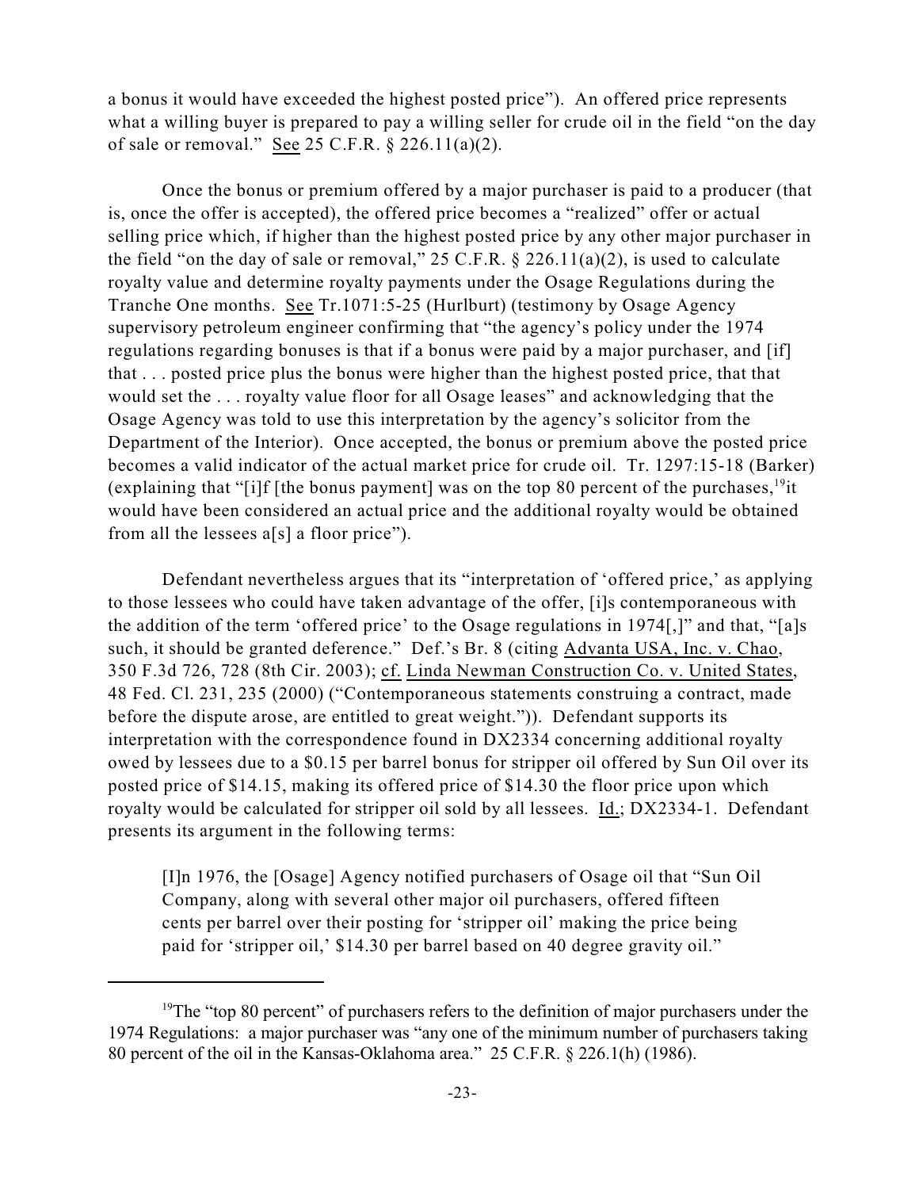a bonus it would have exceeded the highest posted price"). An offered price represents what a willing buyer is prepared to pay a willing seller for crude oil in the field "on the day of sale or removal." See 25 C.F.R. § 226.11(a)(2).

Once the bonus or premium offered by a major purchaser is paid to a producer (that is, once the offer is accepted), the offered price becomes a "realized" offer or actual selling price which, if higher than the highest posted price by any other major purchaser in the field "on the day of sale or removal," 25 C.F.R. § 226.11(a)(2), is used to calculate royalty value and determine royalty payments under the Osage Regulations during the Tranche One months. See Tr.1071:5-25 (Hurlburt) (testimony by Osage Agency supervisory petroleum engineer confirming that "the agency's policy under the 1974 regulations regarding bonuses is that if a bonus were paid by a major purchaser, and [if] that . . . posted price plus the bonus were higher than the highest posted price, that that would set the . . . royalty value floor for all Osage leases" and acknowledging that the Osage Agency was told to use this interpretation by the agency's solicitor from the Department of the Interior). Once accepted, the bonus or premium above the posted price becomes a valid indicator of the actual market price for crude oil. Tr. 1297:15-18 (Barker) (explaining that "[i]f [the bonus payment] was on the top 80 percent of the purchases,[19] it would have been considered an actual price and the additional royalty would be obtained from all the lessees a[s] a floor price").

Defendant nevertheless argues that its "interpretation of 'offered price,' as applying to those lessees who could have taken advantage of the offer, [i]s contemporaneous with the addition of the term 'offered price' to the Osage regulations in 1974[,]" and that, "[a]s such, it should be granted deference." Def.'s Br. 8 (citing Advanta USA, Inc. v. Chao, 350 F.3d 726, 728 (8th Cir. 2003); cf. Linda Newman Construction Co. v. United States, 48 Fed. Cl. 231, 235 (2000) ("Contemporaneous statements construing a contract, made before the dispute arose, are entitled to great weight.")). Defendant supports its interpretation with the correspondence found in DX2334 concerning additional royalty owed by lessees due to a $0.15 per barrel bonus for stripper oil offered by Sun Oil over its posted price of $14.15, making its offered price of $14.30 the floor price upon which royalty would be calculated for stripper oil sold by all lessees. Id.; DX2334-1. Defendant presents its argument in the following terms:

> [I]n 1976, the [Osage] Agency notified purchasers of Osage oil that "Sun Oil Company, along with several other major oil purchasers, offered fifteen cents per barrel over their posting for 'stripper oil' making the price being paid for 'stripper oil,' $14.30 per barrel based on 40 degree gravity oil."

---

[19] The "top 80 percent" of purchasers refers to the definition of major purchasers under the 1974 Regulations: a major purchaser was "any one of the minimum number of purchasers taking 80 percent of the oil in the Kansas-Oklahoma area." 25 C.F.R. § 226.1(h) (1986).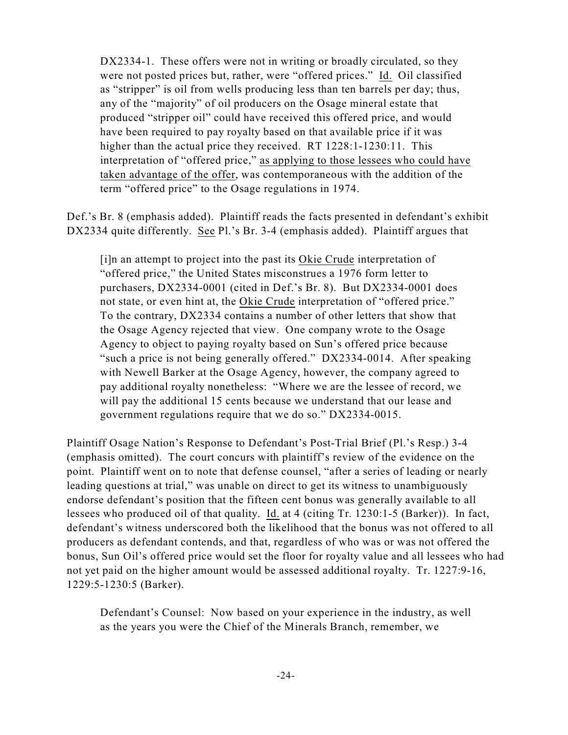> DX2334-1. These offers were not in writing or broadly circulated, so they were not posted prices but, rather, were "offered prices." Id. Oil classified as "stripper" is oil from wells producing less than ten barrels per day; thus, any of the "majority" of oil producers on the Osage mineral estate that produced "stripper oil" could have received this offered price, and would have been required to pay royalty based on that available price if it was higher than the actual price they received. RT 1228:1-1230:11. This interpretation of "offered price," as applying to those lessees who could have taken advantage of the offer, was contemporaneous with the addition of the term "offered price" to the Osage regulations in 1974.

Def.'s Br. 8 (emphasis added). Plaintiff reads the facts presented in defendant's exhibit DX2334 quite differently. See Pl.'s Br. 3-4 (emphasis added). Plaintiff argues that

> [i]n an attempt to project into the past its Okie Crude interpretation of "offered price," the United States misconstrues a 1976 form letter to purchasers, DX2334-0001 (cited in Def.'s Br. 8). But DX2334-0001 does not state, or even hint at, the Okie Crude interpretation of "offered price." To the contrary, DX2334 contains a number of other letters that show that the Osage Agency rejected that view. One company wrote to the Osage Agency to object to paying royalty based on Sun's offered price because "such a price is not being generally offered." DX2334-0014. After speaking with Newell Barker at the Osage Agency, however, the company agreed to pay additional royalty nonetheless: "Where we are the lessee of record, we will pay the additional 15 cents because we understand that our lease and government regulations require that we do so." DX2334-0015.

Plaintiff Osage Nation's Response to Defendant's Post-Trial Brief (Pl.'s Resp.) 3-4 (emphasis omitted). The court concurs with plaintiff's review of the evidence on the point. Plaintiff went on to note that defense counsel, "after a series of leading or nearly leading questions at trial," was unable on direct to get its witness to unambiguously endorse defendant's position that the fifteen cent bonus was generally available to all lessees who produced oil of that quality. Id. at 4 (citing Tr. 1230:1-5 (Barker)). In fact, defendant's witness underscored both the likelihood that the bonus was not offered to all producers as defendant contends, and that, regardless of who was or was not offered the bonus, Sun Oil's offered price would set the floor for royalty value and all lessees who had not yet paid on the higher amount would be assessed additional royalty. Tr. 1227:9-16, 1229:5-1230:5 (Barker).

> Defendant's Counsel: Now based on your experience in the industry, as well as the years you were the Chief of the Minerals Branch, remember, we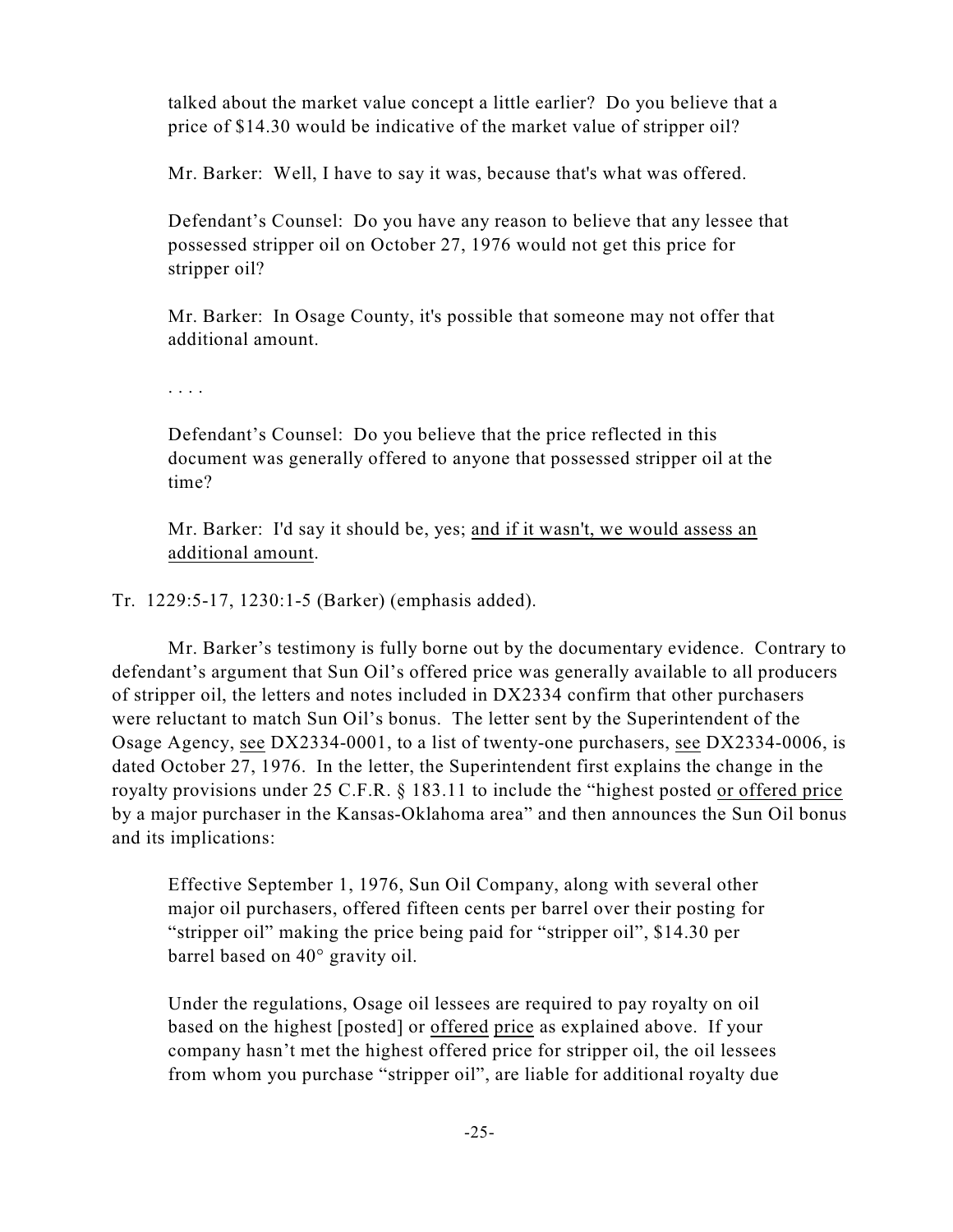talked about the market value concept a little earlier? Do you believe that a price of $14.30 would be indicative of the market value of stripper oil?

Mr. Barker: Well, I have to say it was, because that's what was offered.

Defendant's Counsel: Do you have any reason to believe that any lessee that possessed stripper oil on October 27, 1976 would not get this price for stripper oil?

Mr. Barker: In Osage County, it's possible that someone may not offer that additional amount.

. . . .

Defendant's Counsel: Do you believe that the price reflected in this document was generally offered to anyone that possessed stripper oil at the time?

Mr. Barker: I'd say it should be, yes; <u>and if it wasn't, we would assess an additional amount</u>.

Tr. 1229:5-17, 1230:1-5 (Barker) (emphasis added).

Mr. Barker's testimony is fully borne out by the documentary evidence. Contrary to defendant's argument that Sun Oil's offered price was generally available to all producers of stripper oil, the letters and notes included in DX2334 confirm that other purchasers were reluctant to match Sun Oil's bonus. The letter sent by the Superintendent of the Osage Agency, <u>see</u> DX2334-0001, to a list of twenty-one purchasers, <u>see</u> DX2334-0006, is dated October 27, 1976. In the letter, the Superintendent first explains the change in the royalty provisions under 25 C.F.R. § 183.11 to include the "highest posted <u>or offered price</u> by a major purchaser in the Kansas-Oklahoma area" and then announces the Sun Oil bonus and its implications:

> Effective September 1, 1976, Sun Oil Company, along with several other major oil purchasers, offered fifteen cents per barrel over their posting for "stripper oil" making the price being paid for "stripper oil", $14.30 per barrel based on 40° gravity oil.
>
> Under the regulations, Osage oil lessees are required to pay royalty on oil based on the highest [posted] or <u>offered</u> <u>price</u> as explained above. If your company hasn't met the highest offered price for stripper oil, the oil lessees from whom you purchase "stripper oil", are liable for additional royalty due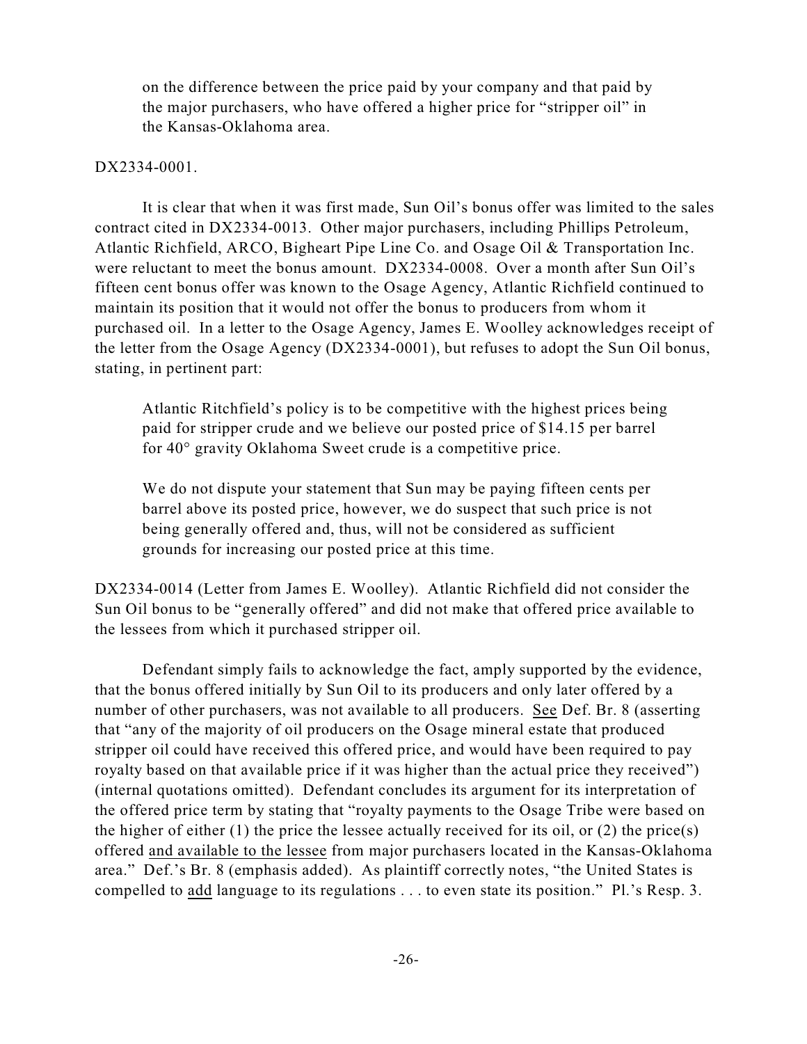> on the difference between the price paid by your company and that paid by the major purchasers, who have offered a higher price for "stripper oil" in the Kansas-Oklahoma area.

DX2334-0001.

It is clear that when it was first made, Sun Oil's bonus offer was limited to the sales contract cited in DX2334-0013. Other major purchasers, including Phillips Petroleum, Atlantic Richfield, ARCO, Bigheart Pipe Line Co. and Osage Oil & Transportation Inc. were reluctant to meet the bonus amount. DX2334-0008. Over a month after Sun Oil's fifteen cent bonus offer was known to the Osage Agency, Atlantic Richfield continued to maintain its position that it would not offer the bonus to producers from whom it purchased oil. In a letter to the Osage Agency, James E. Woolley acknowledges receipt of the letter from the Osage Agency (DX2334-0001), but refuses to adopt the Sun Oil bonus, stating, in pertinent part:

> Atlantic Ritchfield's policy is to be competitive with the highest prices being paid for stripper crude and we believe our posted price of $14.15 per barrel for 40° gravity Oklahoma Sweet crude is a competitive price.
>
> We do not dispute your statement that Sun may be paying fifteen cents per barrel above its posted price, however, we do suspect that such price is not being generally offered and, thus, will not be considered as sufficient grounds for increasing our posted price at this time.

DX2334-0014 (Letter from James E. Woolley). Atlantic Richfield did not consider the Sun Oil bonus to be "generally offered" and did not make that offered price available to the lessees from which it purchased stripper oil.

Defendant simply fails to acknowledge the fact, amply supported by the evidence, that the bonus offered initially by Sun Oil to its producers and only later offered by a number of other purchasers, was not available to all producers. See Def. Br. 8 (asserting that "any of the majority of oil producers on the Osage mineral estate that produced stripper oil could have received this offered price, and would have been required to pay royalty based on that available price if it was higher than the actual price they received") (internal quotations omitted). Defendant concludes its argument for its interpretation of the offered price term by stating that "royalty payments to the Osage Tribe were based on the higher of either (1) the price the lessee actually received for its oil, or (2) the price(s) offered and available to the lessee from major purchasers located in the Kansas-Oklahoma area." Def.'s Br. 8 (emphasis added). As plaintiff correctly notes, "the United States is compelled to add language to its regulations . . . to even state its position." Pl.'s Resp. 3.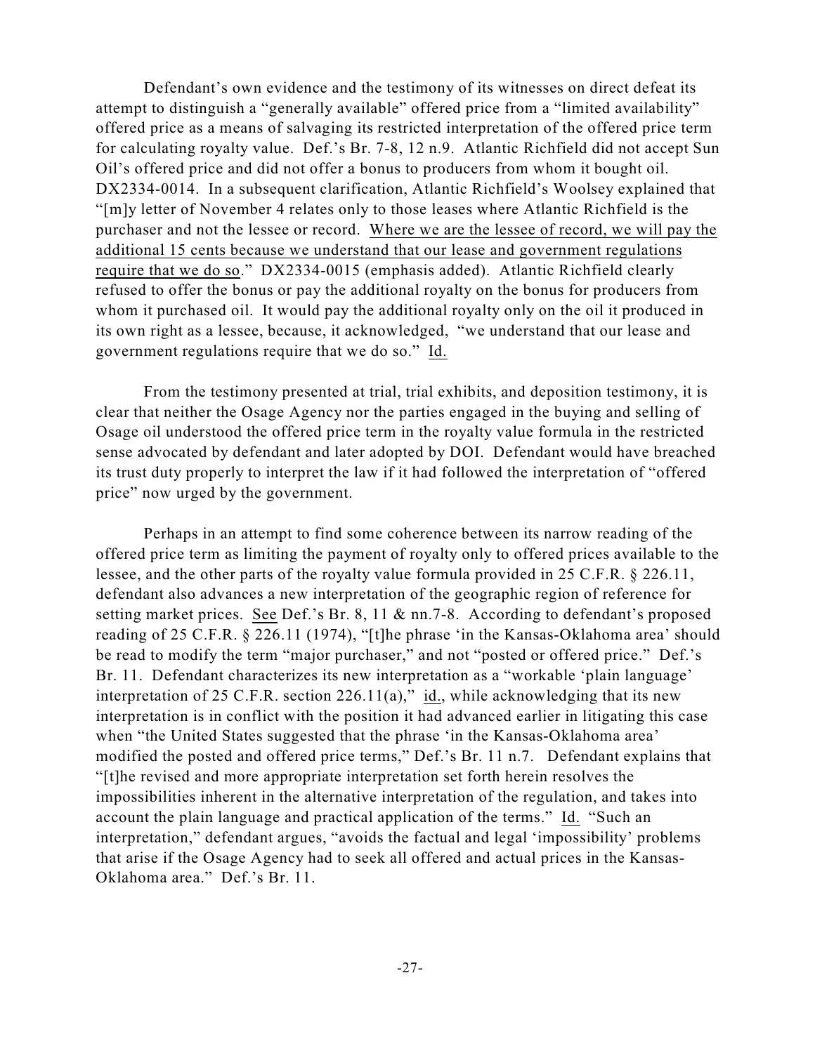Defendant's own evidence and the testimony of its witnesses on direct defeat its attempt to distinguish a "generally available" offered price from a "limited availability" offered price as a means of salvaging its restricted interpretation of the offered price term for calculating royalty value. Def.'s Br. 7-8, 12 n.9. Atlantic Richfield did not accept Sun Oil's offered price and did not offer a bonus to producers from whom it bought oil. DX2334-0014. In a subsequent clarification, Atlantic Richfield's Woolsey explained that "[m]y letter of November 4 relates only to those leases where Atlantic Richfield is the purchaser and not the lessee or record. Where we are the lessee of record, we will pay the additional 15 cents because we understand that our lease and government regulations require that we do so." DX2334-0015 (emphasis added). Atlantic Richfield clearly refused to offer the bonus or pay the additional royalty on the bonus for producers from whom it purchased oil. It would pay the additional royalty only on the oil it produced in its own right as a lessee, because, it acknowledged, "we understand that our lease and government regulations require that we do so." Id.

From the testimony presented at trial, trial exhibits, and deposition testimony, it is clear that neither the Osage Agency nor the parties engaged in the buying and selling of Osage oil understood the offered price term in the royalty value formula in the restricted sense advocated by defendant and later adopted by DOI. Defendant would have breached its trust duty properly to interpret the law if it had followed the interpretation of "offered price" now urged by the government.

Perhaps in an attempt to find some coherence between its narrow reading of the offered price term as limiting the payment of royalty only to offered prices available to the lessee, and the other parts of the royalty value formula provided in 25 C.F.R. § 226.11, defendant also advances a new interpretation of the geographic region of reference for setting market prices. See Def.'s Br. 8, 11 & nn.7-8. According to defendant's proposed reading of 25 C.F.R. § 226.11 (1974), "[t]he phrase 'in the Kansas-Oklahoma area' should be read to modify the term "major purchaser," and not "posted or offered price." Def.'s Br. 11. Defendant characterizes its new interpretation as a "workable 'plain language' interpretation of 25 C.F.R. section 226.11(a)," id., while acknowledging that its new interpretation is in conflict with the position it had advanced earlier in litigating this case when "the United States suggested that the phrase 'in the Kansas-Oklahoma area' modified the posted and offered price terms," Def.'s Br. 11 n.7. Defendant explains that "[t]he revised and more appropriate interpretation set forth herein resolves the impossibilities inherent in the alternative interpretation of the regulation, and takes into account the plain language and practical application of the terms." Id. "Such an interpretation," defendant argues, "avoids the factual and legal 'impossibility' problems that arise if the Osage Agency had to seek all offered and actual prices in the Kansas-Oklahoma area." Def.'s Br. 11.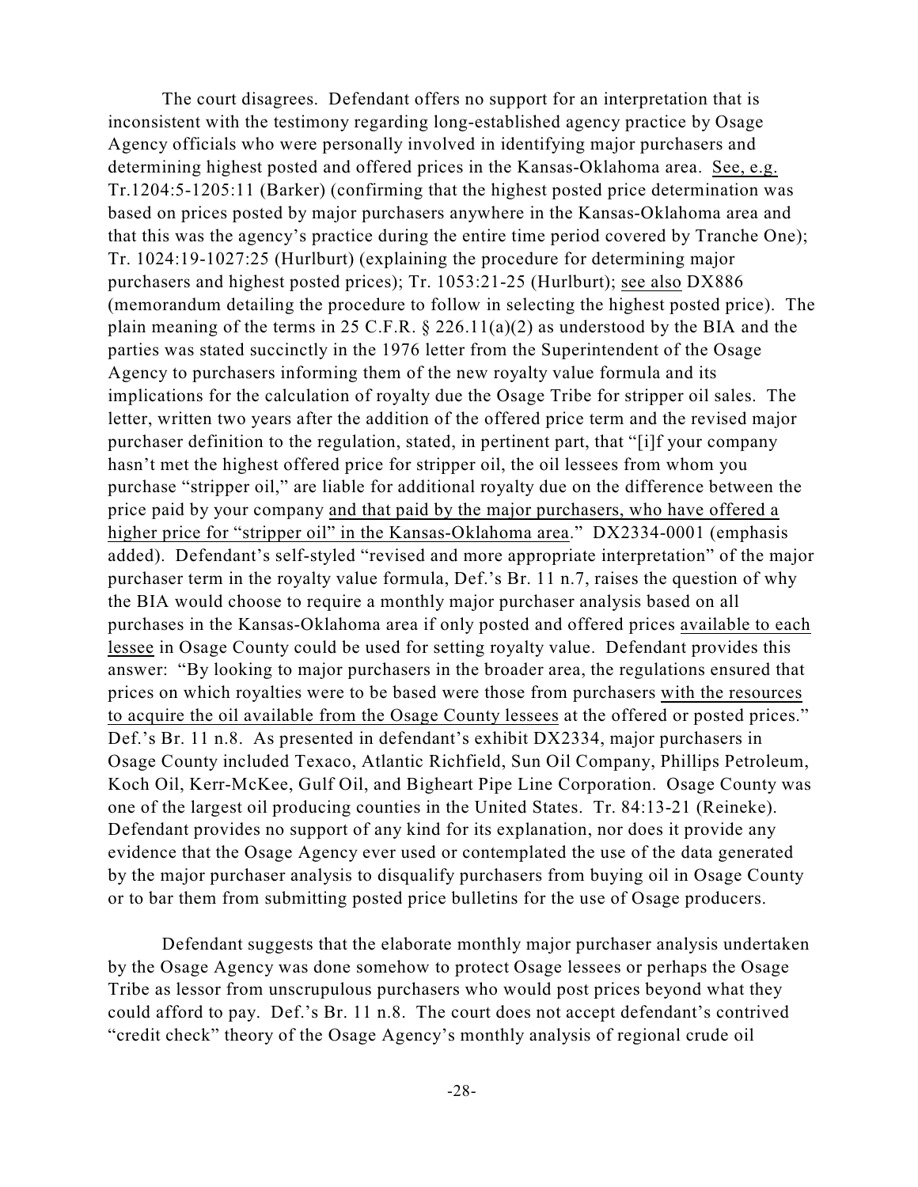The court disagrees. Defendant offers no support for an interpretation that is inconsistent with the testimony regarding long-established agency practice by Osage Agency officials who were personally involved in identifying major purchasers and determining highest posted and offered prices in the Kansas-Oklahoma area. See, e.g. Tr.1204:5-1205:11 (Barker) (confirming that the highest posted price determination was based on prices posted by major purchasers anywhere in the Kansas-Oklahoma area and that this was the agency's practice during the entire time period covered by Tranche One); Tr. 1024:19-1027:25 (Hurlburt) (explaining the procedure for determining major purchasers and highest posted prices); Tr. 1053:21-25 (Hurlburt); see also DX886 (memorandum detailing the procedure to follow in selecting the highest posted price). The plain meaning of the terms in 25 C.F.R. § 226.11(a)(2) as understood by the BIA and the parties was stated succinctly in the 1976 letter from the Superintendent of the Osage Agency to purchasers informing them of the new royalty value formula and its implications for the calculation of royalty due the Osage Tribe for stripper oil sales. The letter, written two years after the addition of the offered price term and the revised major purchaser definition to the regulation, stated, in pertinent part, that "[i]f your company hasn't met the highest offered price for stripper oil, the oil lessees from whom you purchase "stripper oil," are liable for additional royalty due on the difference between the price paid by your company and that paid by the major purchasers, who have offered a higher price for "stripper oil" in the Kansas-Oklahoma area." DX2334-0001 (emphasis added). Defendant's self-styled "revised and more appropriate interpretation" of the major purchaser term in the royalty value formula, Def.'s Br. 11 n.7, raises the question of why the BIA would choose to require a monthly major purchaser analysis based on all purchases in the Kansas-Oklahoma area if only posted and offered prices available to each lessee in Osage County could be used for setting royalty value. Defendant provides this answer: "By looking to major purchasers in the broader area, the regulations ensured that prices on which royalties were to be based were those from purchasers with the resources to acquire the oil available from the Osage County lessees at the offered or posted prices." Def.'s Br. 11 n.8. As presented in defendant's exhibit DX2334, major purchasers in Osage County included Texaco, Atlantic Richfield, Sun Oil Company, Phillips Petroleum, Koch Oil, Kerr-McKee, Gulf Oil, and Bigheart Pipe Line Corporation. Osage County was one of the largest oil producing counties in the United States. Tr. 84:13-21 (Reineke). Defendant provides no support of any kind for its explanation, nor does it provide any evidence that the Osage Agency ever used or contemplated the use of the data generated by the major purchaser analysis to disqualify purchasers from buying oil in Osage County or to bar them from submitting posted price bulletins for the use of Osage producers.

Defendant suggests that the elaborate monthly major purchaser analysis undertaken by the Osage Agency was done somehow to protect Osage lessees or perhaps the Osage Tribe as lessor from unscrupulous purchasers who would post prices beyond what they could afford to pay. Def.'s Br. 11 n.8. The court does not accept defendant's contrived "credit check" theory of the Osage Agency's monthly analysis of regional crude oil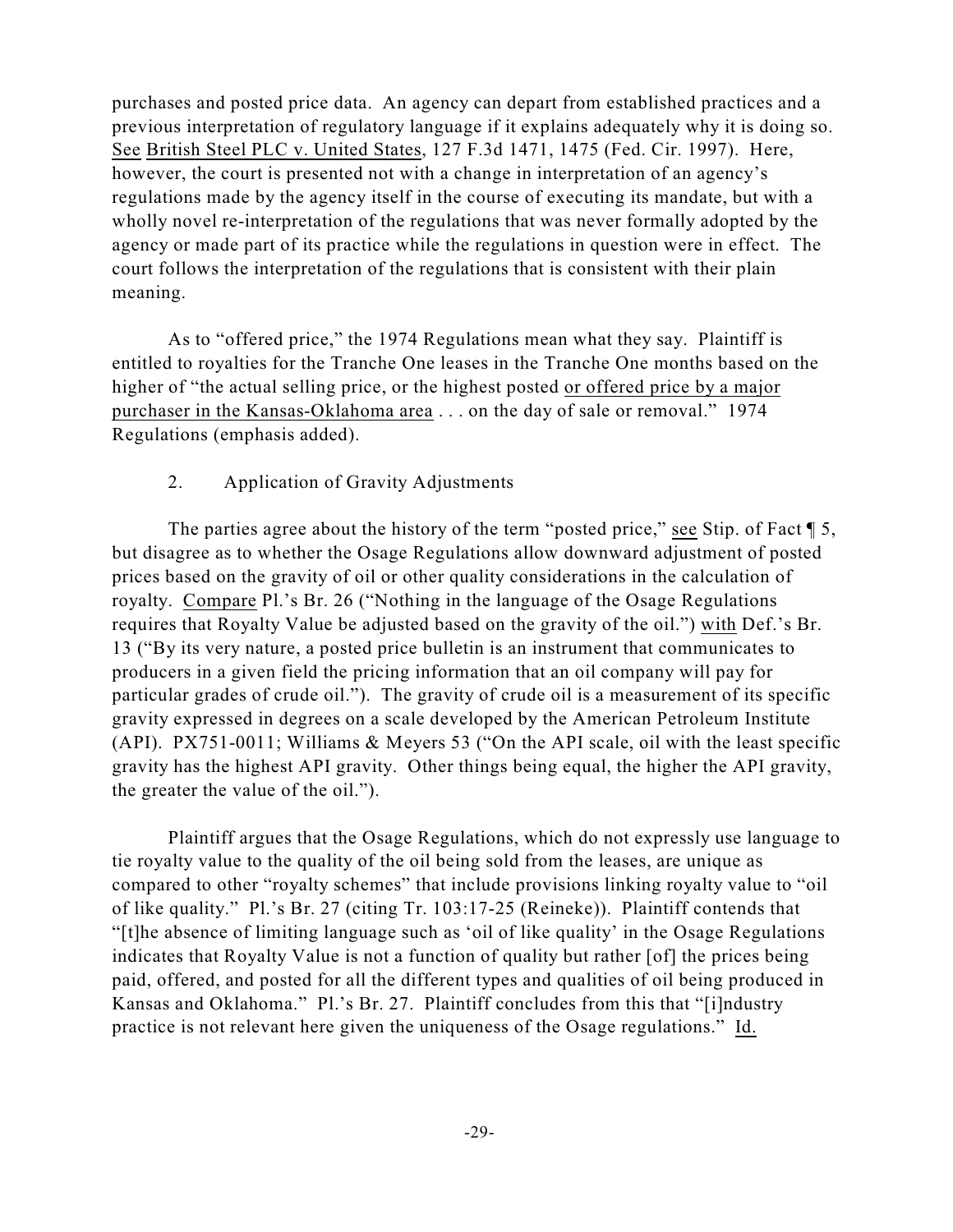purchases and posted price data. An agency can depart from established practices and a previous interpretation of regulatory language if it explains adequately why it is doing so. See British Steel PLC v. United States, 127 F.3d 1471, 1475 (Fed. Cir. 1997). Here, however, the court is presented not with a change in interpretation of an agency's regulations made by the agency itself in the course of executing its mandate, but with a wholly novel re-interpretation of the regulations that was never formally adopted by the agency or made part of its practice while the regulations in question were in effect. The court follows the interpretation of the regulations that is consistent with their plain meaning.

As to "offered price," the 1974 Regulations mean what they say. Plaintiff is entitled to royalties for the Tranche One leases in the Tranche One months based on the higher of "the actual selling price, or the highest posted or offered price by a major purchaser in the Kansas-Oklahoma area . . . on the day of sale or removal." 1974 Regulations (emphasis added).

2. Application of Gravity Adjustments

The parties agree about the history of the term "posted price," see Stip. of Fact ¶ 5, but disagree as to whether the Osage Regulations allow downward adjustment of posted prices based on the gravity of oil or other quality considerations in the calculation of royalty. Compare Pl.'s Br. 26 ("Nothing in the language of the Osage Regulations requires that Royalty Value be adjusted based on the gravity of the oil.") with Def.'s Br. 13 ("By its very nature, a posted price bulletin is an instrument that communicates to producers in a given field the pricing information that an oil company will pay for particular grades of crude oil."). The gravity of crude oil is a measurement of its specific gravity expressed in degrees on a scale developed by the American Petroleum Institute (API). PX751-0011; Williams & Meyers 53 ("On the API scale, oil with the least specific gravity has the highest API gravity. Other things being equal, the higher the API gravity, the greater the value of the oil.").

Plaintiff argues that the Osage Regulations, which do not expressly use language to tie royalty value to the quality of the oil being sold from the leases, are unique as compared to other "royalty schemes" that include provisions linking royalty value to "oil of like quality." Pl.'s Br. 27 (citing Tr. 103:17-25 (Reineke)). Plaintiff contends that "[t]he absence of limiting language such as 'oil of like quality' in the Osage Regulations indicates that Royalty Value is not a function of quality but rather [of] the prices being paid, offered, and posted for all the different types and qualities of oil being produced in Kansas and Oklahoma." Pl.'s Br. 27. Plaintiff concludes from this that "[i]ndustry practice is not relevant here given the uniqueness of the Osage regulations." Id.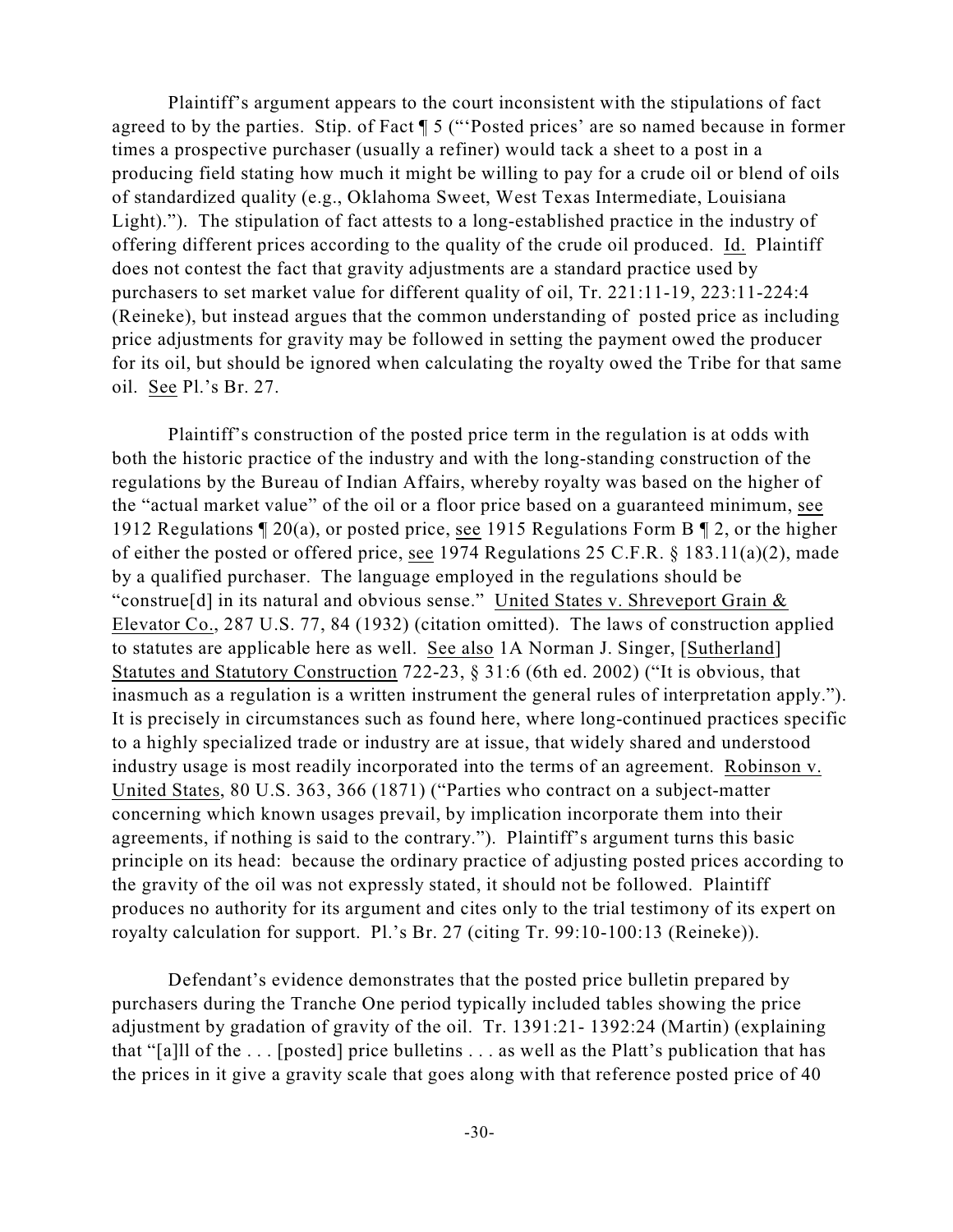Plaintiff's argument appears to the court inconsistent with the stipulations of fact agreed to by the parties. Stip. of Fact ¶ 5 ("'Posted prices' are so named because in former times a prospective purchaser (usually a refiner) would tack a sheet to a post in a producing field stating how much it might be willing to pay for a crude oil or blend of oils of standardized quality (e.g., Oklahoma Sweet, West Texas Intermediate, Louisiana Light)."). The stipulation of fact attests to a long-established practice in the industry of offering different prices according to the quality of the crude oil produced. Id. Plaintiff does not contest the fact that gravity adjustments are a standard practice used by purchasers to set market value for different quality of oil, Tr. 221:11-19, 223:11-224:4 (Reineke), but instead argues that the common understanding of posted price as including price adjustments for gravity may be followed in setting the payment owed the producer for its oil, but should be ignored when calculating the royalty owed the Tribe for that same oil. See Pl.'s Br. 27.

Plaintiff's construction of the posted price term in the regulation is at odds with both the historic practice of the industry and with the long-standing construction of the regulations by the Bureau of Indian Affairs, whereby royalty was based on the higher of the "actual market value" of the oil or a floor price based on a guaranteed minimum, see 1912 Regulations ¶ 20(a), or posted price, see 1915 Regulations Form B ¶ 2, or the higher of either the posted or offered price, see 1974 Regulations 25 C.F.R. § 183.11(a)(2), made by a qualified purchaser. The language employed in the regulations should be "construe[d] in its natural and obvious sense." United States v. Shreveport Grain & Elevator Co., 287 U.S. 77, 84 (1932) (citation omitted). The laws of construction applied to statutes are applicable here as well. See also 1A Norman J. Singer, [Sutherland] Statutes and Statutory Construction 722-23, § 31:6 (6th ed. 2002) ("It is obvious, that inasmuch as a regulation is a written instrument the general rules of interpretation apply."). It is precisely in circumstances such as found here, where long-continued practices specific to a highly specialized trade or industry are at issue, that widely shared and understood industry usage is most readily incorporated into the terms of an agreement. Robinson v. United States, 80 U.S. 363, 366 (1871) ("Parties who contract on a subject-matter concerning which known usages prevail, by implication incorporate them into their agreements, if nothing is said to the contrary."). Plaintiff's argument turns this basic principle on its head: because the ordinary practice of adjusting posted prices according to the gravity of the oil was not expressly stated, it should not be followed. Plaintiff produces no authority for its argument and cites only to the trial testimony of its expert on royalty calculation for support. Pl.'s Br. 27 (citing Tr. 99:10-100:13 (Reineke)).

Defendant's evidence demonstrates that the posted price bulletin prepared by purchasers during the Tranche One period typically included tables showing the price adjustment by gradation of gravity of the oil. Tr. 1391:21- 1392:24 (Martin) (explaining that "[a]ll of the . . . [posted] price bulletins . . . as well as the Platt's publication that has the prices in it give a gravity scale that goes along with that reference posted price of 40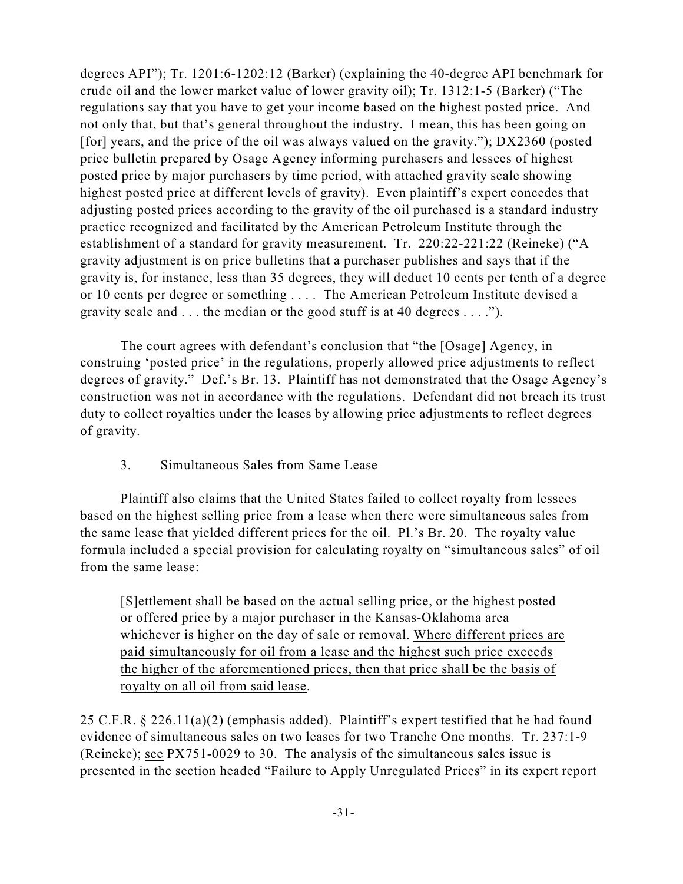degrees API"); Tr. 1201:6-1202:12 (Barker) (explaining the 40-degree API benchmark for crude oil and the lower market value of lower gravity oil); Tr. 1312:1-5 (Barker) ("The regulations say that you have to get your income based on the highest posted price. And not only that, but that's general throughout the industry. I mean, this has been going on [for] years, and the price of the oil was always valued on the gravity."); DX2360 (posted price bulletin prepared by Osage Agency informing purchasers and lessees of highest posted price by major purchasers by time period, with attached gravity scale showing highest posted price at different levels of gravity). Even plaintiff's expert concedes that adjusting posted prices according to the gravity of the oil purchased is a standard industry practice recognized and facilitated by the American Petroleum Institute through the establishment of a standard for gravity measurement. Tr. 220:22-221:22 (Reineke) ("A gravity adjustment is on price bulletins that a purchaser publishes and says that if the gravity is, for instance, less than 35 degrees, they will deduct 10 cents per tenth of a degree or 10 cents per degree or something . . . . The American Petroleum Institute devised a gravity scale and . . . the median or the good stuff is at 40 degrees . . . .").

The court agrees with defendant's conclusion that "the [Osage] Agency, in construing 'posted price' in the regulations, properly allowed price adjustments to reflect degrees of gravity." Def.'s Br. 13. Plaintiff has not demonstrated that the Osage Agency's construction was not in accordance with the regulations. Defendant did not breach its trust duty to collect royalties under the leases by allowing price adjustments to reflect degrees of gravity.

3. Simultaneous Sales from Same Lease

Plaintiff also claims that the United States failed to collect royalty from lessees based on the highest selling price from a lease when there were simultaneous sales from the same lease that yielded different prices for the oil. Pl.'s Br. 20. The royalty value formula included a special provision for calculating royalty on "simultaneous sales" of oil from the same lease:

> [S]ettlement shall be based on the actual selling price, or the highest posted or offered price by a major purchaser in the Kansas-Oklahoma area whichever is higher on the day of sale or removal. <u>Where different prices are paid simultaneously for oil from a lease and the highest such price exceeds the higher of the aforementioned prices, then that price shall be the basis of royalty on all oil from said lease</u>.

25 C.F.R. § 226.11(a)(2) (emphasis added). Plaintiff's expert testified that he had found evidence of simultaneous sales on two leases for two Tranche One months. Tr. 237:1-9 (Reineke); <u>see</u> PX751-0029 to 30. The analysis of the simultaneous sales issue is presented in the section headed "Failure to Apply Unregulated Prices" in its expert report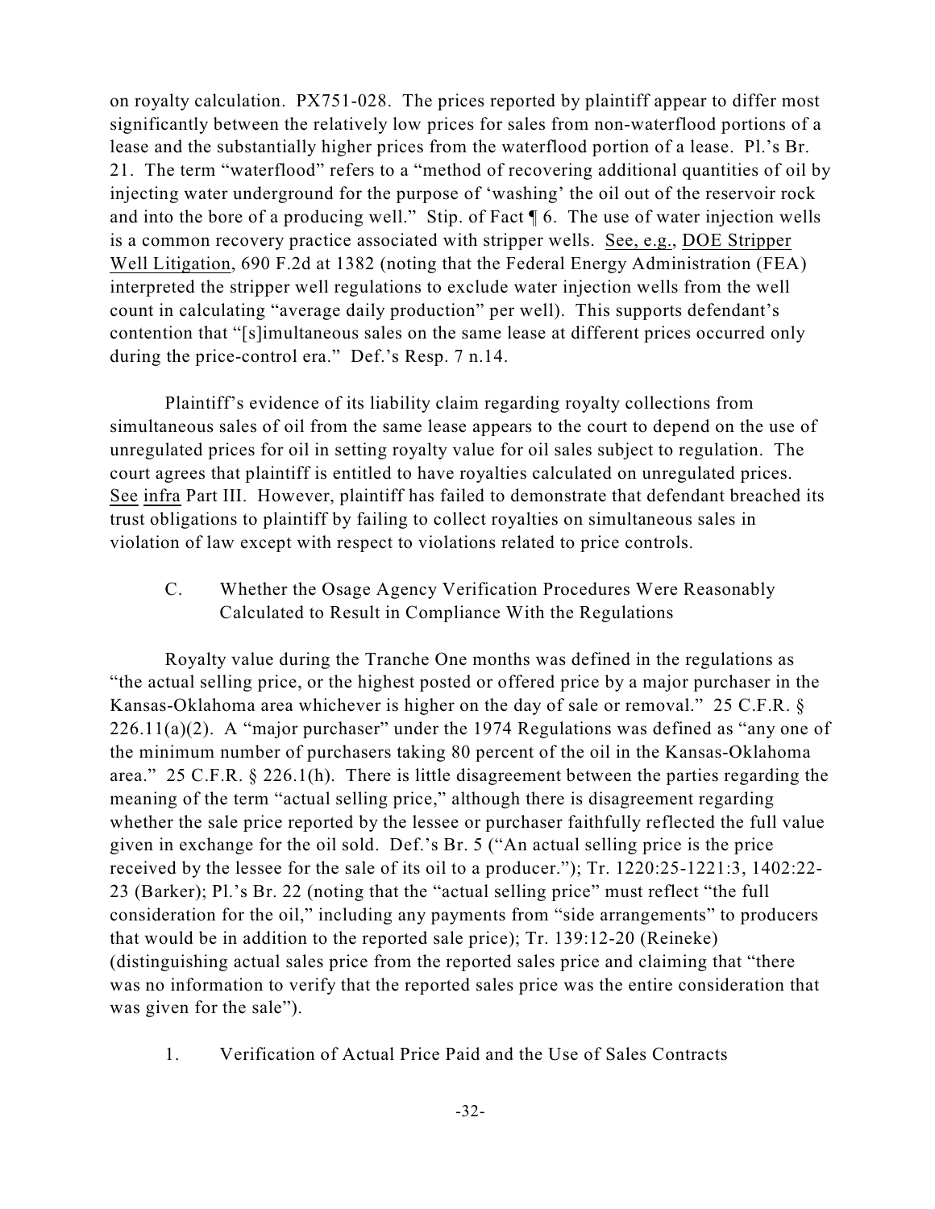on royalty calculation. PX751-028. The prices reported by plaintiff appear to differ most significantly between the relatively low prices for sales from non-waterflood portions of a lease and the substantially higher prices from the waterflood portion of a lease. Pl.'s Br. 21. The term "waterflood" refers to a "method of recovering additional quantities of oil by injecting water underground for the purpose of 'washing' the oil out of the reservoir rock and into the bore of a producing well." Stip. of Fact ¶ 6. The use of water injection wells is a common recovery practice associated with stripper wells. See, e.g., DOE Stripper Well Litigation, 690 F.2d at 1382 (noting that the Federal Energy Administration (FEA) interpreted the stripper well regulations to exclude water injection wells from the well count in calculating "average daily production" per well). This supports defendant's contention that "[s]imultaneous sales on the same lease at different prices occurred only during the price-control era." Def.'s Resp. 7 n.14.

Plaintiff's evidence of its liability claim regarding royalty collections from simultaneous sales of oil from the same lease appears to the court to depend on the use of unregulated prices for oil in setting royalty value for oil sales subject to regulation. The court agrees that plaintiff is entitled to have royalties calculated on unregulated prices. See infra Part III. However, plaintiff has failed to demonstrate that defendant breached its trust obligations to plaintiff by failing to collect royalties on simultaneous sales in violation of law except with respect to violations related to price controls.

### C. Whether the Osage Agency Verification Procedures Were Reasonably Calculated to Result in Compliance With the Regulations

Royalty value during the Tranche One months was defined in the regulations as "the actual selling price, or the highest posted or offered price by a major purchaser in the Kansas-Oklahoma area whichever is higher on the day of sale or removal." 25 C.F.R. § 226.11(a)(2). A "major purchaser" under the 1974 Regulations was defined as "any one of the minimum number of purchasers taking 80 percent of the oil in the Kansas-Oklahoma area." 25 C.F.R. § 226.1(h). There is little disagreement between the parties regarding the meaning of the term "actual selling price," although there is disagreement regarding whether the sale price reported by the lessee or purchaser faithfully reflected the full value given in exchange for the oil sold. Def.'s Br. 5 ("An actual selling price is the price received by the lessee for the sale of its oil to a producer."); Tr. 1220:25-1221:3, 1402:22-23 (Barker); Pl.'s Br. 22 (noting that the "actual selling price" must reflect "the full consideration for the oil," including any payments from "side arrangements" to producers that would be in addition to the reported sale price); Tr. 139:12-20 (Reineke) (distinguishing actual sales price from the reported sales price and claiming that "there was no information to verify that the reported sales price was the entire consideration that was given for the sale").

#### 1. Verification of Actual Price Paid and the Use of Sales Contracts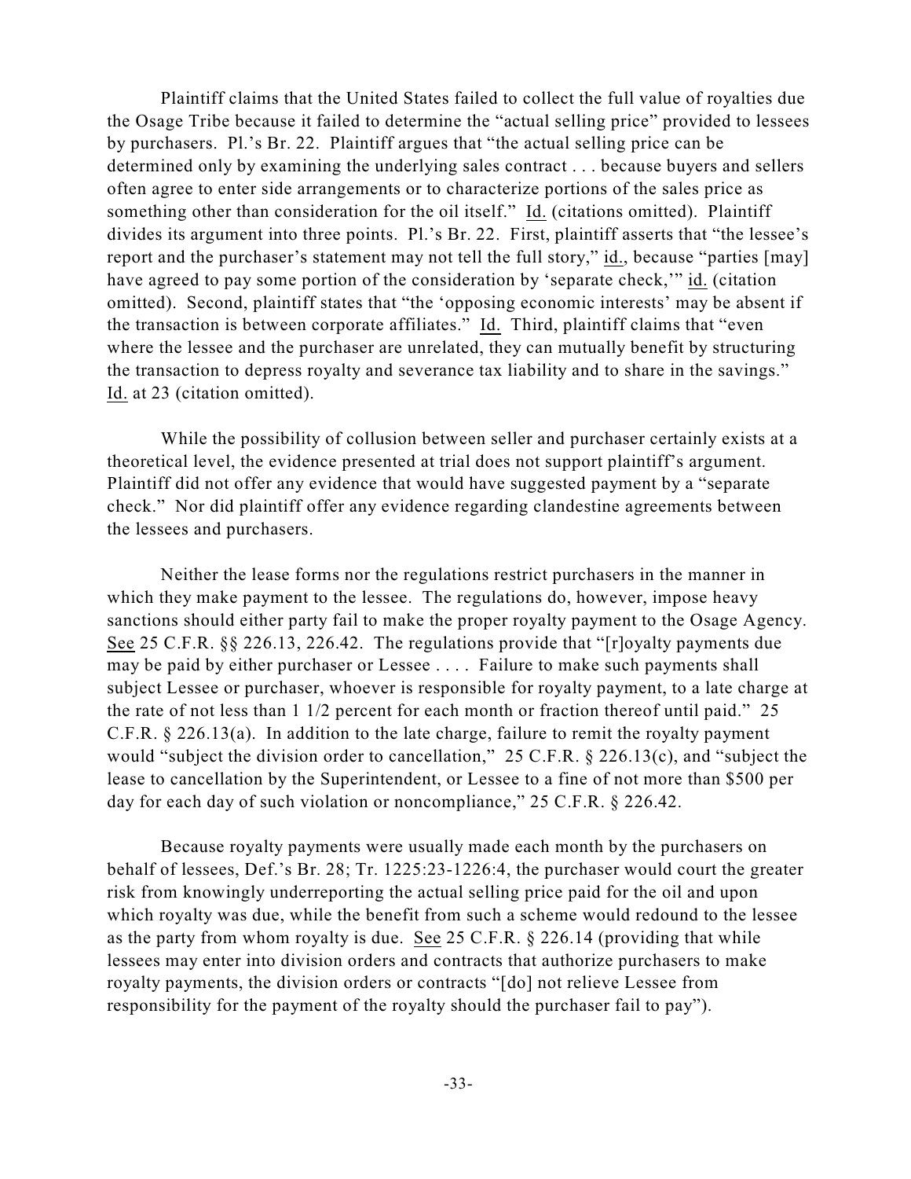Plaintiff claims that the United States failed to collect the full value of royalties due the Osage Tribe because it failed to determine the "actual selling price" provided to lessees by purchasers. Pl.'s Br. 22. Plaintiff argues that "the actual selling price can be determined only by examining the underlying sales contract . . . because buyers and sellers often agree to enter side arrangements or to characterize portions of the sales price as something other than consideration for the oil itself." Id. (citations omitted). Plaintiff divides its argument into three points. Pl.'s Br. 22. First, plaintiff asserts that "the lessee's report and the purchaser's statement may not tell the full story," id., because "parties [may] have agreed to pay some portion of the consideration by 'separate check,'" id. (citation omitted). Second, plaintiff states that "the 'opposing economic interests' may be absent if the transaction is between corporate affiliates." Id. Third, plaintiff claims that "even where the lessee and the purchaser are unrelated, they can mutually benefit by structuring the transaction to depress royalty and severance tax liability and to share in the savings." Id. at 23 (citation omitted).

While the possibility of collusion between seller and purchaser certainly exists at a theoretical level, the evidence presented at trial does not support plaintiff's argument. Plaintiff did not offer any evidence that would have suggested payment by a "separate check." Nor did plaintiff offer any evidence regarding clandestine agreements between the lessees and purchasers.

Neither the lease forms nor the regulations restrict purchasers in the manner in which they make payment to the lessee. The regulations do, however, impose heavy sanctions should either party fail to make the proper royalty payment to the Osage Agency. See 25 C.F.R. §§ 226.13, 226.42. The regulations provide that "[r]oyalty payments due may be paid by either purchaser or Lessee . . . . Failure to make such payments shall subject Lessee or purchaser, whoever is responsible for royalty payment, to a late charge at the rate of not less than 1 1/2 percent for each month or fraction thereof until paid." 25 C.F.R. § 226.13(a). In addition to the late charge, failure to remit the royalty payment would "subject the division order to cancellation," 25 C.F.R. § 226.13(c), and "subject the lease to cancellation by the Superintendent, or Lessee to a fine of not more than $500 per day for each day of such violation or noncompliance," 25 C.F.R. § 226.42.

Because royalty payments were usually made each month by the purchasers on behalf of lessees, Def.'s Br. 28; Tr. 1225:23-1226:4, the purchaser would court the greater risk from knowingly underreporting the actual selling price paid for the oil and upon which royalty was due, while the benefit from such a scheme would redound to the lessee as the party from whom royalty is due. See 25 C.F.R. § 226.14 (providing that while lessees may enter into division orders and contracts that authorize purchasers to make royalty payments, the division orders or contracts "[do] not relieve Lessee from responsibility for the payment of the royalty should the purchaser fail to pay").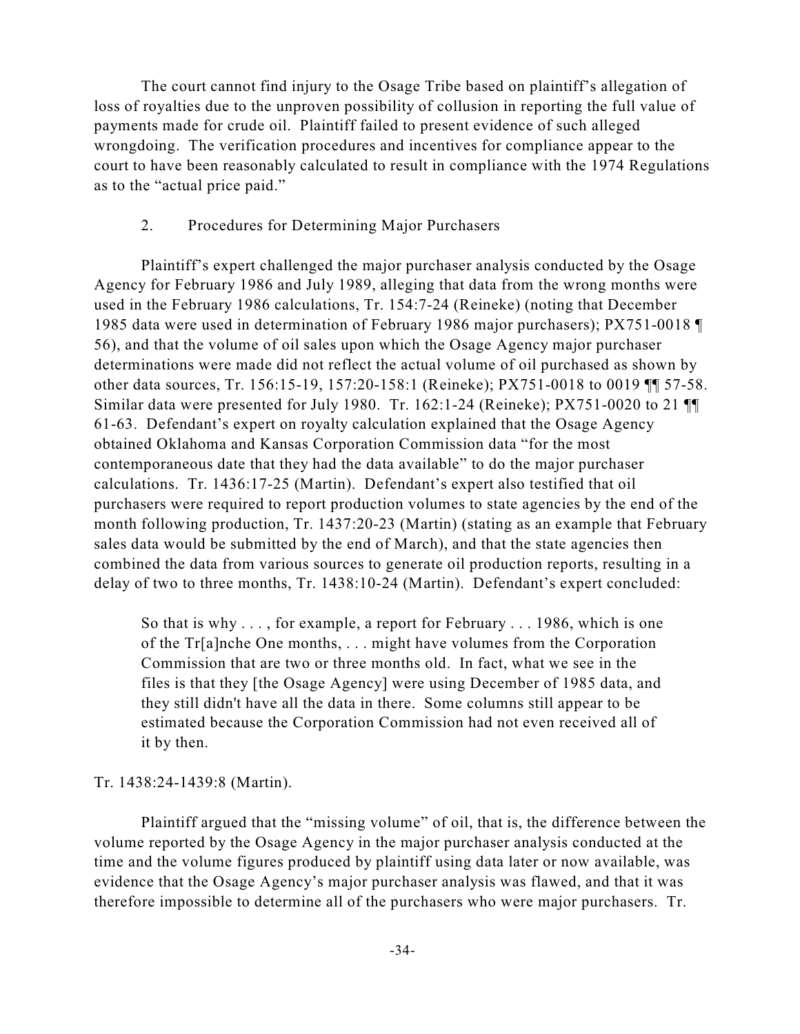The court cannot find injury to the Osage Tribe based on plaintiff's allegation of loss of royalties due to the unproven possibility of collusion in reporting the full value of payments made for crude oil. Plaintiff failed to present evidence of such alleged wrongdoing. The verification procedures and incentives for compliance appear to the court to have been reasonably calculated to result in compliance with the 1974 Regulations as to the "actual price paid."

2. Procedures for Determining Major Purchasers

Plaintiff's expert challenged the major purchaser analysis conducted by the Osage Agency for February 1986 and July 1989, alleging that data from the wrong months were used in the February 1986 calculations, Tr. 154:7-24 (Reineke) (noting that December 1985 data were used in determination of February 1986 major purchasers); PX751-0018 ¶ 56), and that the volume of oil sales upon which the Osage Agency major purchaser determinations were made did not reflect the actual volume of oil purchased as shown by other data sources, Tr. 156:15-19, 157:20-158:1 (Reineke); PX751-0018 to 0019 ¶¶ 57-58. Similar data were presented for July 1980. Tr. 162:1-24 (Reineke); PX751-0020 to 21 ¶¶ 61-63. Defendant's expert on royalty calculation explained that the Osage Agency obtained Oklahoma and Kansas Corporation Commission data "for the most contemporaneous date that they had the data available" to do the major purchaser calculations. Tr. 1436:17-25 (Martin). Defendant's expert also testified that oil purchasers were required to report production volumes to state agencies by the end of the month following production, Tr. 1437:20-23 (Martin) (stating as an example that February sales data would be submitted by the end of March), and that the state agencies then combined the data from various sources to generate oil production reports, resulting in a delay of two to three months, Tr. 1438:10-24 (Martin). Defendant's expert concluded:

> So that is why . . . , for example, a report for February . . . 1986, which is one of the Tr[a]nche One months, . . . might have volumes from the Corporation Commission that are two or three months old. In fact, what we see in the files is that they [the Osage Agency] were using December of 1985 data, and they still didn't have all the data in there. Some columns still appear to be estimated because the Corporation Commission had not even received all of it by then.

Tr. 1438:24-1439:8 (Martin).

Plaintiff argued that the "missing volume" of oil, that is, the difference between the volume reported by the Osage Agency in the major purchaser analysis conducted at the time and the volume figures produced by plaintiff using data later or now available, was evidence that the Osage Agency's major purchaser analysis was flawed, and that it was therefore impossible to determine all of the purchasers who were major purchasers. Tr.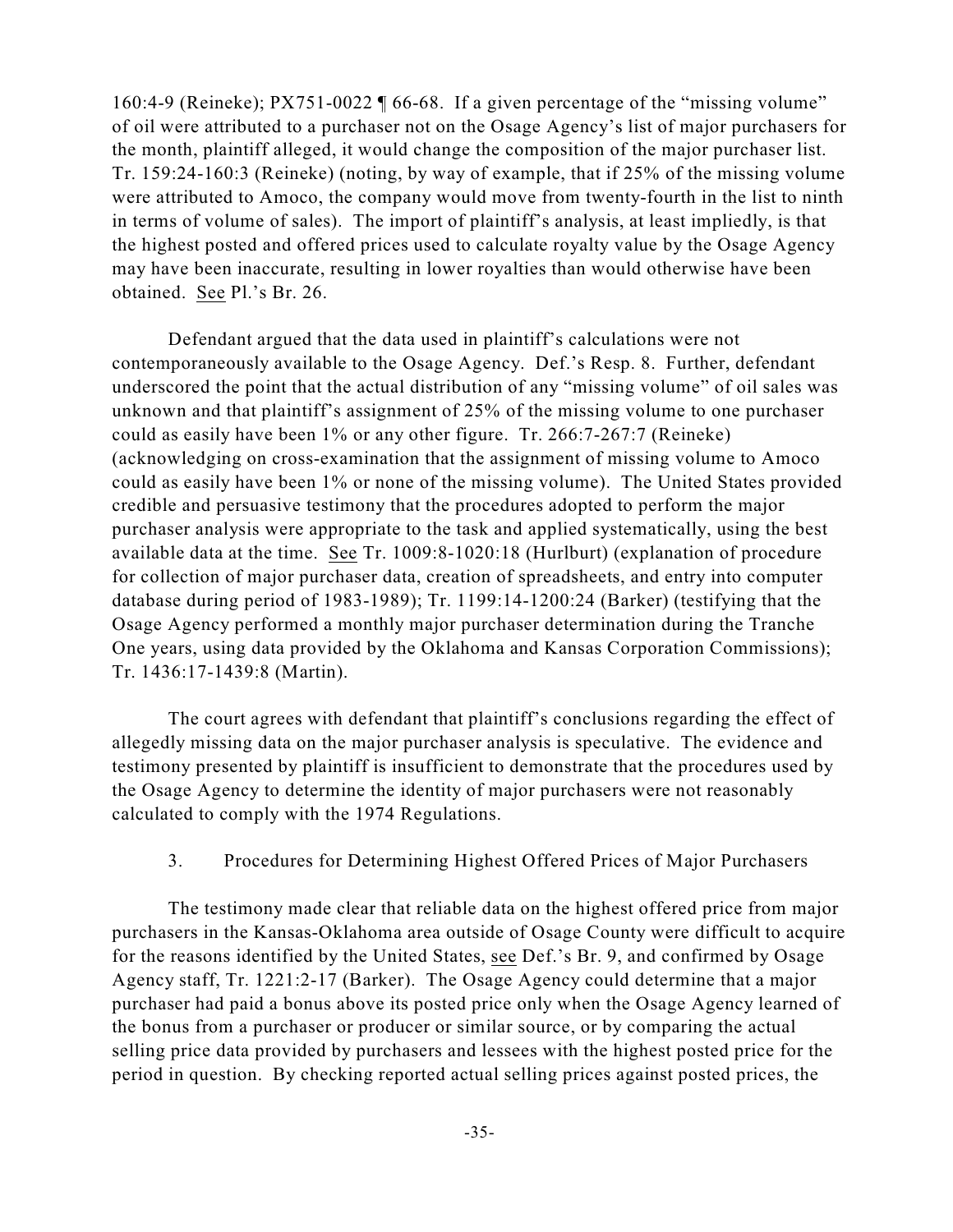160:4-9 (Reineke); PX751-0022 ¶ 66-68. If a given percentage of the "missing volume" of oil were attributed to a purchaser not on the Osage Agency's list of major purchasers for the month, plaintiff alleged, it would change the composition of the major purchaser list. Tr. 159:24-160:3 (Reineke) (noting, by way of example, that if 25% of the missing volume were attributed to Amoco, the company would move from twenty-fourth in the list to ninth in terms of volume of sales). The import of plaintiff's analysis, at least impliedly, is that the highest posted and offered prices used to calculate royalty value by the Osage Agency may have been inaccurate, resulting in lower royalties than would otherwise have been obtained. See Pl.'s Br. 26.

Defendant argued that the data used in plaintiff's calculations were not contemporaneously available to the Osage Agency. Def.'s Resp. 8. Further, defendant underscored the point that the actual distribution of any "missing volume" of oil sales was unknown and that plaintiff's assignment of 25% of the missing volume to one purchaser could as easily have been 1% or any other figure. Tr. 266:7-267:7 (Reineke) (acknowledging on cross-examination that the assignment of missing volume to Amoco could as easily have been 1% or none of the missing volume). The United States provided credible and persuasive testimony that the procedures adopted to perform the major purchaser analysis were appropriate to the task and applied systematically, using the best available data at the time. See Tr. 1009:8-1020:18 (Hurlburt) (explanation of procedure for collection of major purchaser data, creation of spreadsheets, and entry into computer database during period of 1983-1989); Tr. 1199:14-1200:24 (Barker) (testifying that the Osage Agency performed a monthly major purchaser determination during the Tranche One years, using data provided by the Oklahoma and Kansas Corporation Commissions); Tr. 1436:17-1439:8 (Martin).

The court agrees with defendant that plaintiff's conclusions regarding the effect of allegedly missing data on the major purchaser analysis is speculative. The evidence and testimony presented by plaintiff is insufficient to demonstrate that the procedures used by the Osage Agency to determine the identity of major purchasers were not reasonably calculated to comply with the 1974 Regulations.

### 3. Procedures for Determining Highest Offered Prices of Major Purchasers

The testimony made clear that reliable data on the highest offered price from major purchasers in the Kansas-Oklahoma area outside of Osage County were difficult to acquire for the reasons identified by the United States, see Def.'s Br. 9, and confirmed by Osage Agency staff, Tr. 1221:2-17 (Barker). The Osage Agency could determine that a major purchaser had paid a bonus above its posted price only when the Osage Agency learned of the bonus from a purchaser or producer or similar source, or by comparing the actual selling price data provided by purchasers and lessees with the highest posted price for the period in question. By checking reported actual selling prices against posted prices, the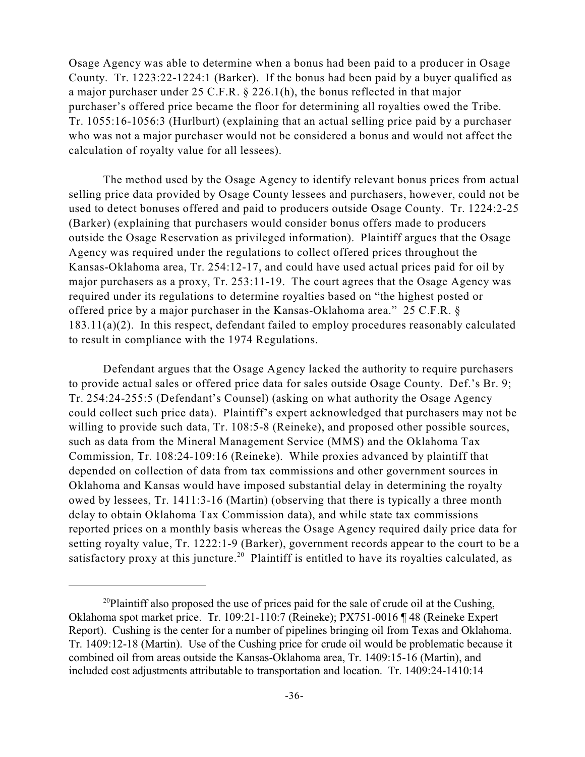Osage Agency was able to determine when a bonus had been paid to a producer in Osage County. Tr. 1223:22-1224:1 (Barker). If the bonus had been paid by a buyer qualified as a major purchaser under 25 C.F.R. § 226.1(h), the bonus reflected in that major purchaser's offered price became the floor for determining all royalties owed the Tribe. Tr. 1055:16-1056:3 (Hurlburt) (explaining that an actual selling price paid by a purchaser who was not a major purchaser would not be considered a bonus and would not affect the calculation of royalty value for all lessees).

The method used by the Osage Agency to identify relevant bonus prices from actual selling price data provided by Osage County lessees and purchasers, however, could not be used to detect bonuses offered and paid to producers outside Osage County. Tr. 1224:2-25 (Barker) (explaining that purchasers would consider bonus offers made to producers outside the Osage Reservation as privileged information). Plaintiff argues that the Osage Agency was required under the regulations to collect offered prices throughout the Kansas-Oklahoma area, Tr. 254:12-17, and could have used actual prices paid for oil by major purchasers as a proxy, Tr. 253:11-19. The court agrees that the Osage Agency was required under its regulations to determine royalties based on "the highest posted or offered price by a major purchaser in the Kansas-Oklahoma area." 25 C.F.R. § 183.11(a)(2). In this respect, defendant failed to employ procedures reasonably calculated to result in compliance with the 1974 Regulations.

Defendant argues that the Osage Agency lacked the authority to require purchasers to provide actual sales or offered price data for sales outside Osage County. Def.'s Br. 9; Tr. 254:24-255:5 (Defendant's Counsel) (asking on what authority the Osage Agency could collect such price data). Plaintiff's expert acknowledged that purchasers may not be willing to provide such data, Tr. 108:5-8 (Reineke), and proposed other possible sources, such as data from the Mineral Management Service (MMS) and the Oklahoma Tax Commission, Tr. 108:24-109:16 (Reineke). While proxies advanced by plaintiff that depended on collection of data from tax commissions and other government sources in Oklahoma and Kansas would have imposed substantial delay in determining the royalty owed by lessees, Tr. 1411:3-16 (Martin) (observing that there is typically a three month delay to obtain Oklahoma Tax Commission data), and while state tax commissions reported prices on a monthly basis whereas the Osage Agency required daily price data for setting royalty value, Tr. 1222:1-9 (Barker), government records appear to the court to be a satisfactory proxy at this juncture.[20] Plaintiff is entitled to have its royalties calculated, as

---

[20]Plaintiff also proposed the use of prices paid for the sale of crude oil at the Cushing, Oklahoma spot market price. Tr. 109:21-110:7 (Reineke); PX751-0016 ¶ 48 (Reineke Expert Report). Cushing is the center for a number of pipelines bringing oil from Texas and Oklahoma. Tr. 1409:12-18 (Martin). Use of the Cushing price for crude oil would be problematic because it combined oil from areas outside the Kansas-Oklahoma area, Tr. 1409:15-16 (Martin), and included cost adjustments attributable to transportation and location. Tr. 1409:24-1410:14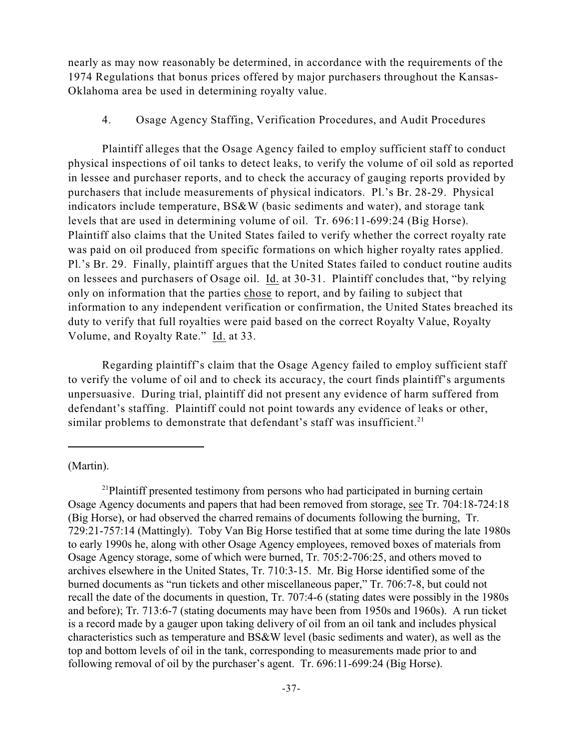nearly as may now reasonably be determined, in accordance with the requirements of the 1974 Regulations that bonus prices offered by major purchasers throughout the Kansas-Oklahoma area be used in determining royalty value.

4. Osage Agency Staffing, Verification Procedures, and Audit Procedures

Plaintiff alleges that the Osage Agency failed to employ sufficient staff to conduct physical inspections of oil tanks to detect leaks, to verify the volume of oil sold as reported in lessee and purchaser reports, and to check the accuracy of gauging reports provided by purchasers that include measurements of physical indicators. Pl.'s Br. 28-29. Physical indicators include temperature, BS&W (basic sediments and water), and storage tank levels that are used in determining volume of oil. Tr. 696:11-699:24 (Big Horse). Plaintiff also claims that the United States failed to verify whether the correct royalty rate was paid on oil produced from specific formations on which higher royalty rates applied. Pl.'s Br. 29. Finally, plaintiff argues that the United States failed to conduct routine audits on lessees and purchasers of Osage oil. Id. at 30-31. Plaintiff concludes that, "by relying only on information that the parties chose to report, and by failing to subject that information to any independent verification or confirmation, the United States breached its duty to verify that full royalties were paid based on the correct Royalty Value, Royalty Volume, and Royalty Rate." Id. at 33.

Regarding plaintiff's claim that the Osage Agency failed to employ sufficient staff to verify the volume of oil and to check its accuracy, the court finds plaintiff's arguments unpersuasive. During trial, plaintiff did not present any evidence of harm suffered from defendant's staffing. Plaintiff could not point towards any evidence of leaks or other, similar problems to demonstrate that defendant's staff was insufficient.[21]

---

(Martin).

[21]Plaintiff presented testimony from persons who had participated in burning certain Osage Agency documents and papers that had been removed from storage, see Tr. 704:18-724:18 (Big Horse), or had observed the charred remains of documents following the burning, Tr. 729:21-757:14 (Mattingly). Toby Van Big Horse testified that at some time during the late 1980s to early 1990s he, along with other Osage Agency employees, removed boxes of materials from Osage Agency storage, some of which were burned, Tr. 705:2-706:25, and others moved to archives elsewhere in the United States, Tr. 710:3-15. Mr. Big Horse identified some of the burned documents as "run tickets and other miscellaneous paper," Tr. 706:7-8, but could not recall the date of the documents in question, Tr. 707:4-6 (stating dates were possibly in the 1980s and before); Tr. 713:6-7 (stating documents may have been from 1950s and 1960s). A run ticket is a record made by a gauger upon taking delivery of oil from an oil tank and includes physical characteristics such as temperature and BS&W level (basic sediments and water), as well as the top and bottom levels of oil in the tank, corresponding to measurements made prior to and following removal of oil by the purchaser's agent. Tr. 696:11-699:24 (Big Horse).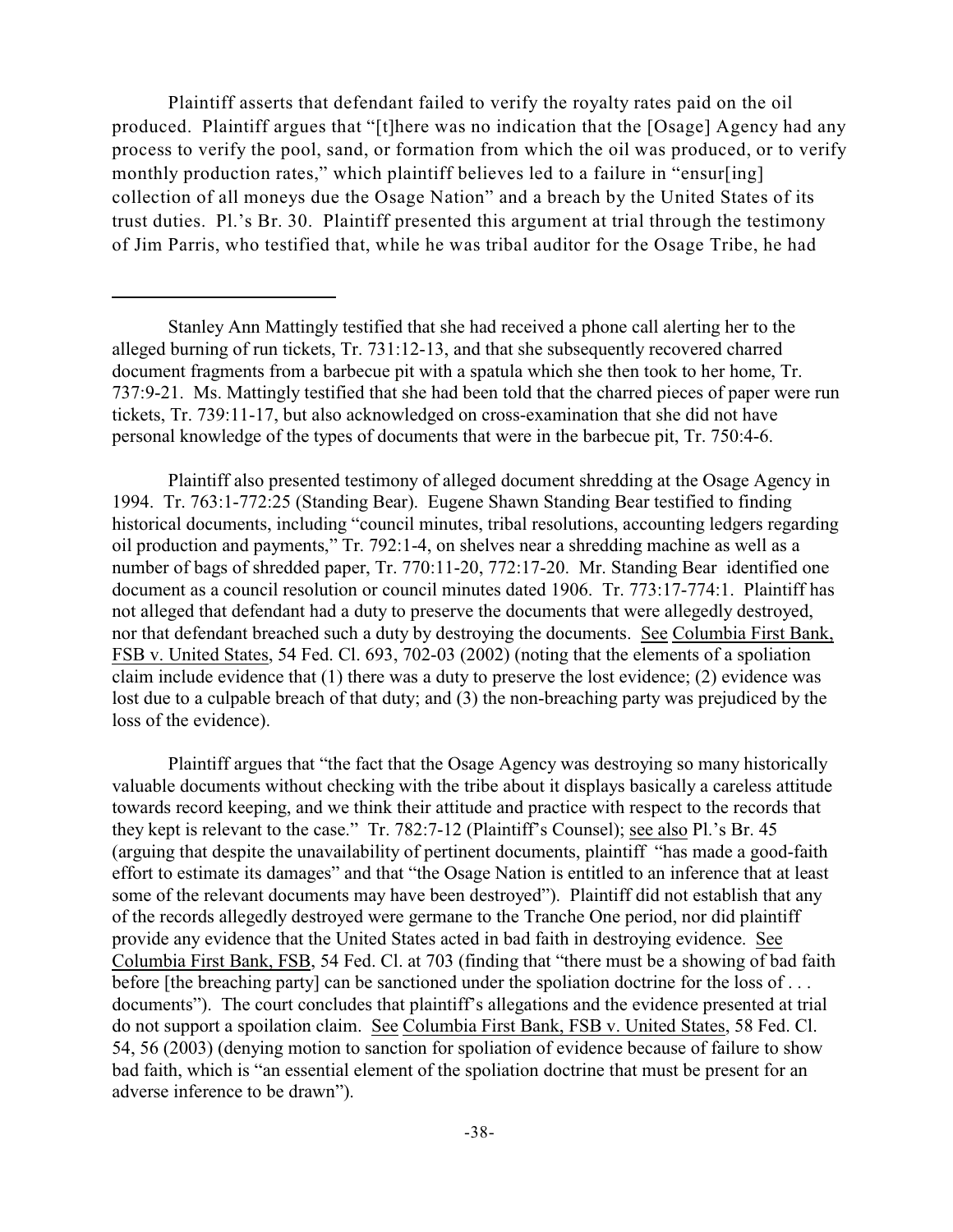Plaintiff asserts that defendant failed to verify the royalty rates paid on the oil produced. Plaintiff argues that "[t]here was no indication that the [Osage] Agency had any process to verify the pool, sand, or formation from which the oil was produced, or to verify monthly production rates," which plaintiff believes led to a failure in "ensur[ing] collection of all moneys due the Osage Nation" and a breach by the United States of its trust duties. Pl.'s Br. 30. Plaintiff presented this argument at trial through the testimony of Jim Parris, who testified that, while he was tribal auditor for the Osage Tribe, he had

---

Stanley Ann Mattingly testified that she had received a phone call alerting her to the alleged burning of run tickets, Tr. 731:12-13, and that she subsequently recovered charred document fragments from a barbecue pit with a spatula which she then took to her home, Tr. 737:9-21. Ms. Mattingly testified that she had been told that the charred pieces of paper were run tickets, Tr. 739:11-17, but also acknowledged on cross-examination that she did not have personal knowledge of the types of documents that were in the barbecue pit, Tr. 750:4-6.

Plaintiff also presented testimony of alleged document shredding at the Osage Agency in 1994. Tr. 763:1-772:25 (Standing Bear). Eugene Shawn Standing Bear testified to finding historical documents, including "council minutes, tribal resolutions, accounting ledgers regarding oil production and payments," Tr. 792:1-4, on shelves near a shredding machine as well as a number of bags of shredded paper, Tr. 770:11-20, 772:17-20. Mr. Standing Bear identified one document as a council resolution or council minutes dated 1906. Tr. 773:17-774:1. Plaintiff has not alleged that defendant had a duty to preserve the documents that were allegedly destroyed, nor that defendant breached such a duty by destroying the documents. See Columbia First Bank, FSB v. United States, 54 Fed. Cl. 693, 702-03 (2002) (noting that the elements of a spoliation claim include evidence that (1) there was a duty to preserve the lost evidence; (2) evidence was lost due to a culpable breach of that duty; and (3) the non-breaching party was prejudiced by the loss of the evidence).

Plaintiff argues that "the fact that the Osage Agency was destroying so many historically valuable documents without checking with the tribe about it displays basically a careless attitude towards record keeping, and we think their attitude and practice with respect to the records that they kept is relevant to the case." Tr. 782:7-12 (Plaintiff's Counsel); see also Pl.'s Br. 45 (arguing that despite the unavailability of pertinent documents, plaintiff "has made a good-faith effort to estimate its damages" and that "the Osage Nation is entitled to an inference that at least some of the relevant documents may have been destroyed"). Plaintiff did not establish that any of the records allegedly destroyed were germane to the Tranche One period, nor did plaintiff provide any evidence that the United States acted in bad faith in destroying evidence. See Columbia First Bank, FSB, 54 Fed. Cl. at 703 (finding that "there must be a showing of bad faith before [the breaching party] can be sanctioned under the spoliation doctrine for the loss of . . . documents"). The court concludes that plaintiff's allegations and the evidence presented at trial do not support a spoliation claim. See Columbia First Bank, FSB v. United States, 58 Fed. Cl. 54, 56 (2003) (denying motion to sanction for spoliation of evidence because of failure to show bad faith, which is "an essential element of the spoliation doctrine that must be present for an adverse inference to be drawn").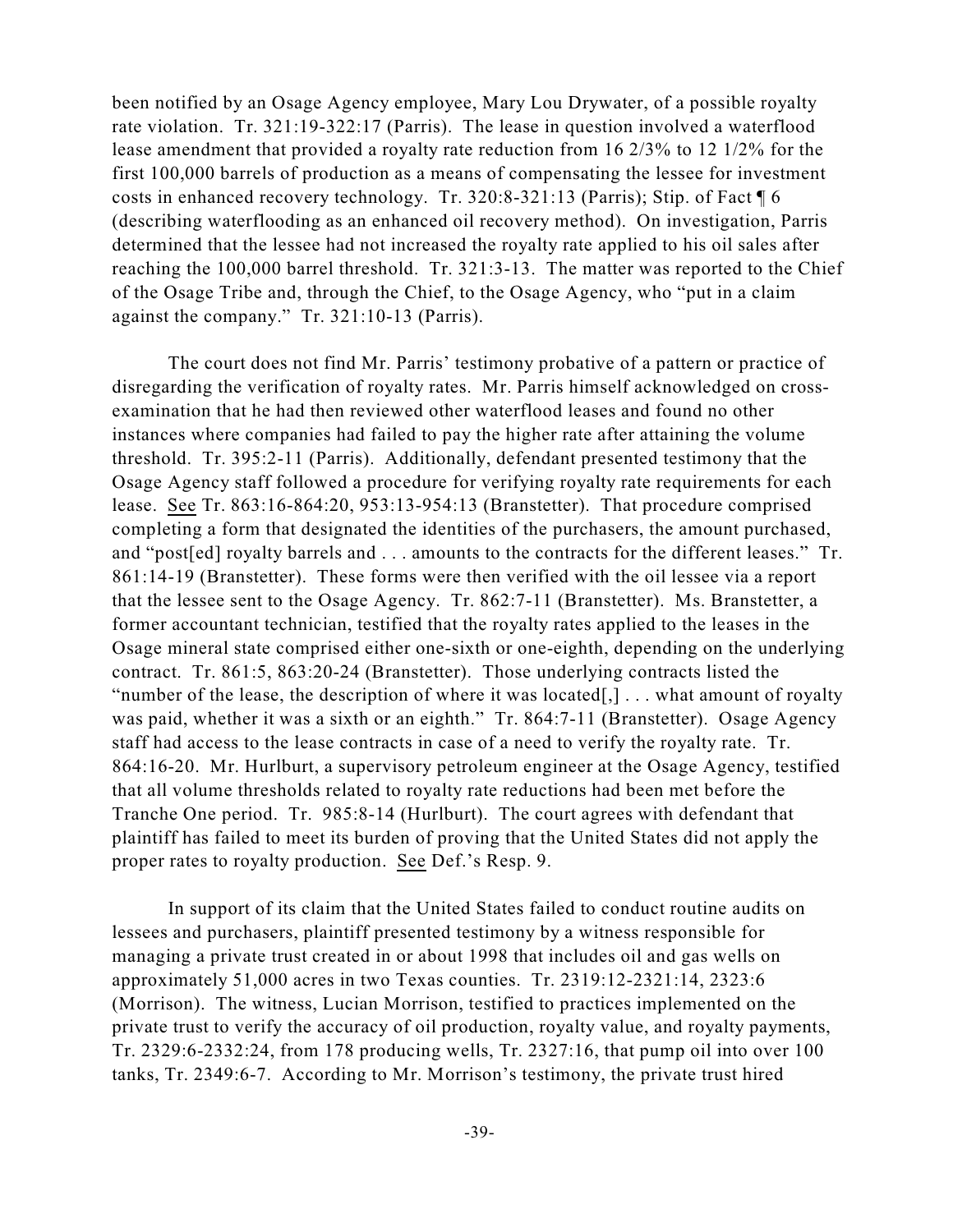been notified by an Osage Agency employee, Mary Lou Drywater, of a possible royalty rate violation. Tr. 321:19-322:17 (Parris). The lease in question involved a waterflood lease amendment that provided a royalty rate reduction from 16 2/3% to 12 1/2% for the first 100,000 barrels of production as a means of compensating the lessee for investment costs in enhanced recovery technology. Tr. 320:8-321:13 (Parris); Stip. of Fact ¶ 6 (describing waterflooding as an enhanced oil recovery method). On investigation, Parris determined that the lessee had not increased the royalty rate applied to his oil sales after reaching the 100,000 barrel threshold. Tr. 321:3-13. The matter was reported to the Chief of the Osage Tribe and, through the Chief, to the Osage Agency, who "put in a claim against the company." Tr. 321:10-13 (Parris).

The court does not find Mr. Parris' testimony probative of a pattern or practice of disregarding the verification of royalty rates. Mr. Parris himself acknowledged on cross-examination that he had then reviewed other waterflood leases and found no other instances where companies had failed to pay the higher rate after attaining the volume threshold. Tr. 395:2-11 (Parris). Additionally, defendant presented testimony that the Osage Agency staff followed a procedure for verifying royalty rate requirements for each lease. See Tr. 863:16-864:20, 953:13-954:13 (Branstetter). That procedure comprised completing a form that designated the identities of the purchasers, the amount purchased, and "post[ed] royalty barrels and . . . amounts to the contracts for the different leases." Tr. 861:14-19 (Branstetter). These forms were then verified with the oil lessee via a report that the lessee sent to the Osage Agency. Tr. 862:7-11 (Branstetter). Ms. Branstetter, a former accountant technician, testified that the royalty rates applied to the leases in the Osage mineral state comprised either one-sixth or one-eighth, depending on the underlying contract. Tr. 861:5, 863:20-24 (Branstetter). Those underlying contracts listed the "number of the lease, the description of where it was located[,] . . . what amount of royalty was paid, whether it was a sixth or an eighth." Tr. 864:7-11 (Branstetter). Osage Agency staff had access to the lease contracts in case of a need to verify the royalty rate. Tr. 864:16-20. Mr. Hurlburt, a supervisory petroleum engineer at the Osage Agency, testified that all volume thresholds related to royalty rate reductions had been met before the Tranche One period. Tr. 985:8-14 (Hurlburt). The court agrees with defendant that plaintiff has failed to meet its burden of proving that the United States did not apply the proper rates to royalty production. See Def.'s Resp. 9.

In support of its claim that the United States failed to conduct routine audits on lessees and purchasers, plaintiff presented testimony by a witness responsible for managing a private trust created in or about 1998 that includes oil and gas wells on approximately 51,000 acres in two Texas counties. Tr. 2319:12-2321:14, 2323:6 (Morrison). The witness, Lucian Morrison, testified to practices implemented on the private trust to verify the accuracy of oil production, royalty value, and royalty payments, Tr. 2329:6-2332:24, from 178 producing wells, Tr. 2327:16, that pump oil into over 100 tanks, Tr. 2349:6-7. According to Mr. Morrison's testimony, the private trust hired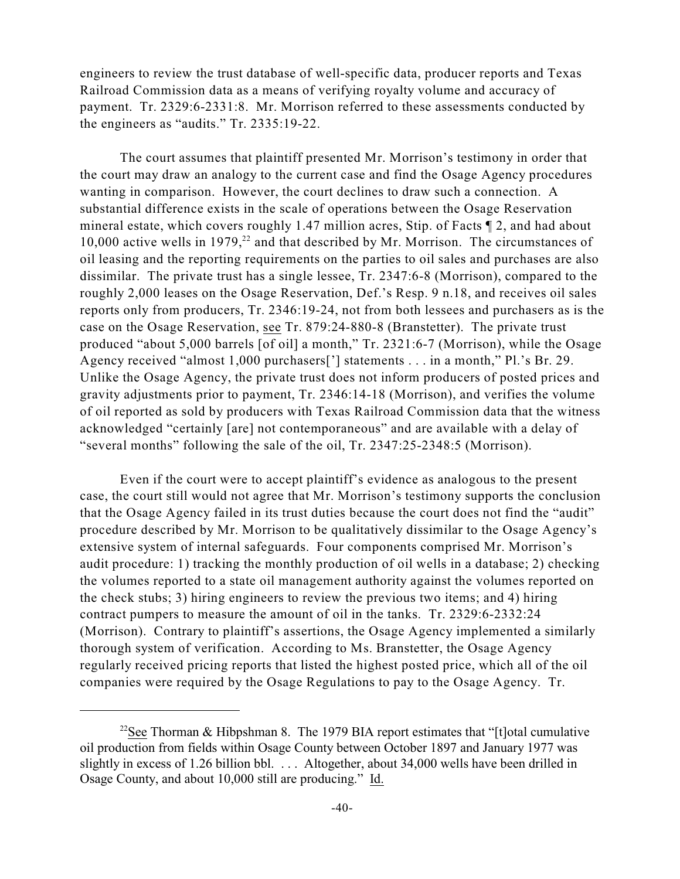engineers to review the trust database of well-specific data, producer reports and Texas Railroad Commission data as a means of verifying royalty volume and accuracy of payment. Tr. 2329:6-2331:8. Mr. Morrison referred to these assessments conducted by the engineers as "audits." Tr. 2335:19-22.

The court assumes that plaintiff presented Mr. Morrison's testimony in order that the court may draw an analogy to the current case and find the Osage Agency procedures wanting in comparison. However, the court declines to draw such a connection. A substantial difference exists in the scale of operations between the Osage Reservation mineral estate, which covers roughly 1.47 million acres, Stip. of Facts ¶ 2, and had about 10,000 active wells in 1979,[22] and that described by Mr. Morrison. The circumstances of oil leasing and the reporting requirements on the parties to oil sales and purchases are also dissimilar. The private trust has a single lessee, Tr. 2347:6-8 (Morrison), compared to the roughly 2,000 leases on the Osage Reservation, Def.'s Resp. 9 n.18, and receives oil sales reports only from producers, Tr. 2346:19-24, not from both lessees and purchasers as is the case on the Osage Reservation, see Tr. 879:24-880-8 (Branstetter). The private trust produced "about 5,000 barrels [of oil] a month," Tr. 2321:6-7 (Morrison), while the Osage Agency received "almost 1,000 purchasers['] statements . . . in a month," Pl.'s Br. 29. Unlike the Osage Agency, the private trust does not inform producers of posted prices and gravity adjustments prior to payment, Tr. 2346:14-18 (Morrison), and verifies the volume of oil reported as sold by producers with Texas Railroad Commission data that the witness acknowledged "certainly [are] not contemporaneous" and are available with a delay of "several months" following the sale of the oil, Tr. 2347:25-2348:5 (Morrison).

Even if the court were to accept plaintiff's evidence as analogous to the present case, the court still would not agree that Mr. Morrison's testimony supports the conclusion that the Osage Agency failed in its trust duties because the court does not find the "audit" procedure described by Mr. Morrison to be qualitatively dissimilar to the Osage Agency's extensive system of internal safeguards. Four components comprised Mr. Morrison's audit procedure: 1) tracking the monthly production of oil wells in a database; 2) checking the volumes reported to a state oil management authority against the volumes reported on the check stubs; 3) hiring engineers to review the previous two items; and 4) hiring contract pumpers to measure the amount of oil in the tanks. Tr. 2329:6-2332:24 (Morrison). Contrary to plaintiff's assertions, the Osage Agency implemented a similarly thorough system of verification. According to Ms. Branstetter, the Osage Agency regularly received pricing reports that listed the highest posted price, which all of the oil companies were required by the Osage Regulations to pay to the Osage Agency. Tr.

[22] See Thorman & Hibpshman 8. The 1979 BIA report estimates that "[t]otal cumulative oil production from fields within Osage County between October 1897 and January 1977 was slightly in excess of 1.26 billion bbl. . . . Altogether, about 34,000 wells have been drilled in Osage County, and about 10,000 still are producing." Id.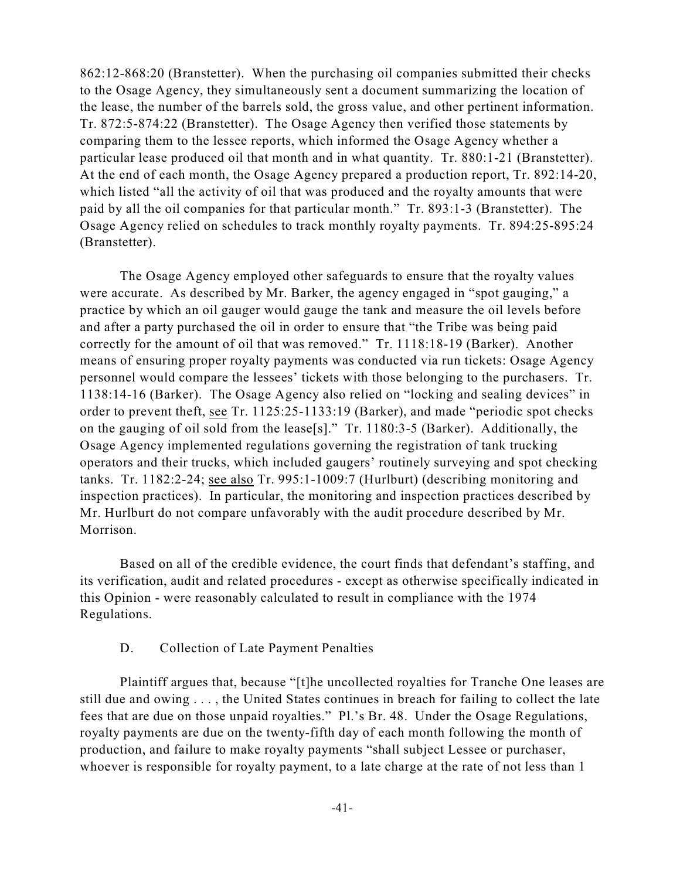862:12-868:20 (Branstetter). When the purchasing oil companies submitted their checks to the Osage Agency, they simultaneously sent a document summarizing the location of the lease, the number of the barrels sold, the gross value, and other pertinent information. Tr. 872:5-874:22 (Branstetter). The Osage Agency then verified those statements by comparing them to the lessee reports, which informed the Osage Agency whether a particular lease produced oil that month and in what quantity. Tr. 880:1-21 (Branstetter). At the end of each month, the Osage Agency prepared a production report, Tr. 892:14-20, which listed "all the activity of oil that was produced and the royalty amounts that were paid by all the oil companies for that particular month." Tr. 893:1-3 (Branstetter). The Osage Agency relied on schedules to track monthly royalty payments. Tr. 894:25-895:24 (Branstetter).

The Osage Agency employed other safeguards to ensure that the royalty values were accurate. As described by Mr. Barker, the agency engaged in "spot gauging," a practice by which an oil gauger would gauge the tank and measure the oil levels before and after a party purchased the oil in order to ensure that "the Tribe was being paid correctly for the amount of oil that was removed." Tr. 1118:18-19 (Barker). Another means of ensuring proper royalty payments was conducted via run tickets: Osage Agency personnel would compare the lessees' tickets with those belonging to the purchasers. Tr. 1138:14-16 (Barker). The Osage Agency also relied on "locking and sealing devices" in order to prevent theft, see Tr. 1125:25-1133:19 (Barker), and made "periodic spot checks on the gauging of oil sold from the lease[s]." Tr. 1180:3-5 (Barker). Additionally, the Osage Agency implemented regulations governing the registration of tank trucking operators and their trucks, which included gaugers' routinely surveying and spot checking tanks. Tr. 1182:2-24; see also Tr. 995:1-1009:7 (Hurlburt) (describing monitoring and inspection practices). In particular, the monitoring and inspection practices described by Mr. Hurlburt do not compare unfavorably with the audit procedure described by Mr. Morrison.

Based on all of the credible evidence, the court finds that defendant's staffing, and its verification, audit and related procedures - except as otherwise specifically indicated in this Opinion - were reasonably calculated to result in compliance with the 1974 Regulations.

### D. Collection of Late Payment Penalties

Plaintiff argues that, because "[t]he uncollected royalties for Tranche One leases are still due and owing . . . , the United States continues in breach for failing to collect the late fees that are due on those unpaid royalties." Pl.'s Br. 48. Under the Osage Regulations, royalty payments are due on the twenty-fifth day of each month following the month of production, and failure to make royalty payments "shall subject Lessee or purchaser, whoever is responsible for royalty payment, to a late charge at the rate of not less than 1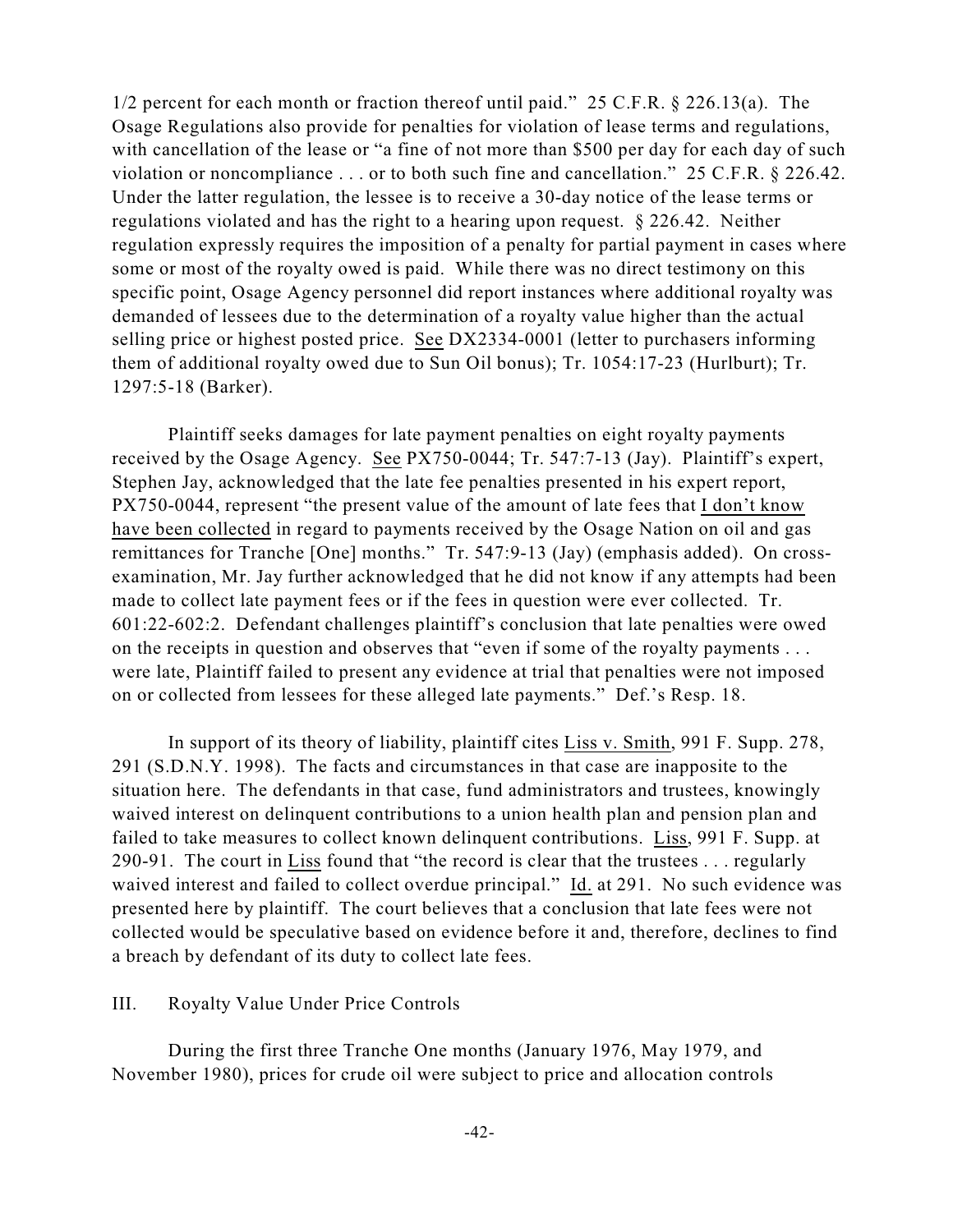1/2 percent for each month or fraction thereof until paid." 25 C.F.R. § 226.13(a). The Osage Regulations also provide for penalties for violation of lease terms and regulations, with cancellation of the lease or "a fine of not more than $500 per day for each day of such violation or noncompliance . . . or to both such fine and cancellation." 25 C.F.R. § 226.42. Under the latter regulation, the lessee is to receive a 30-day notice of the lease terms or regulations violated and has the right to a hearing upon request. § 226.42. Neither regulation expressly requires the imposition of a penalty for partial payment in cases where some or most of the royalty owed is paid. While there was no direct testimony on this specific point, Osage Agency personnel did report instances where additional royalty was demanded of lessees due to the determination of a royalty value higher than the actual selling price or highest posted price. See DX2334-0001 (letter to purchasers informing them of additional royalty owed due to Sun Oil bonus); Tr. 1054:17-23 (Hurlburt); Tr. 1297:5-18 (Barker).

Plaintiff seeks damages for late payment penalties on eight royalty payments received by the Osage Agency. See PX750-0044; Tr. 547:7-13 (Jay). Plaintiff's expert, Stephen Jay, acknowledged that the late fee penalties presented in his expert report, PX750-0044, represent "the present value of the amount of late fees that I don't know have been collected in regard to payments received by the Osage Nation on oil and gas remittances for Tranche [One] months." Tr. 547:9-13 (Jay) (emphasis added). On cross-examination, Mr. Jay further acknowledged that he did not know if any attempts had been made to collect late payment fees or if the fees in question were ever collected. Tr. 601:22-602:2. Defendant challenges plaintiff's conclusion that late penalties were owed on the receipts in question and observes that "even if some of the royalty payments . . . were late, Plaintiff failed to present any evidence at trial that penalties were not imposed on or collected from lessees for these alleged late payments." Def.'s Resp. 18.

In support of its theory of liability, plaintiff cites Liss v. Smith, 991 F. Supp. 278, 291 (S.D.N.Y. 1998). The facts and circumstances in that case are inapposite to the situation here. The defendants in that case, fund administrators and trustees, knowingly waived interest on delinquent contributions to a union health plan and pension plan and failed to take measures to collect known delinquent contributions. Liss, 991 F. Supp. at 290-91. The court in Liss found that "the record is clear that the trustees . . . regularly waived interest and failed to collect overdue principal." Id. at 291. No such evidence was presented here by plaintiff. The court believes that a conclusion that late fees were not collected would be speculative based on evidence before it and, therefore, declines to find a breach by defendant of its duty to collect late fees.

## III. Royalty Value Under Price Controls

During the first three Tranche One months (January 1976, May 1979, and November 1980), prices for crude oil were subject to price and allocation controls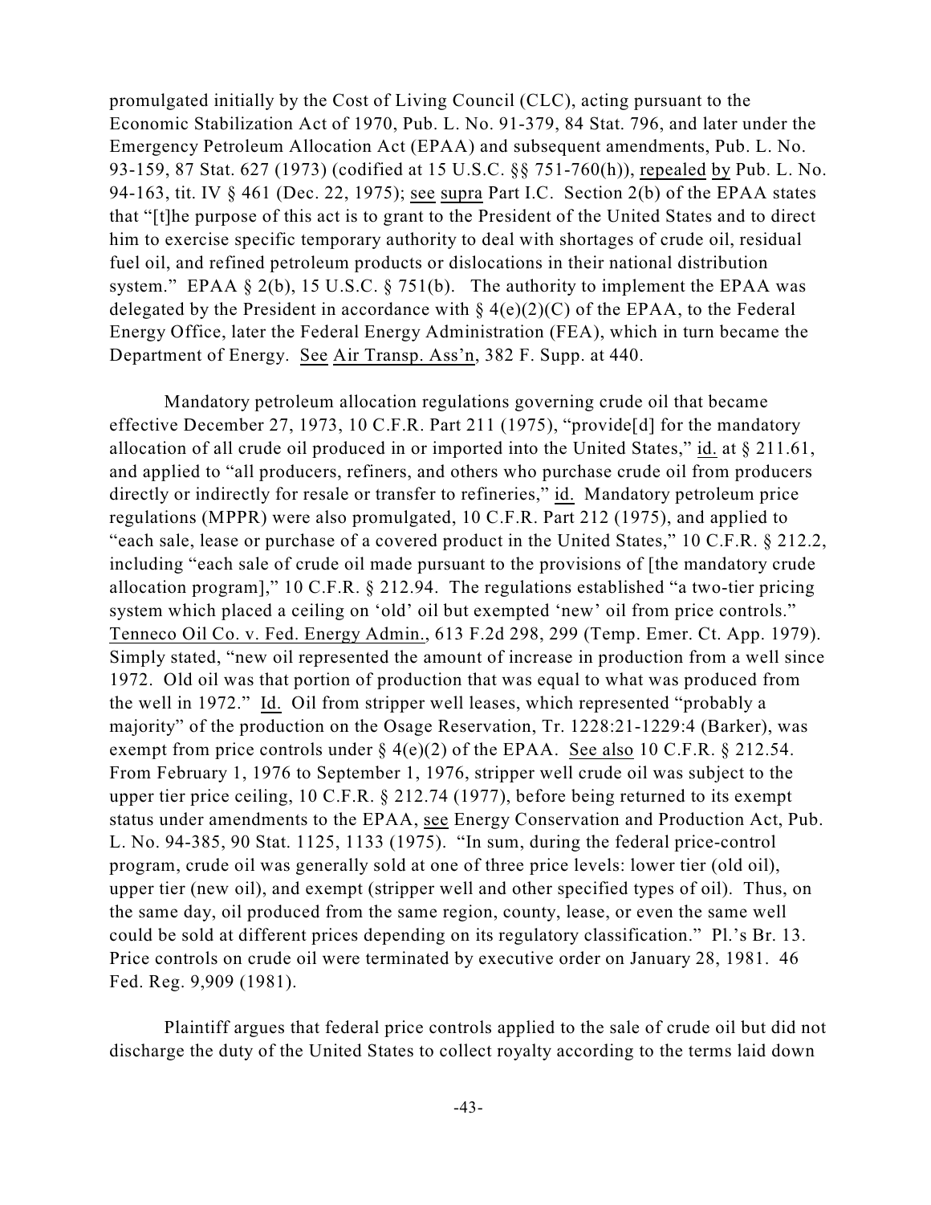promulgated initially by the Cost of Living Council (CLC), acting pursuant to the Economic Stabilization Act of 1970, Pub. L. No. 91-379, 84 Stat. 796, and later under the Emergency Petroleum Allocation Act (EPAA) and subsequent amendments, Pub. L. No. 93-159, 87 Stat. 627 (1973) (codified at 15 U.S.C. §§ 751-760(h)), repealed by Pub. L. No. 94-163, tit. IV § 461 (Dec. 22, 1975); see supra Part I.C. Section 2(b) of the EPAA states that "[t]he purpose of this act is to grant to the President of the United States and to direct him to exercise specific temporary authority to deal with shortages of crude oil, residual fuel oil, and refined petroleum products or dislocations in their national distribution system." EPAA § 2(b), 15 U.S.C. § 751(b). The authority to implement the EPAA was delegated by the President in accordance with § 4(e)(2)(C) of the EPAA, to the Federal Energy Office, later the Federal Energy Administration (FEA), which in turn became the Department of Energy. See Air Transp. Ass'n, 382 F. Supp. at 440.

Mandatory petroleum allocation regulations governing crude oil that became effective December 27, 1973, 10 C.F.R. Part 211 (1975), "provide[d] for the mandatory allocation of all crude oil produced in or imported into the United States," id. at § 211.61, and applied to "all producers, refiners, and others who purchase crude oil from producers directly or indirectly for resale or transfer to refineries," id. Mandatory petroleum price regulations (MPPR) were also promulgated, 10 C.F.R. Part 212 (1975), and applied to "each sale, lease or purchase of a covered product in the United States," 10 C.F.R. § 212.2, including "each sale of crude oil made pursuant to the provisions of [the mandatory crude allocation program]," 10 C.F.R. § 212.94. The regulations established "a two-tier pricing system which placed a ceiling on 'old' oil but exempted 'new' oil from price controls." Tenneco Oil Co. v. Fed. Energy Admin., 613 F.2d 298, 299 (Temp. Emer. Ct. App. 1979). Simply stated, "new oil represented the amount of increase in production from a well since 1972. Old oil was that portion of production that was equal to what was produced from the well in 1972." Id. Oil from stripper well leases, which represented "probably a majority" of the production on the Osage Reservation, Tr. 1228:21-1229:4 (Barker), was exempt from price controls under § 4(e)(2) of the EPAA. See also 10 C.F.R. § 212.54. From February 1, 1976 to September 1, 1976, stripper well crude oil was subject to the upper tier price ceiling, 10 C.F.R. § 212.74 (1977), before being returned to its exempt status under amendments to the EPAA, see Energy Conservation and Production Act, Pub. L. No. 94-385, 90 Stat. 1125, 1133 (1975). "In sum, during the federal price-control program, crude oil was generally sold at one of three price levels: lower tier (old oil), upper tier (new oil), and exempt (stripper well and other specified types of oil). Thus, on the same day, oil produced from the same region, county, lease, or even the same well could be sold at different prices depending on its regulatory classification." Pl.'s Br. 13. Price controls on crude oil were terminated by executive order on January 28, 1981. 46 Fed. Reg. 9,909 (1981).

Plaintiff argues that federal price controls applied to the sale of crude oil but did not discharge the duty of the United States to collect royalty according to the terms laid down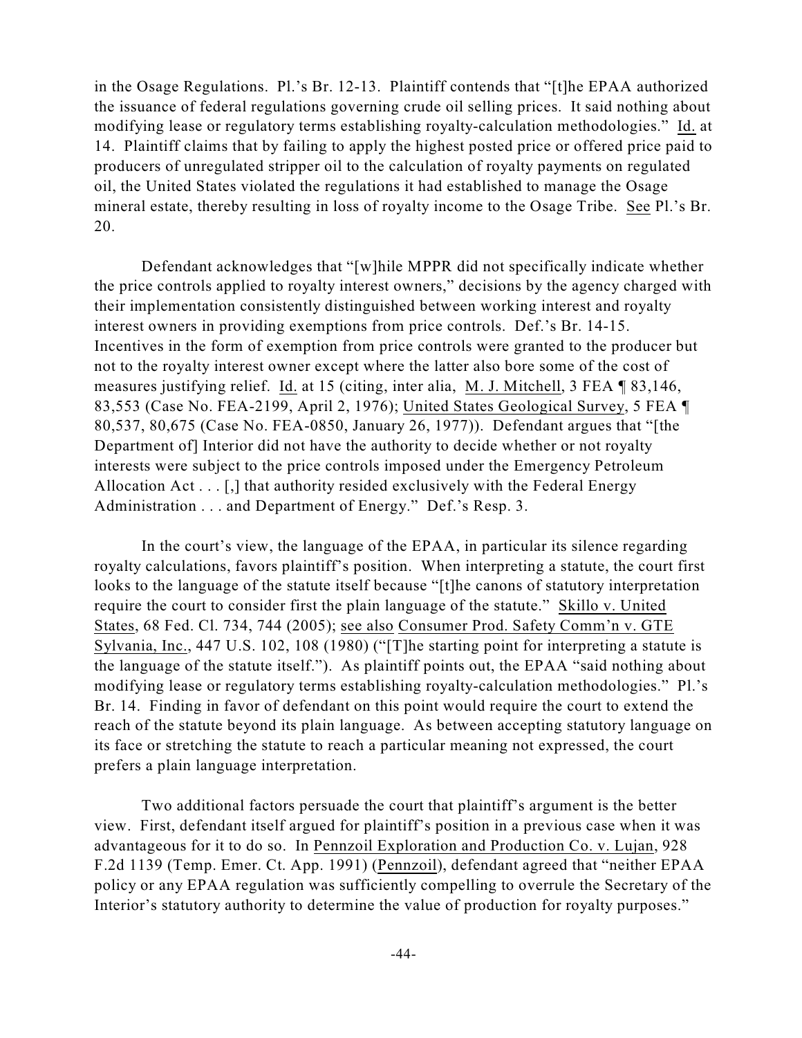in the Osage Regulations. Pl.'s Br. 12-13. Plaintiff contends that "[t]he EPAA authorized the issuance of federal regulations governing crude oil selling prices. It said nothing about modifying lease or regulatory terms establishing royalty-calculation methodologies." Id. at 14. Plaintiff claims that by failing to apply the highest posted price or offered price paid to producers of unregulated stripper oil to the calculation of royalty payments on regulated oil, the United States violated the regulations it had established to manage the Osage mineral estate, thereby resulting in loss of royalty income to the Osage Tribe. See Pl.'s Br. 20.

Defendant acknowledges that "[w]hile MPPR did not specifically indicate whether the price controls applied to royalty interest owners," decisions by the agency charged with their implementation consistently distinguished between working interest and royalty interest owners in providing exemptions from price controls. Def.'s Br. 14-15. Incentives in the form of exemption from price controls were granted to the producer but not to the royalty interest owner except where the latter also bore some of the cost of measures justifying relief. Id. at 15 (citing, inter alia, M. J. Mitchell, 3 FEA ¶ 83,146, 83,553 (Case No. FEA-2199, April 2, 1976); United States Geological Survey, 5 FEA ¶ 80,537, 80,675 (Case No. FEA-0850, January 26, 1977)). Defendant argues that "[the Department of] Interior did not have the authority to decide whether or not royalty interests were subject to the price controls imposed under the Emergency Petroleum Allocation Act . . . [,] that authority resided exclusively with the Federal Energy Administration . . . and Department of Energy." Def.'s Resp. 3.

In the court's view, the language of the EPAA, in particular its silence regarding royalty calculations, favors plaintiff's position. When interpreting a statute, the court first looks to the language of the statute itself because "[t]he canons of statutory interpretation require the court to consider first the plain language of the statute." Skillo v. United States, 68 Fed. Cl. 734, 744 (2005); see also Consumer Prod. Safety Comm'n v. GTE Sylvania, Inc., 447 U.S. 102, 108 (1980) ("[T]he starting point for interpreting a statute is the language of the statute itself."). As plaintiff points out, the EPAA "said nothing about modifying lease or regulatory terms establishing royalty-calculation methodologies." Pl.'s Br. 14. Finding in favor of defendant on this point would require the court to extend the reach of the statute beyond its plain language. As between accepting statutory language on its face or stretching the statute to reach a particular meaning not expressed, the court prefers a plain language interpretation.

Two additional factors persuade the court that plaintiff's argument is the better view. First, defendant itself argued for plaintiff's position in a previous case when it was advantageous for it to do so. In Pennzoil Exploration and Production Co. v. Lujan, 928 F.2d 1139 (Temp. Emer. Ct. App. 1991) (Pennzoil), defendant agreed that "neither EPAA policy or any EPAA regulation was sufficiently compelling to overrule the Secretary of the Interior's statutory authority to determine the value of production for royalty purposes."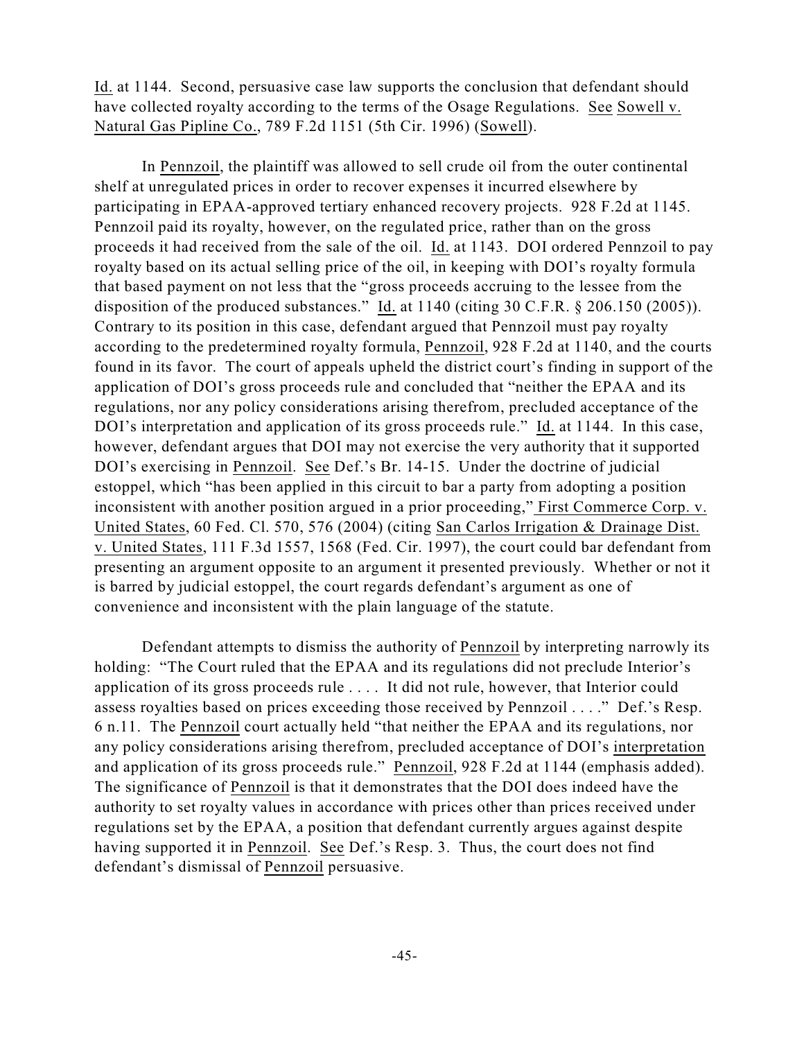Id. at 1144. Second, persuasive case law supports the conclusion that defendant should have collected royalty according to the terms of the Osage Regulations. See Sowell v. Natural Gas Pipline Co., 789 F.2d 1151 (5th Cir. 1996) (Sowell).

In Pennzoil, the plaintiff was allowed to sell crude oil from the outer continental shelf at unregulated prices in order to recover expenses it incurred elsewhere by participating in EPAA-approved tertiary enhanced recovery projects. 928 F.2d at 1145. Pennzoil paid its royalty, however, on the regulated price, rather than on the gross proceeds it had received from the sale of the oil. Id. at 1143. DOI ordered Pennzoil to pay royalty based on its actual selling price of the oil, in keeping with DOI's royalty formula that based payment on not less that the "gross proceeds accruing to the lessee from the disposition of the produced substances." Id. at 1140 (citing 30 C.F.R. § 206.150 (2005)). Contrary to its position in this case, defendant argued that Pennzoil must pay royalty according to the predetermined royalty formula, Pennzoil, 928 F.2d at 1140, and the courts found in its favor. The court of appeals upheld the district court's finding in support of the application of DOI's gross proceeds rule and concluded that "neither the EPAA and its regulations, nor any policy considerations arising therefrom, precluded acceptance of the DOI's interpretation and application of its gross proceeds rule." Id. at 1144. In this case, however, defendant argues that DOI may not exercise the very authority that it supported DOI's exercising in Pennzoil. See Def.'s Br. 14-15. Under the doctrine of judicial estoppel, which "has been applied in this circuit to bar a party from adopting a position inconsistent with another position argued in a prior proceeding," First Commerce Corp. v. United States, 60 Fed. Cl. 570, 576 (2004) (citing San Carlos Irrigation & Drainage Dist. v. United States, 111 F.3d 1557, 1568 (Fed. Cir. 1997), the court could bar defendant from presenting an argument opposite to an argument it presented previously. Whether or not it is barred by judicial estoppel, the court regards defendant's argument as one of convenience and inconsistent with the plain language of the statute.

Defendant attempts to dismiss the authority of Pennzoil by interpreting narrowly its holding: "The Court ruled that the EPAA and its regulations did not preclude Interior's application of its gross proceeds rule . . . . It did not rule, however, that Interior could assess royalties based on prices exceeding those received by Pennzoil . . . ." Def.'s Resp. 6 n.11. The Pennzoil court actually held "that neither the EPAA and its regulations, nor any policy considerations arising therefrom, precluded acceptance of DOI's interpretation and application of its gross proceeds rule." Pennzoil, 928 F.2d at 1144 (emphasis added). The significance of Pennzoil is that it demonstrates that the DOI does indeed have the authority to set royalty values in accordance with prices other than prices received under regulations set by the EPAA, a position that defendant currently argues against despite having supported it in Pennzoil. See Def.'s Resp. 3. Thus, the court does not find defendant's dismissal of Pennzoil persuasive.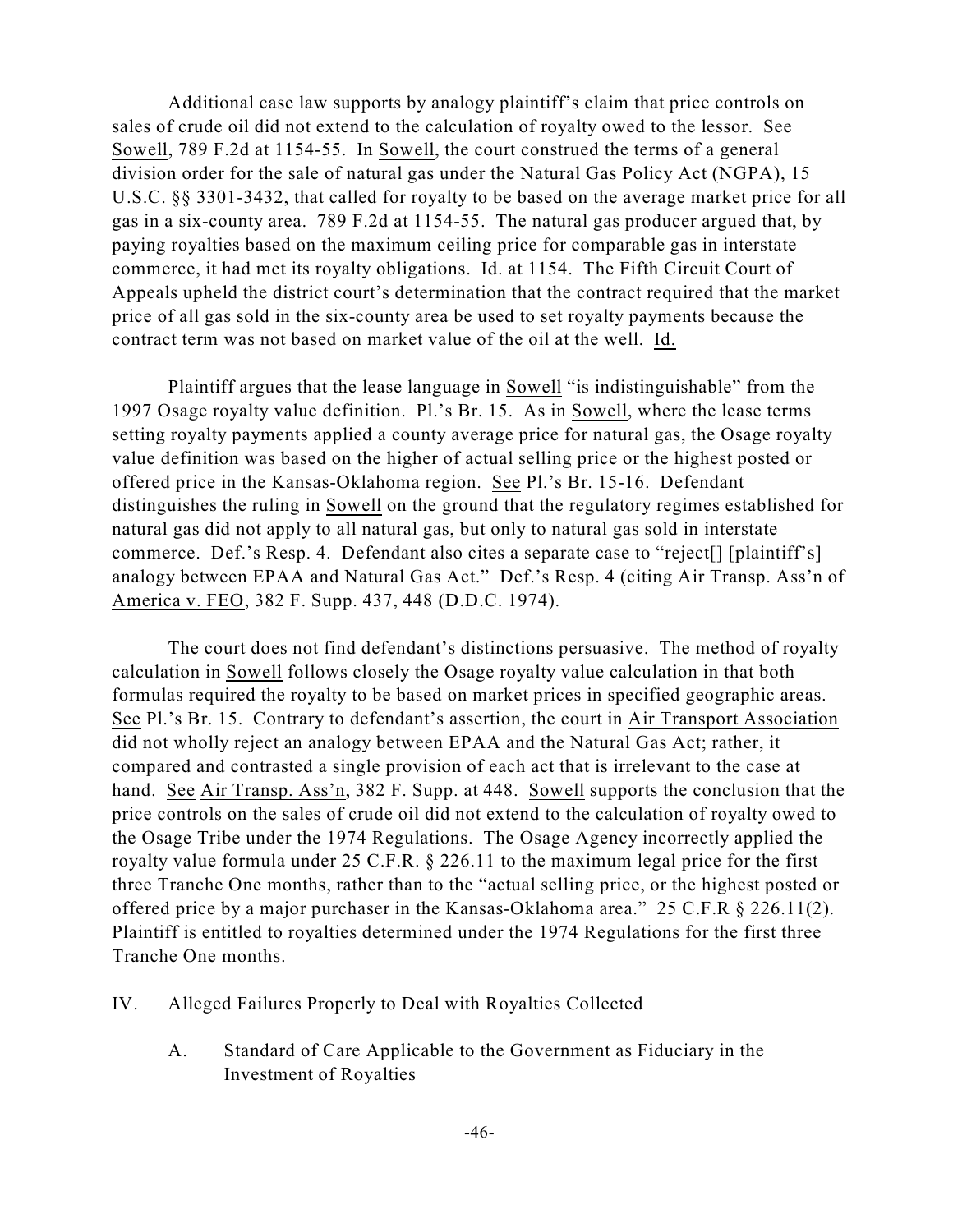Additional case law supports by analogy plaintiff's claim that price controls on sales of crude oil did not extend to the calculation of royalty owed to the lessor. See Sowell, 789 F.2d at 1154-55. In Sowell, the court construed the terms of a general division order for the sale of natural gas under the Natural Gas Policy Act (NGPA), 15 U.S.C. §§ 3301-3432, that called for royalty to be based on the average market price for all gas in a six-county area. 789 F.2d at 1154-55. The natural gas producer argued that, by paying royalties based on the maximum ceiling price for comparable gas in interstate commerce, it had met its royalty obligations. Id. at 1154. The Fifth Circuit Court of Appeals upheld the district court's determination that the contract required that the market price of all gas sold in the six-county area be used to set royalty payments because the contract term was not based on market value of the oil at the well. Id.

Plaintiff argues that the lease language in Sowell "is indistinguishable" from the 1997 Osage royalty value definition. Pl.'s Br. 15. As in Sowell, where the lease terms setting royalty payments applied a county average price for natural gas, the Osage royalty value definition was based on the higher of actual selling price or the highest posted or offered price in the Kansas-Oklahoma region. See Pl.'s Br. 15-16. Defendant distinguishes the ruling in Sowell on the ground that the regulatory regimes established for natural gas did not apply to all natural gas, but only to natural gas sold in interstate commerce. Def.'s Resp. 4. Defendant also cites a separate case to "reject[] [plaintiff's] analogy between EPAA and Natural Gas Act." Def.'s Resp. 4 (citing Air Transp. Ass'n of America v. FEO, 382 F. Supp. 437, 448 (D.D.C. 1974).

The court does not find defendant's distinctions persuasive. The method of royalty calculation in Sowell follows closely the Osage royalty value calculation in that both formulas required the royalty to be based on market prices in specified geographic areas. See Pl.'s Br. 15. Contrary to defendant's assertion, the court in Air Transport Association did not wholly reject an analogy between EPAA and the Natural Gas Act; rather, it compared and contrasted a single provision of each act that is irrelevant to the case at hand. See Air Transp. Ass'n, 382 F. Supp. at 448. Sowell supports the conclusion that the price controls on the sales of crude oil did not extend to the calculation of royalty owed to the Osage Tribe under the 1974 Regulations. The Osage Agency incorrectly applied the royalty value formula under 25 C.F.R. § 226.11 to the maximum legal price for the first three Tranche One months, rather than to the "actual selling price, or the highest posted or offered price by a major purchaser in the Kansas-Oklahoma area." 25 C.F.R § 226.11(2). Plaintiff is entitled to royalties determined under the 1974 Regulations for the first three Tranche One months.

## IV. Alleged Failures Properly to Deal with Royalties Collected

### A. Standard of Care Applicable to the Government as Fiduciary in the Investment of Royalties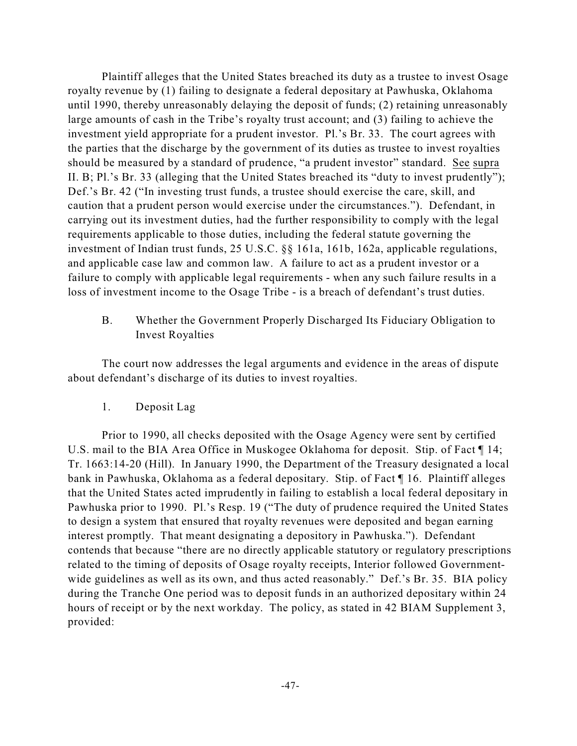Plaintiff alleges that the United States breached its duty as a trustee to invest Osage royalty revenue by (1) failing to designate a federal depositary at Pawhuska, Oklahoma until 1990, thereby unreasonably delaying the deposit of funds; (2) retaining unreasonably large amounts of cash in the Tribe's royalty trust account; and (3) failing to achieve the investment yield appropriate for a prudent investor. Pl.'s Br. 33. The court agrees with the parties that the discharge by the government of its duties as trustee to invest royalties should be measured by a standard of prudence, "a prudent investor" standard. See supra II. B; Pl.'s Br. 33 (alleging that the United States breached its "duty to invest prudently"); Def.'s Br. 42 ("In investing trust funds, a trustee should exercise the care, skill, and caution that a prudent person would exercise under the circumstances."). Defendant, in carrying out its investment duties, had the further responsibility to comply with the legal requirements applicable to those duties, including the federal statute governing the investment of Indian trust funds, 25 U.S.C. §§ 161a, 161b, 162a, applicable regulations, and applicable case law and common law. A failure to act as a prudent investor or a failure to comply with applicable legal requirements - when any such failure results in a loss of investment income to the Osage Tribe - is a breach of defendant's trust duties.

### B. Whether the Government Properly Discharged Its Fiduciary Obligation to Invest Royalties

The court now addresses the legal arguments and evidence in the areas of dispute about defendant's discharge of its duties to invest royalties.

#### 1. Deposit Lag

Prior to 1990, all checks deposited with the Osage Agency were sent by certified U.S. mail to the BIA Area Office in Muskogee Oklahoma for deposit. Stip. of Fact ¶ 14; Tr. 1663:14-20 (Hill). In January 1990, the Department of the Treasury designated a local bank in Pawhuska, Oklahoma as a federal depositary. Stip. of Fact ¶ 16. Plaintiff alleges that the United States acted imprudently in failing to establish a local federal depositary in Pawhuska prior to 1990. Pl.'s Resp. 19 ("The duty of prudence required the United States to design a system that ensured that royalty revenues were deposited and began earning interest promptly. That meant designating a depository in Pawhuska."). Defendant contends that because "there are no directly applicable statutory or regulatory prescriptions related to the timing of deposits of Osage royalty receipts, Interior followed Government-wide guidelines as well as its own, and thus acted reasonably." Def.'s Br. 35. BIA policy during the Tranche One period was to deposit funds in an authorized depositary within 24 hours of receipt or by the next workday. The policy, as stated in 42 BIAM Supplement 3, provided: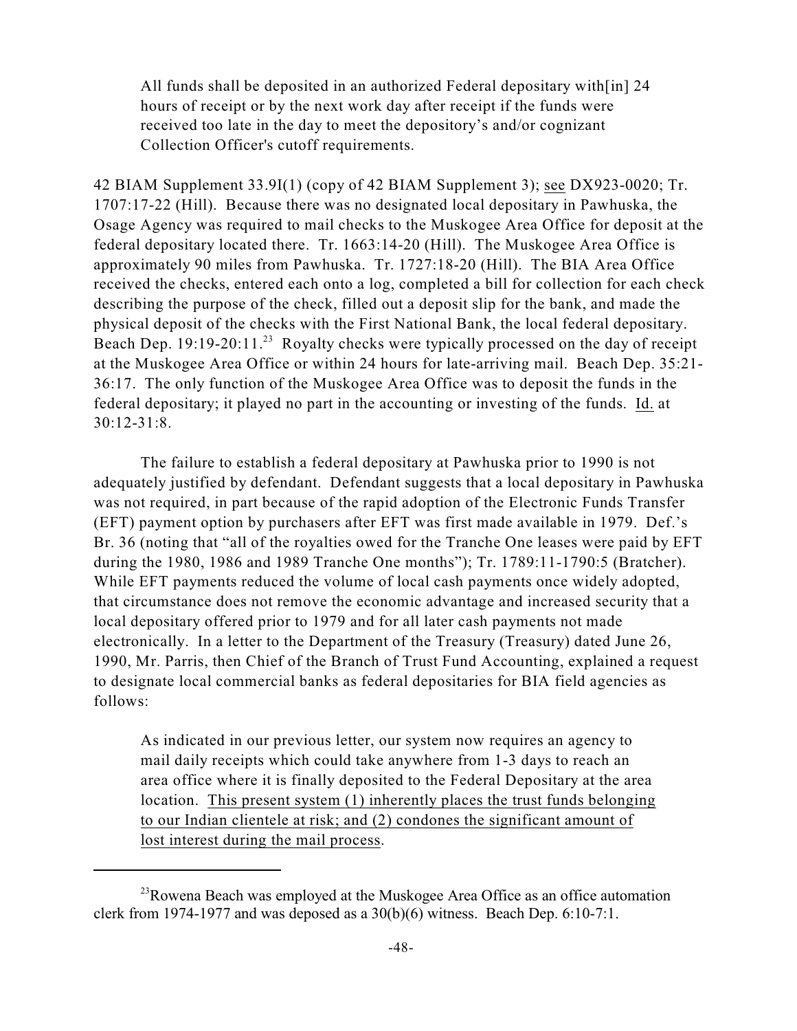> All funds shall be deposited in an authorized Federal depositary with[in] 24 hours of receipt or by the next work day after receipt if the funds were received too late in the day to meet the depository's and/or cognizant Collection Officer's cutoff requirements.

42 BIAM Supplement 33.9I(1) (copy of 42 BIAM Supplement 3); see DX923-0020; Tr. 1707:17-22 (Hill). Because there was no designated local depositary in Pawhuska, the Osage Agency was required to mail checks to the Muskogee Area Office for deposit at the federal depositary located there. Tr. 1663:14-20 (Hill). The Muskogee Area Office is approximately 90 miles from Pawhuska. Tr. 1727:18-20 (Hill). The BIA Area Office received the checks, entered each onto a log, completed a bill for collection for each check describing the purpose of the check, filled out a deposit slip for the bank, and made the physical deposit of the checks with the First National Bank, the local federal depositary. Beach Dep. 19:19-20:11.[23] Royalty checks were typically processed on the day of receipt at the Muskogee Area Office or within 24 hours for late-arriving mail. Beach Dep. 35:21-36:17. The only function of the Muskogee Area Office was to deposit the funds in the federal depositary; it played no part in the accounting or investing of the funds. Id. at 30:12-31:8.

The failure to establish a federal depositary at Pawhuska prior to 1990 is not adequately justified by defendant. Defendant suggests that a local depositary in Pawhuska was not required, in part because of the rapid adoption of the Electronic Funds Transfer (EFT) payment option by purchasers after EFT was first made available in 1979. Def.'s Br. 36 (noting that "all of the royalties owed for the Tranche One leases were paid by EFT during the 1980, 1986 and 1989 Tranche One months"); Tr. 1789:11-1790:5 (Bratcher). While EFT payments reduced the volume of local cash payments once widely adopted, that circumstance does not remove the economic advantage and increased security that a local depositary offered prior to 1979 and for all later cash payments not made electronically. In a letter to the Department of the Treasury (Treasury) dated June 26, 1990, Mr. Parris, then Chief of the Branch of Trust Fund Accounting, explained a request to designate local commercial banks as federal depositaries for BIA field agencies as follows:

> As indicated in our previous letter, our system now requires an agency to mail daily receipts which could take anywhere from 1-3 days to reach an area office where it is finally deposited to the Federal Depositary at the area location. This present system (1) inherently places the trust funds belonging to our Indian clientele at risk; and (2) condones the significant amount of lost interest during the mail process.

---

[23] Rowena Beach was employed at the Muskogee Area Office as an office automation clerk from 1974-1977 and was deposed as a 30(b)(6) witness. Beach Dep. 6:10-7:1.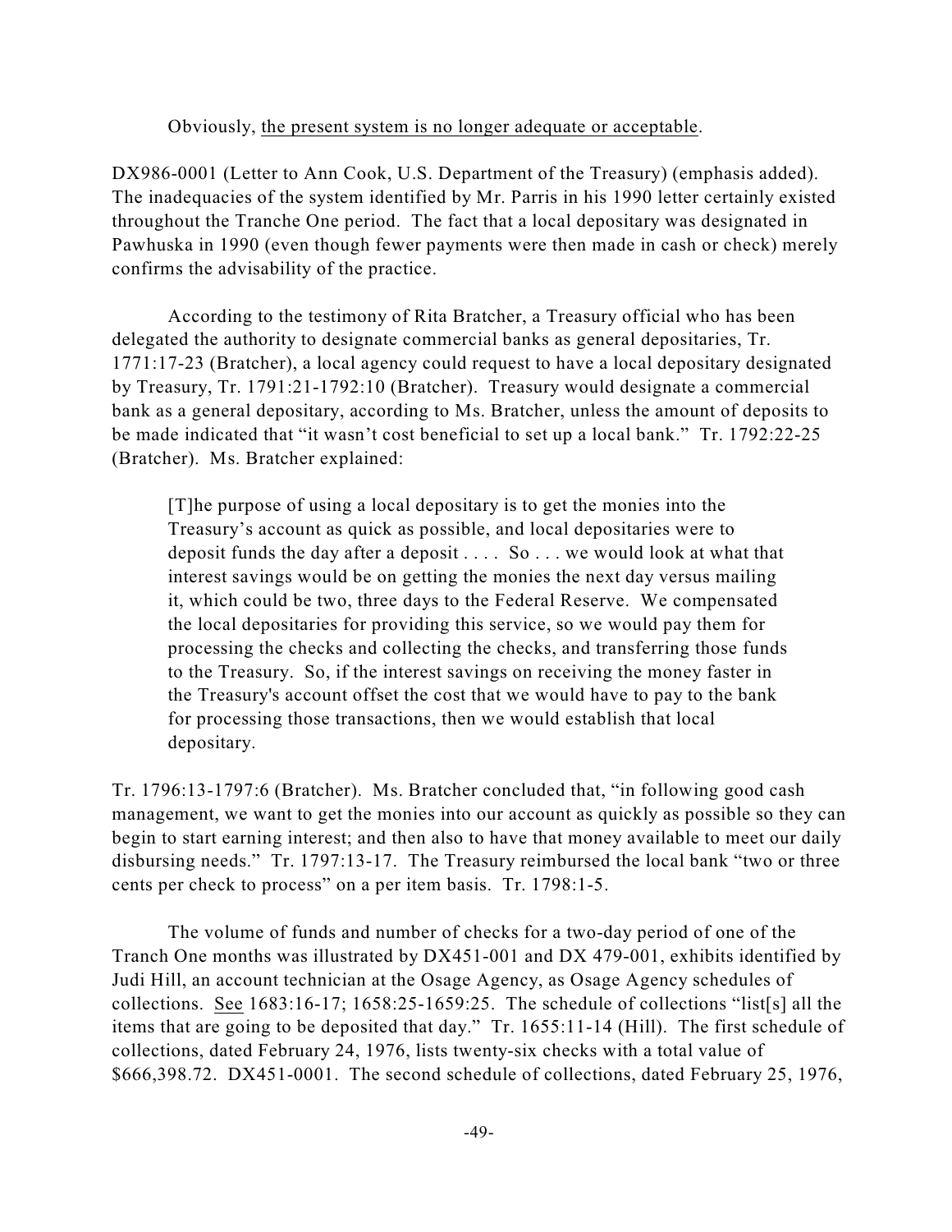Obviously, <u>the present system is no longer adequate or acceptable</u>.

DX986-0001 (Letter to Ann Cook, U.S. Department of the Treasury) (emphasis added). The inadequacies of the system identified by Mr. Parris in his 1990 letter certainly existed throughout the Tranche One period. The fact that a local depositary was designated in Pawhuska in 1990 (even though fewer payments were then made in cash or check) merely confirms the advisability of the practice.

According to the testimony of Rita Bratcher, a Treasury official who has been delegated the authority to designate commercial banks as general depositaries, Tr. 1771:17-23 (Bratcher), a local agency could request to have a local depositary designated by Treasury, Tr. 1791:21-1792:10 (Bratcher). Treasury would designate a commercial bank as a general depositary, according to Ms. Bratcher, unless the amount of deposits to be made indicated that "it wasn't cost beneficial to set up a local bank." Tr. 1792:22-25 (Bratcher). Ms. Bratcher explained:

> [T]he purpose of using a local depositary is to get the monies into the Treasury's account as quick as possible, and local depositaries were to deposit funds the day after a deposit . . . . So . . . we would look at what that interest savings would be on getting the monies the next day versus mailing it, which could be two, three days to the Federal Reserve. We compensated the local depositaries for providing this service, so we would pay them for processing the checks and collecting the checks, and transferring those funds to the Treasury. So, if the interest savings on receiving the money faster in the Treasury's account offset the cost that we would have to pay to the bank for processing those transactions, then we would establish that local depositary.

Tr. 1796:13-1797:6 (Bratcher). Ms. Bratcher concluded that, "in following good cash management, we want to get the monies into our account as quickly as possible so they can begin to start earning interest; and then also to have that money available to meet our daily disbursing needs." Tr. 1797:13-17. The Treasury reimbursed the local bank "two or three cents per check to process" on a per item basis. Tr. 1798:1-5.

The volume of funds and number of checks for a two-day period of one of the Tranch One months was illustrated by DX451-001 and DX 479-001, exhibits identified by Judi Hill, an account technician at the Osage Agency, as Osage Agency schedules of collections. <u>See</u> 1683:16-17; 1658:25-1659:25. The schedule of collections "list[s] all the items that are going to be deposited that day." Tr. 1655:11-14 (Hill). The first schedule of collections, dated February 24, 1976, lists twenty-six checks with a total value of $666,398.72. DX451-0001. The second schedule of collections, dated February 25, 1976,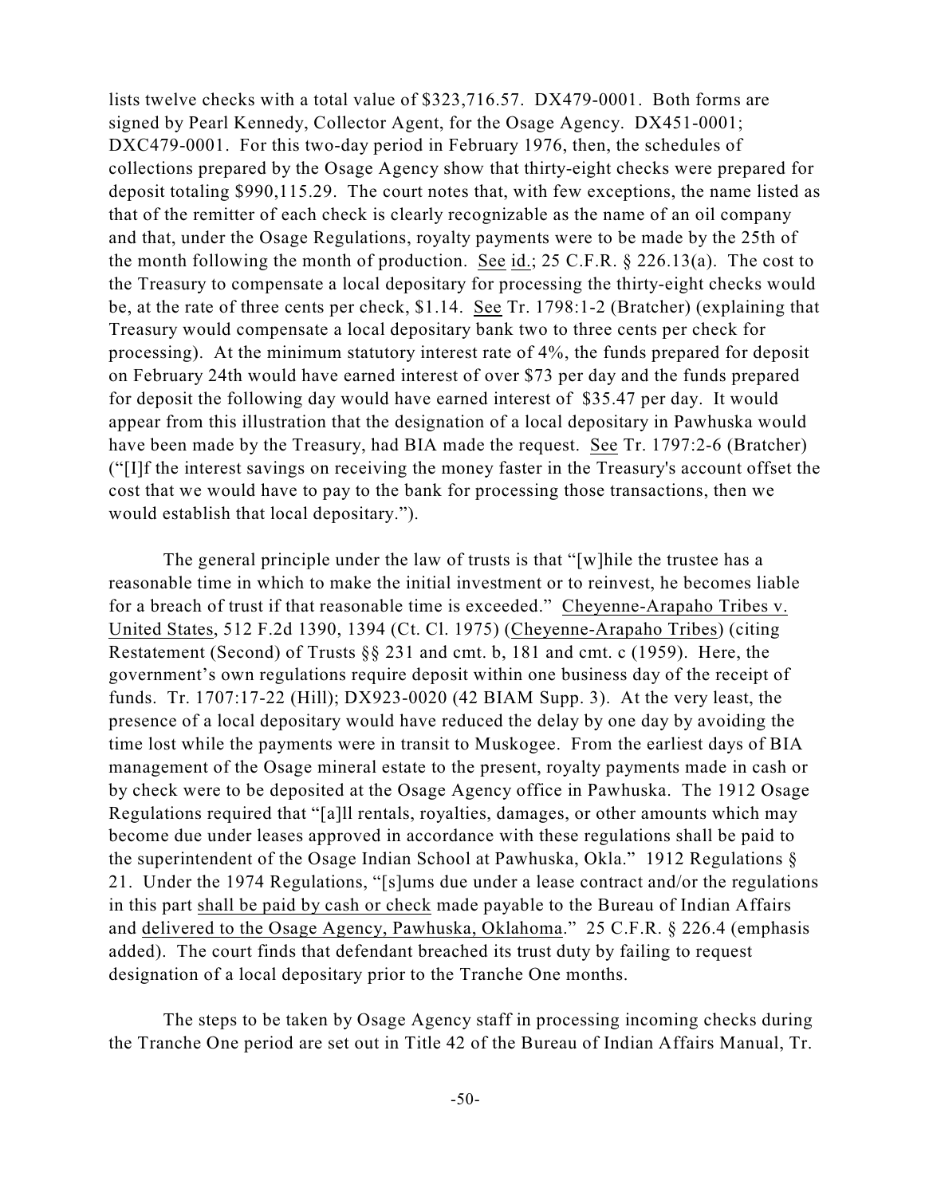lists twelve checks with a total value of $323,716.57. DX479-0001. Both forms are signed by Pearl Kennedy, Collector Agent, for the Osage Agency. DX451-0001; DXC479-0001. For this two-day period in February 1976, then, the schedules of collections prepared by the Osage Agency show that thirty-eight checks were prepared for deposit totaling $990,115.29. The court notes that, with few exceptions, the name listed as that of the remitter of each check is clearly recognizable as the name of an oil company and that, under the Osage Regulations, royalty payments were to be made by the 25th of the month following the month of production. See id.; 25 C.F.R. § 226.13(a). The cost to the Treasury to compensate a local depositary for processing the thirty-eight checks would be, at the rate of three cents per check, $1.14. See Tr. 1798:1-2 (Bratcher) (explaining that Treasury would compensate a local depositary bank two to three cents per check for processing). At the minimum statutory interest rate of 4%, the funds prepared for deposit on February 24th would have earned interest of over $73 per day and the funds prepared for deposit the following day would have earned interest of $35.47 per day. It would appear from this illustration that the designation of a local depositary in Pawhuska would have been made by the Treasury, had BIA made the request. See Tr. 1797:2-6 (Bratcher) ("[I]f the interest savings on receiving the money faster in the Treasury's account offset the cost that we would have to pay to the bank for processing those transactions, then we would establish that local depositary.").

The general principle under the law of trusts is that "[w]hile the trustee has a reasonable time in which to make the initial investment or to reinvest, he becomes liable for a breach of trust if that reasonable time is exceeded." Cheyenne-Arapaho Tribes v. United States, 512 F.2d 1390, 1394 (Ct. Cl. 1975) (Cheyenne-Arapaho Tribes) (citing Restatement (Second) of Trusts §§ 231 and cmt. b, 181 and cmt. c (1959). Here, the government's own regulations require deposit within one business day of the receipt of funds. Tr. 1707:17-22 (Hill); DX923-0020 (42 BIAM Supp. 3). At the very least, the presence of a local depositary would have reduced the delay by one day by avoiding the time lost while the payments were in transit to Muskogee. From the earliest days of BIA management of the Osage mineral estate to the present, royalty payments made in cash or by check were to be deposited at the Osage Agency office in Pawhuska. The 1912 Osage Regulations required that "[a]ll rentals, royalties, damages, or other amounts which may become due under leases approved in accordance with these regulations shall be paid to the superintendent of the Osage Indian School at Pawhuska, Okla." 1912 Regulations § 21. Under the 1974 Regulations, "[s]ums due under a lease contract and/or the regulations in this part shall be paid by cash or check made payable to the Bureau of Indian Affairs and delivered to the Osage Agency, Pawhuska, Oklahoma." 25 C.F.R. § 226.4 (emphasis added). The court finds that defendant breached its trust duty by failing to request designation of a local depositary prior to the Tranche One months.

The steps to be taken by Osage Agency staff in processing incoming checks during the Tranche One period are set out in Title 42 of the Bureau of Indian Affairs Manual, Tr.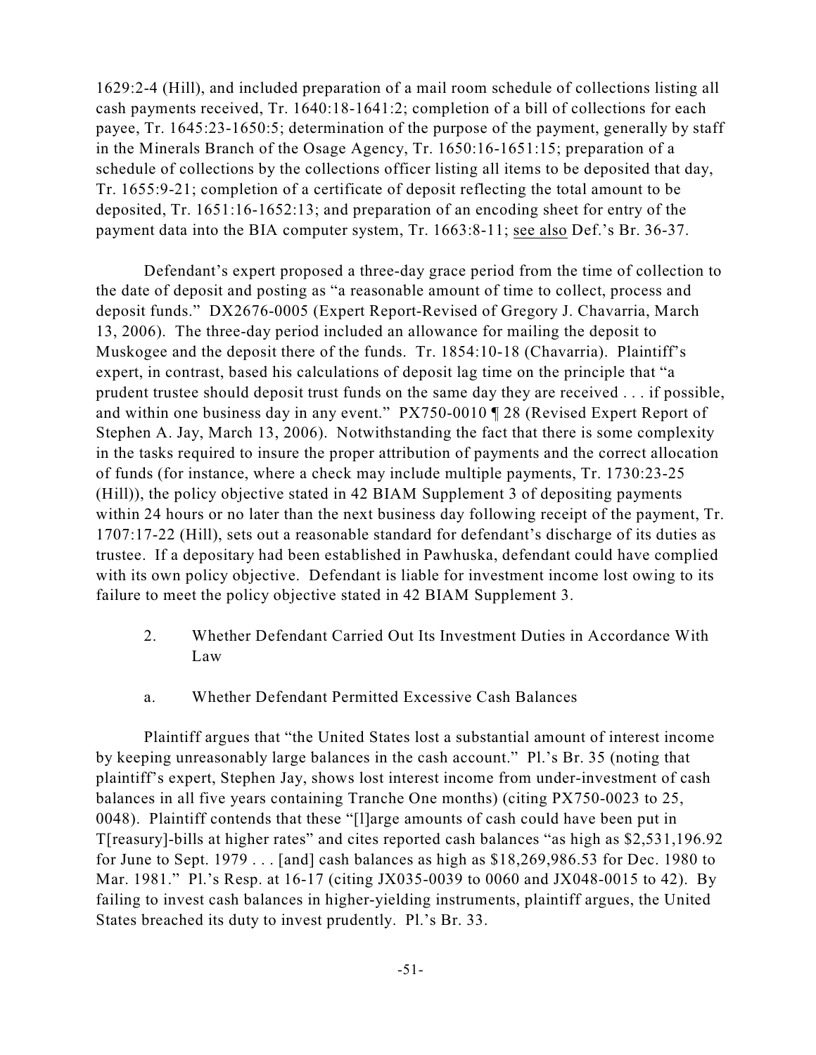1629:2-4 (Hill), and included preparation of a mail room schedule of collections listing all cash payments received, Tr. 1640:18-1641:2; completion of a bill of collections for each payee, Tr. 1645:23-1650:5; determination of the purpose of the payment, generally by staff in the Minerals Branch of the Osage Agency, Tr. 1650:16-1651:15; preparation of a schedule of collections by the collections officer listing all items to be deposited that day, Tr. 1655:9-21; completion of a certificate of deposit reflecting the total amount to be deposited, Tr. 1651:16-1652:13; and preparation of an encoding sheet for entry of the payment data into the BIA computer system, Tr. 1663:8-11; see also Def.'s Br. 36-37.

Defendant's expert proposed a three-day grace period from the time of collection to the date of deposit and posting as "a reasonable amount of time to collect, process and deposit funds." DX2676-0005 (Expert Report-Revised of Gregory J. Chavarria, March 13, 2006). The three-day period included an allowance for mailing the deposit to Muskogee and the deposit there of the funds. Tr. 1854:10-18 (Chavarria). Plaintiff's expert, in contrast, based his calculations of deposit lag time on the principle that "a prudent trustee should deposit trust funds on the same day they are received . . . if possible, and within one business day in any event." PX750-0010 ¶ 28 (Revised Expert Report of Stephen A. Jay, March 13, 2006). Notwithstanding the fact that there is some complexity in the tasks required to insure the proper attribution of payments and the correct allocation of funds (for instance, where a check may include multiple payments, Tr. 1730:23-25 (Hill)), the policy objective stated in 42 BIAM Supplement 3 of depositing payments within 24 hours or no later than the next business day following receipt of the payment, Tr. 1707:17-22 (Hill), sets out a reasonable standard for defendant's discharge of its duties as trustee. If a depositary had been established in Pawhuska, defendant could have complied with its own policy objective. Defendant is liable for investment income lost owing to its failure to meet the policy objective stated in 42 BIAM Supplement 3.

2. Whether Defendant Carried Out Its Investment Duties in Accordance With Law

a. Whether Defendant Permitted Excessive Cash Balances

Plaintiff argues that "the United States lost a substantial amount of interest income by keeping unreasonably large balances in the cash account." Pl.'s Br. 35 (noting that plaintiff's expert, Stephen Jay, shows lost interest income from under-investment of cash balances in all five years containing Tranche One months) (citing PX750-0023 to 25, 0048). Plaintiff contends that these "[l]arge amounts of cash could have been put in T[reasury]-bills at higher rates" and cites reported cash balances "as high as $2,531,196.92 for June to Sept. 1979 . . . [and] cash balances as high as $18,269,986.53 for Dec. 1980 to Mar. 1981." Pl.'s Resp. at 16-17 (citing JX035-0039 to 0060 and JX048-0015 to 42). By failing to invest cash balances in higher-yielding instruments, plaintiff argues, the United States breached its duty to invest prudently. Pl.'s Br. 33.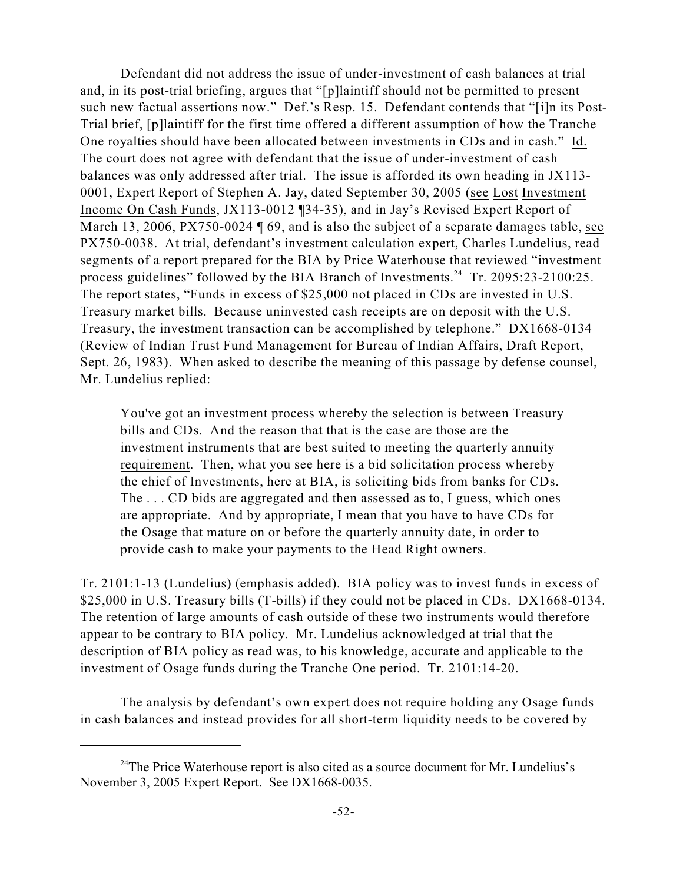Defendant did not address the issue of under-investment of cash balances at trial and, in its post-trial briefing, argues that "[p]laintiff should not be permitted to present such new factual assertions now." Def.'s Resp. 15. Defendant contends that "[i]n its Post-Trial brief, [p]laintiff for the first time offered a different assumption of how the Tranche One royalties should have been allocated between investments in CDs and in cash." Id. The court does not agree with defendant that the issue of under-investment of cash balances was only addressed after trial. The issue is afforded its own heading in JX113-0001, Expert Report of Stephen A. Jay, dated September 30, 2005 (see Lost Investment Income On Cash Funds, JX113-0012 ¶34-35), and in Jay's Revised Expert Report of March 13, 2006, PX750-0024 ¶ 69, and is also the subject of a separate damages table, see PX750-0038. At trial, defendant's investment calculation expert, Charles Lundelius, read segments of a report prepared for the BIA by Price Waterhouse that reviewed "investment process guidelines" followed by the BIA Branch of Investments.[24] Tr. 2095:23-2100:25. The report states, "Funds in excess of $25,000 not placed in CDs are invested in U.S. Treasury market bills. Because uninvested cash receipts are on deposit with the U.S. Treasury, the investment transaction can be accomplished by telephone." DX1668-0134 (Review of Indian Trust Fund Management for Bureau of Indian Affairs, Draft Report, Sept. 26, 1983). When asked to describe the meaning of this passage by defense counsel, Mr. Lundelius replied:

> You've got an investment process whereby the selection is between Treasury bills and CDs. And the reason that that is the case are those are the investment instruments that are best suited to meeting the quarterly annuity requirement. Then, what you see here is a bid solicitation process whereby the chief of Investments, here at BIA, is soliciting bids from banks for CDs. The . . . CD bids are aggregated and then assessed as to, I guess, which ones are appropriate. And by appropriate, I mean that you have to have CDs for the Osage that mature on or before the quarterly annuity date, in order to provide cash to make your payments to the Head Right owners.

Tr. 2101:1-13 (Lundelius) (emphasis added). BIA policy was to invest funds in excess of $25,000 in U.S. Treasury bills (T-bills) if they could not be placed in CDs. DX1668-0134. The retention of large amounts of cash outside of these two instruments would therefore appear to be contrary to BIA policy. Mr. Lundelius acknowledged at trial that the description of BIA policy as read was, to his knowledge, accurate and applicable to the investment of Osage funds during the Tranche One period. Tr. 2101:14-20.

The analysis by defendant's own expert does not require holding any Osage funds in cash balances and instead provides for all short-term liquidity needs to be covered by

---

[24] The Price Waterhouse report is also cited as a source document for Mr. Lundelius's November 3, 2005 Expert Report. See DX1668-0035.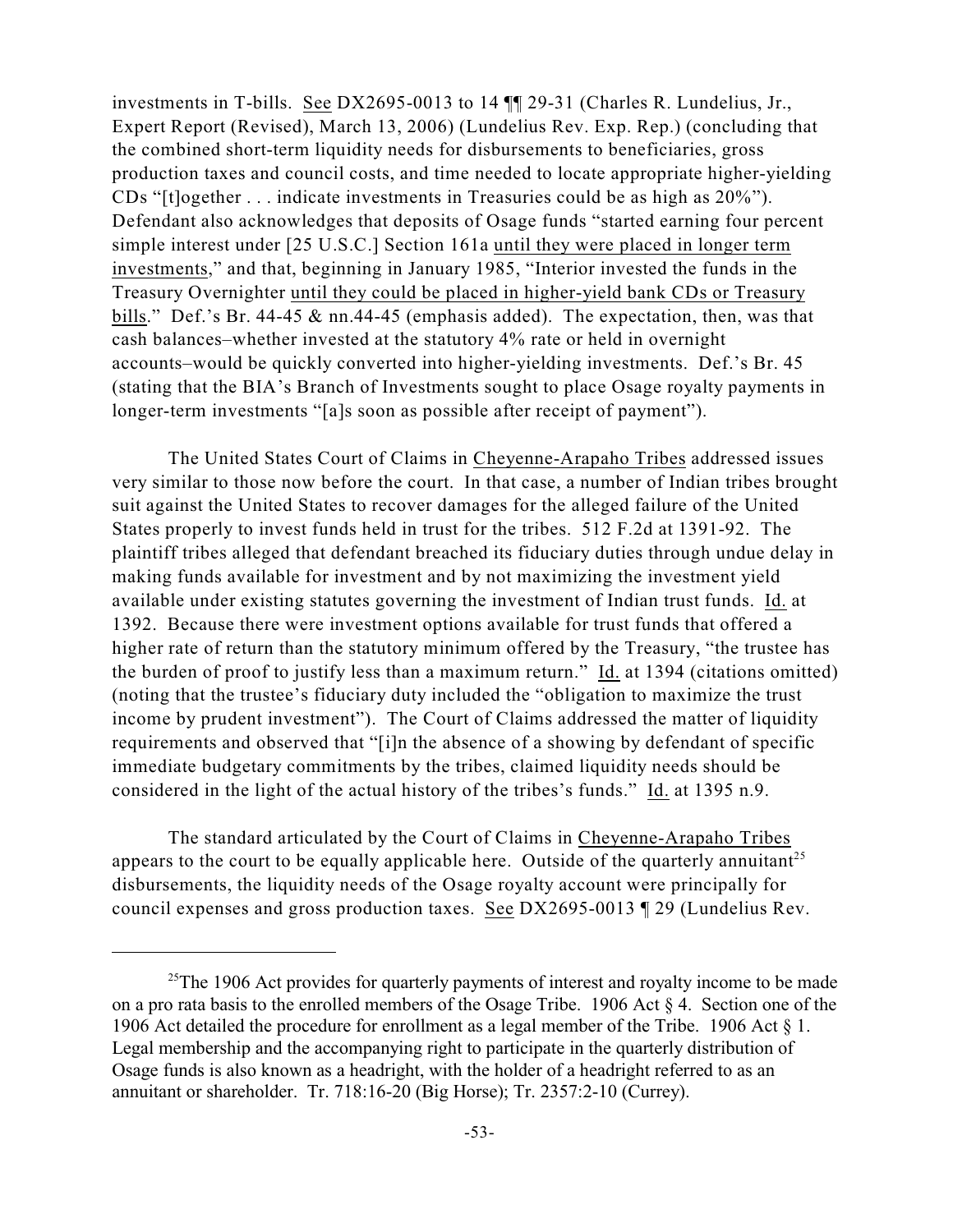investments in T-bills. See DX2695-0013 to 14 ¶¶ 29-31 (Charles R. Lundelius, Jr., Expert Report (Revised), March 13, 2006) (Lundelius Rev. Exp. Rep.) (concluding that the combined short-term liquidity needs for disbursements to beneficiaries, gross production taxes and council costs, and time needed to locate appropriate higher-yielding CDs "[t]ogether . . . indicate investments in Treasuries could be as high as 20%"). Defendant also acknowledges that deposits of Osage funds "started earning four percent simple interest under [25 U.S.C.] Section 161a until they were placed in longer term investments," and that, beginning in January 1985, "Interior invested the funds in the Treasury Overnighter until they could be placed in higher-yield bank CDs or Treasury bills." Def.'s Br. 44-45 & nn.44-45 (emphasis added). The expectation, then, was that cash balances–whether invested at the statutory 4% rate or held in overnight accounts–would be quickly converted into higher-yielding investments. Def.'s Br. 45 (stating that the BIA's Branch of Investments sought to place Osage royalty payments in longer-term investments "[a]s soon as possible after receipt of payment").

The United States Court of Claims in Cheyenne-Arapaho Tribes addressed issues very similar to those now before the court. In that case, a number of Indian tribes brought suit against the United States to recover damages for the alleged failure of the United States properly to invest funds held in trust for the tribes. 512 F.2d at 1391-92. The plaintiff tribes alleged that defendant breached its fiduciary duties through undue delay in making funds available for investment and by not maximizing the investment yield available under existing statutes governing the investment of Indian trust funds. Id. at 1392. Because there were investment options available for trust funds that offered a higher rate of return than the statutory minimum offered by the Treasury, "the trustee has the burden of proof to justify less than a maximum return." Id. at 1394 (citations omitted) (noting that the trustee's fiduciary duty included the "obligation to maximize the trust income by prudent investment"). The Court of Claims addressed the matter of liquidity requirements and observed that "[i]n the absence of a showing by defendant of specific immediate budgetary commitments by the tribes, claimed liquidity needs should be considered in the light of the actual history of the tribes's funds." Id. at 1395 n.9.

The standard articulated by the Court of Claims in Cheyenne-Arapaho Tribes appears to the court to be equally applicable here. Outside of the quarterly annuitant[25] disbursements, the liquidity needs of the Osage royalty account were principally for council expenses and gross production taxes. See DX2695-0013 ¶ 29 (Lundelius Rev.

[25] The 1906 Act provides for quarterly payments of interest and royalty income to be made on a pro rata basis to the enrolled members of the Osage Tribe. 1906 Act § 4. Section one of the 1906 Act detailed the procedure for enrollment as a legal member of the Tribe. 1906 Act § 1. Legal membership and the accompanying right to participate in the quarterly distribution of Osage funds is also known as a headright, with the holder of a headright referred to as an annuitant or shareholder. Tr. 718:16-20 (Big Horse); Tr. 2357:2-10 (Currey).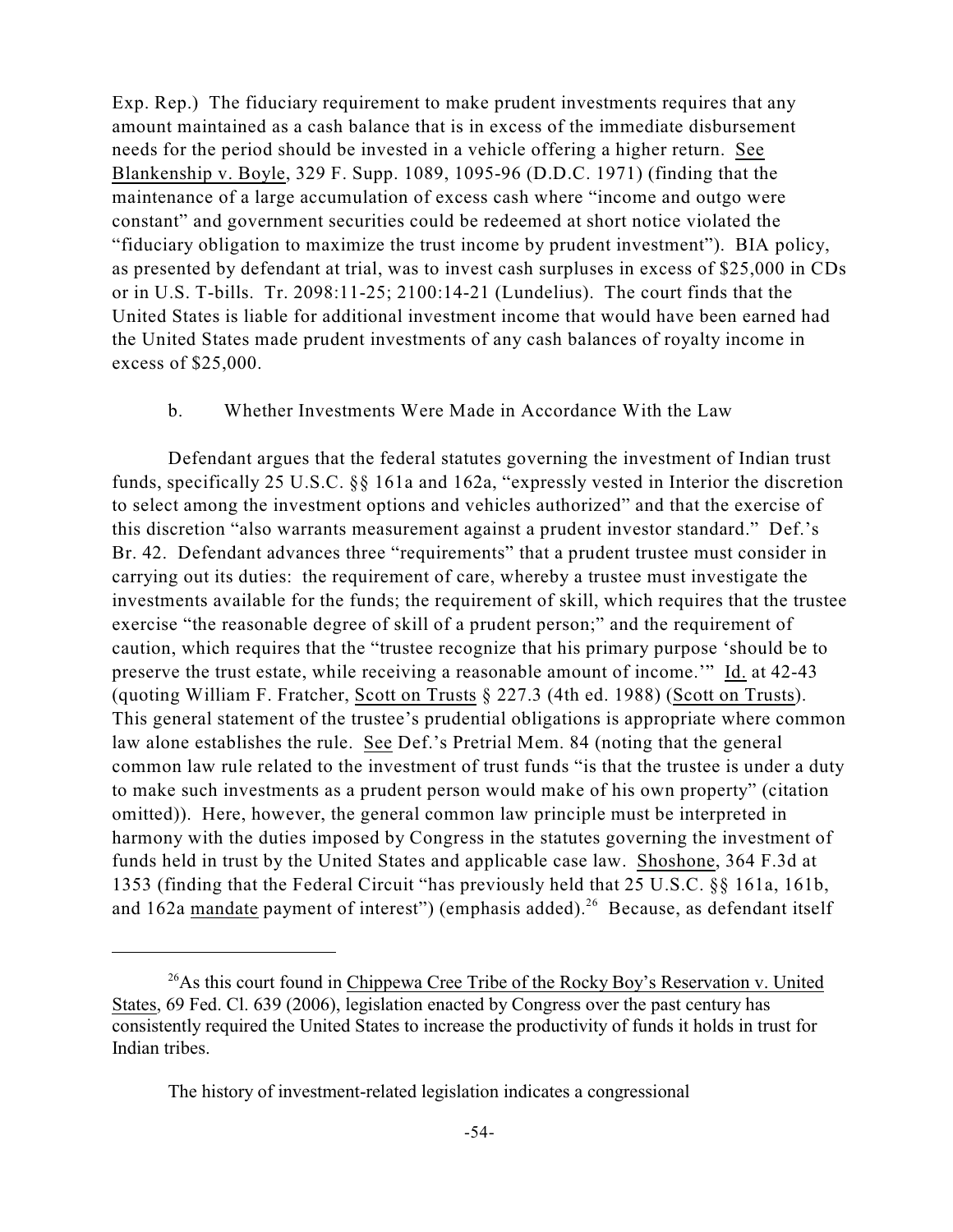Exp. Rep.) The fiduciary requirement to make prudent investments requires that any amount maintained as a cash balance that is in excess of the immediate disbursement needs for the period should be invested in a vehicle offering a higher return. See Blankenship v. Boyle, 329 F. Supp. 1089, 1095-96 (D.D.C. 1971) (finding that the maintenance of a large accumulation of excess cash where "income and outgo were constant" and government securities could be redeemed at short notice violated the "fiduciary obligation to maximize the trust income by prudent investment"). BIA policy, as presented by defendant at trial, was to invest cash surpluses in excess of $25,000 in CDs or in U.S. T-bills. Tr. 2098:11-25; 2100:14-21 (Lundelius). The court finds that the United States is liable for additional investment income that would have been earned had the United States made prudent investments of any cash balances of royalty income in excess of $25,000.

b. Whether Investments Were Made in Accordance With the Law

Defendant argues that the federal statutes governing the investment of Indian trust funds, specifically 25 U.S.C. §§ 161a and 162a, "expressly vested in Interior the discretion to select among the investment options and vehicles authorized" and that the exercise of this discretion "also warrants measurement against a prudent investor standard." Def.'s Br. 42. Defendant advances three "requirements" that a prudent trustee must consider in carrying out its duties: the requirement of care, whereby a trustee must investigate the investments available for the funds; the requirement of skill, which requires that the trustee exercise "the reasonable degree of skill of a prudent person;" and the requirement of caution, which requires that the "trustee recognize that his primary purpose 'should be to preserve the trust estate, while receiving a reasonable amount of income.'" Id. at 42-43 (quoting William F. Fratcher, Scott on Trusts § 227.3 (4th ed. 1988) (Scott on Trusts). This general statement of the trustee's prudential obligations is appropriate where common law alone establishes the rule. See Def.'s Pretrial Mem. 84 (noting that the general common law rule related to the investment of trust funds "is that the trustee is under a duty to make such investments as a prudent person would make of his own property" (citation omitted)). Here, however, the general common law principle must be interpreted in harmony with the duties imposed by Congress in the statutes governing the investment of funds held in trust by the United States and applicable case law. Shoshone, 364 F.3d at 1353 (finding that the Federal Circuit "has previously held that 25 U.S.C. §§ 161a, 161b, and 162a mandate payment of interest") (emphasis added).[26] Because, as defendant itself

[26] As this court found in Chippewa Cree Tribe of the Rocky Boy's Reservation v. United States, 69 Fed. Cl. 639 (2006), legislation enacted by Congress over the past century has consistently required the United States to increase the productivity of funds it holds in trust for Indian tribes.

The history of investment-related legislation indicates a congressional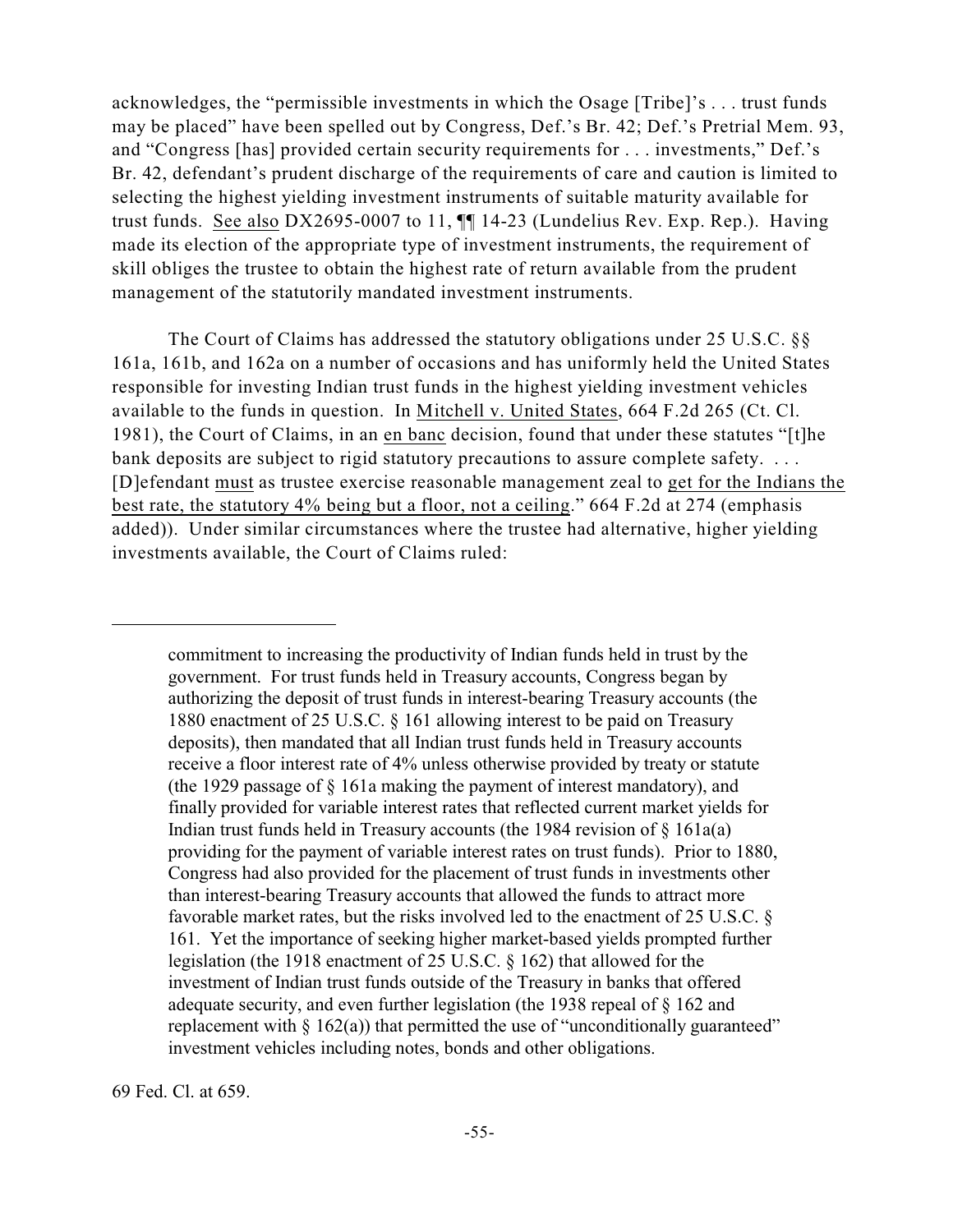acknowledges, the "permissible investments in which the Osage [Tribe]'s . . . trust funds may be placed" have been spelled out by Congress, Def.'s Br. 42; Def.'s Pretrial Mem. 93, and "Congress [has] provided certain security requirements for . . . investments," Def.'s Br. 42, defendant's prudent discharge of the requirements of care and caution is limited to selecting the highest yielding investment instruments of suitable maturity available for trust funds. See also DX2695-0007 to 11, ¶¶ 14-23 (Lundelius Rev. Exp. Rep.). Having made its election of the appropriate type of investment instruments, the requirement of skill obliges the trustee to obtain the highest rate of return available from the prudent management of the statutorily mandated investment instruments.

The Court of Claims has addressed the statutory obligations under 25 U.S.C. §§ 161a, 161b, and 162a on a number of occasions and has uniformly held the United States responsible for investing Indian trust funds in the highest yielding investment vehicles available to the funds in question. In Mitchell v. United States, 664 F.2d 265 (Ct. Cl. 1981), the Court of Claims, in an en banc decision, found that under these statutes "[t]he bank deposits are subject to rigid statutory precautions to assure complete safety. . . . [D]efendant must as trustee exercise reasonable management zeal to get for the Indians the best rate, the statutory 4% being but a floor, not a ceiling." 664 F.2d at 274 (emphasis added)). Under similar circumstances where the trustee had alternative, higher yielding investments available, the Court of Claims ruled:

---

> commitment to increasing the productivity of Indian funds held in trust by the government. For trust funds held in Treasury accounts, Congress began by authorizing the deposit of trust funds in interest-bearing Treasury accounts (the 1880 enactment of 25 U.S.C. § 161 allowing interest to be paid on Treasury deposits), then mandated that all Indian trust funds held in Treasury accounts receive a floor interest rate of 4% unless otherwise provided by treaty or statute (the 1929 passage of § 161a making the payment of interest mandatory), and finally provided for variable interest rates that reflected current market yields for Indian trust funds held in Treasury accounts (the 1984 revision of § 161a(a) providing for the payment of variable interest rates on trust funds). Prior to 1880, Congress had also provided for the placement of trust funds in investments other than interest-bearing Treasury accounts that allowed the funds to attract more favorable market rates, but the risks involved led to the enactment of 25 U.S.C. § 161. Yet the importance of seeking higher market-based yields prompted further legislation (the 1918 enactment of 25 U.S.C. § 162) that allowed for the investment of Indian trust funds outside of the Treasury in banks that offered adequate security, and even further legislation (the 1938 repeal of § 162 and replacement with § 162(a)) that permitted the use of "unconditionally guaranteed" investment vehicles including notes, bonds and other obligations.

69 Fed. Cl. at 659.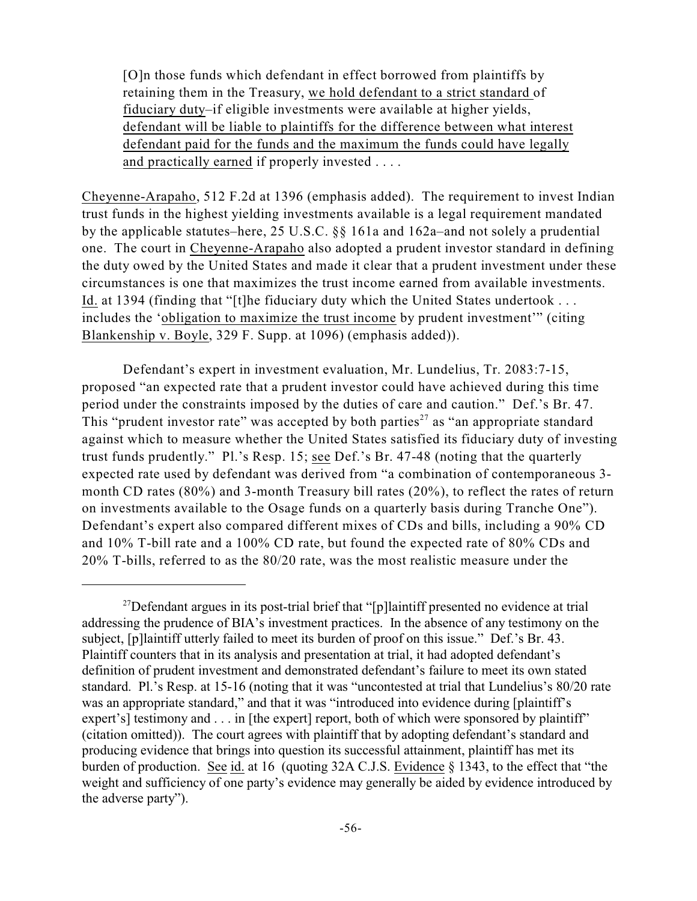> [O]n those funds which defendant in effect borrowed from plaintiffs by retaining them in the Treasury, we hold defendant to a strict standard of fiduciary duty–if eligible investments were available at higher yields, defendant will be liable to plaintiffs for the difference between what interest defendant paid for the funds and the maximum the funds could have legally and practically earned if properly invested . . . .

Cheyenne-Arapaho, 512 F.2d at 1396 (emphasis added). The requirement to invest Indian trust funds in the highest yielding investments available is a legal requirement mandated by the applicable statutes–here, 25 U.S.C. §§ 161a and 162a–and not solely a prudential one. The court in Cheyenne-Arapaho also adopted a prudent investor standard in defining the duty owed by the United States and made it clear that a prudent investment under these circumstances is one that maximizes the trust income earned from available investments. Id. at 1394 (finding that "[t]he fiduciary duty which the United States undertook . . . includes the 'obligation to maximize the trust income by prudent investment'" (citing Blankenship v. Boyle, 329 F. Supp. at 1096) (emphasis added)).

Defendant's expert in investment evaluation, Mr. Lundelius, Tr. 2083:7-15, proposed "an expected rate that a prudent investor could have achieved during this time period under the constraints imposed by the duties of care and caution." Def.'s Br. 47. This "prudent investor rate" was accepted by both parties[27] as "an appropriate standard against which to measure whether the United States satisfied its fiduciary duty of investing trust funds prudently." Pl.'s Resp. 15; see Def.'s Br. 47-48 (noting that the quarterly expected rate used by defendant was derived from "a combination of contemporaneous 3-month CD rates (80%) and 3-month Treasury bill rates (20%), to reflect the rates of return on investments available to the Osage funds on a quarterly basis during Tranche One"). Defendant's expert also compared different mixes of CDs and bills, including a 90% CD and 10% T-bill rate and a 100% CD rate, but found the expected rate of 80% CDs and 20% T-bills, referred to as the 80/20 rate, was the most realistic measure under the

---

[27] Defendant argues in its post-trial brief that "[p]laintiff presented no evidence at trial addressing the prudence of BIA's investment practices. In the absence of any testimony on the subject, [p]laintiff utterly failed to meet its burden of proof on this issue." Def.'s Br. 43. Plaintiff counters that in its analysis and presentation at trial, it had adopted defendant's definition of prudent investment and demonstrated defendant's failure to meet its own stated standard. Pl.'s Resp. at 15-16 (noting that it was "uncontested at trial that Lundelius's 80/20 rate was an appropriate standard," and that it was "introduced into evidence during [plaintiff's expert's] testimony and . . . in [the expert] report, both of which were sponsored by plaintiff" (citation omitted)). The court agrees with plaintiff that by adopting defendant's standard and producing evidence that brings into question its successful attainment, plaintiff has met its burden of production. See id. at 16 (quoting 32A C.J.S. Evidence § 1343, to the effect that "the weight and sufficiency of one party's evidence may generally be aided by evidence introduced by the adverse party").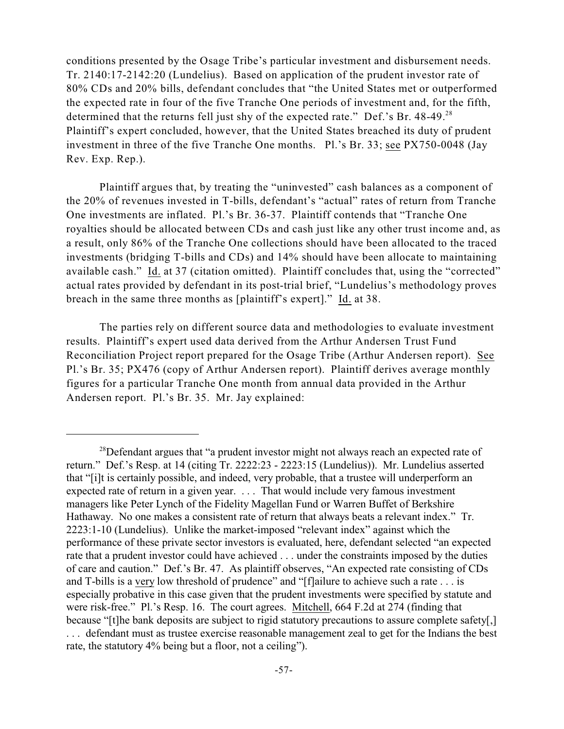conditions presented by the Osage Tribe's particular investment and disbursement needs. Tr. 2140:17-2142:20 (Lundelius). Based on application of the prudent investor rate of 80% CDs and 20% bills, defendant concludes that "the United States met or outperformed the expected rate in four of the five Tranche One periods of investment and, for the fifth, determined that the returns fell just shy of the expected rate." Def.'s Br. 48-49.[28] Plaintiff's expert concluded, however, that the United States breached its duty of prudent investment in three of the five Tranche One months. Pl.'s Br. 33; see PX750-0048 (Jay Rev. Exp. Rep.).

Plaintiff argues that, by treating the "uninvested" cash balances as a component of the 20% of revenues invested in T-bills, defendant's "actual" rates of return from Tranche One investments are inflated. Pl.'s Br. 36-37. Plaintiff contends that "Tranche One royalties should be allocated between CDs and cash just like any other trust income and, as a result, only 86% of the Tranche One collections should have been allocated to the traced investments (bridging T-bills and CDs) and 14% should have been allocate to maintaining available cash." Id. at 37 (citation omitted). Plaintiff concludes that, using the "corrected" actual rates provided by defendant in its post-trial brief, "Lundelius's methodology proves breach in the same three months as [plaintiff's expert]." Id. at 38.

The parties rely on different source data and methodologies to evaluate investment results. Plaintiff's expert used data derived from the Arthur Andersen Trust Fund Reconciliation Project report prepared for the Osage Tribe (Arthur Andersen report). See Pl.'s Br. 35; PX476 (copy of Arthur Andersen report). Plaintiff derives average monthly figures for a particular Tranche One month from annual data provided in the Arthur Andersen report. Pl.'s Br. 35. Mr. Jay explained:

---

[28]Defendant argues that "a prudent investor might not always reach an expected rate of return." Def.'s Resp. at 14 (citing Tr. 2222:23 - 2223:15 (Lundelius)). Mr. Lundelius asserted that "[i]t is certainly possible, and indeed, very probable, that a trustee will underperform an expected rate of return in a given year. . . . That would include very famous investment managers like Peter Lynch of the Fidelity Magellan Fund or Warren Buffet of Berkshire Hathaway. No one makes a consistent rate of return that always beats a relevant index." Tr. 2223:1-10 (Lundelius). Unlike the market-imposed "relevant index" against which the performance of these private sector investors is evaluated, here, defendant selected "an expected rate that a prudent investor could have achieved . . . under the constraints imposed by the duties of care and caution." Def.'s Br. 47. As plaintiff observes, "An expected rate consisting of CDs and T-bills is a very low threshold of prudence" and "[f]ailure to achieve such a rate . . . is especially probative in this case given that the prudent investments were specified by statute and were risk-free." Pl.'s Resp. 16. The court agrees. Mitchell, 664 F.2d at 274 (finding that because "[t]he bank deposits are subject to rigid statutory precautions to assure complete safety[,] . . . defendant must as trustee exercise reasonable management zeal to get for the Indians the best rate, the statutory 4% being but a floor, not a ceiling").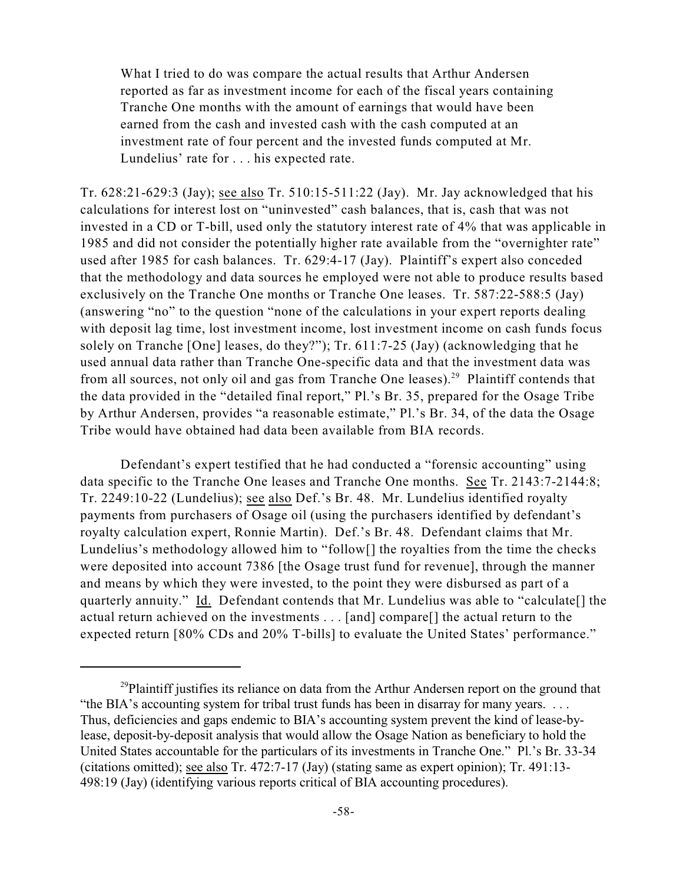> What I tried to do was compare the actual results that Arthur Andersen reported as far as investment income for each of the fiscal years containing Tranche One months with the amount of earnings that would have been earned from the cash and invested cash with the cash computed at an investment rate of four percent and the invested funds computed at Mr. Lundelius' rate for . . . his expected rate.

Tr. 628:21-629:3 (Jay); see also Tr. 510:15-511:22 (Jay). Mr. Jay acknowledged that his calculations for interest lost on "uninvested" cash balances, that is, cash that was not invested in a CD or T-bill, used only the statutory interest rate of 4% that was applicable in 1985 and did not consider the potentially higher rate available from the "overnighter rate" used after 1985 for cash balances. Tr. 629:4-17 (Jay). Plaintiff's expert also conceded that the methodology and data sources he employed were not able to produce results based exclusively on the Tranche One months or Tranche One leases. Tr. 587:22-588:5 (Jay) (answering "no" to the question "none of the calculations in your expert reports dealing with deposit lag time, lost investment income, lost investment income on cash funds focus solely on Tranche [One] leases, do they?"); Tr. 611:7-25 (Jay) (acknowledging that he used annual data rather than Tranche One-specific data and that the investment data was from all sources, not only oil and gas from Tranche One leases).[29] Plaintiff contends that the data provided in the "detailed final report," Pl.'s Br. 35, prepared for the Osage Tribe by Arthur Andersen, provides "a reasonable estimate," Pl.'s Br. 34, of the data the Osage Tribe would have obtained had data been available from BIA records.

Defendant's expert testified that he had conducted a "forensic accounting" using data specific to the Tranche One leases and Tranche One months. See Tr. 2143:7-2144:8; Tr. 2249:10-22 (Lundelius); see also Def.'s Br. 48. Mr. Lundelius identified royalty payments from purchasers of Osage oil (using the purchasers identified by defendant's royalty calculation expert, Ronnie Martin). Def.'s Br. 48. Defendant claims that Mr. Lundelius's methodology allowed him to "follow[] the royalties from the time the checks were deposited into account 7386 [the Osage trust fund for revenue], through the manner and means by which they were invested, to the point they were disbursed as part of a quarterly annuity." Id. Defendant contends that Mr. Lundelius was able to "calculate[] the actual return achieved on the investments . . . [and] compare[] the actual return to the expected return [80% CDs and 20% T-bills] to evaluate the United States' performance."

---

[29] Plaintiff justifies its reliance on data from the Arthur Andersen report on the ground that "the BIA's accounting system for tribal trust funds has been in disarray for many years. . . . Thus, deficiencies and gaps endemic to BIA's accounting system prevent the kind of lease-by-lease, deposit-by-deposit analysis that would allow the Osage Nation as beneficiary to hold the United States accountable for the particulars of its investments in Tranche One." Pl.'s Br. 33-34 (citations omitted); see also Tr. 472:7-17 (Jay) (stating same as expert opinion); Tr. 491:13-498:19 (Jay) (identifying various reports critical of BIA accounting procedures).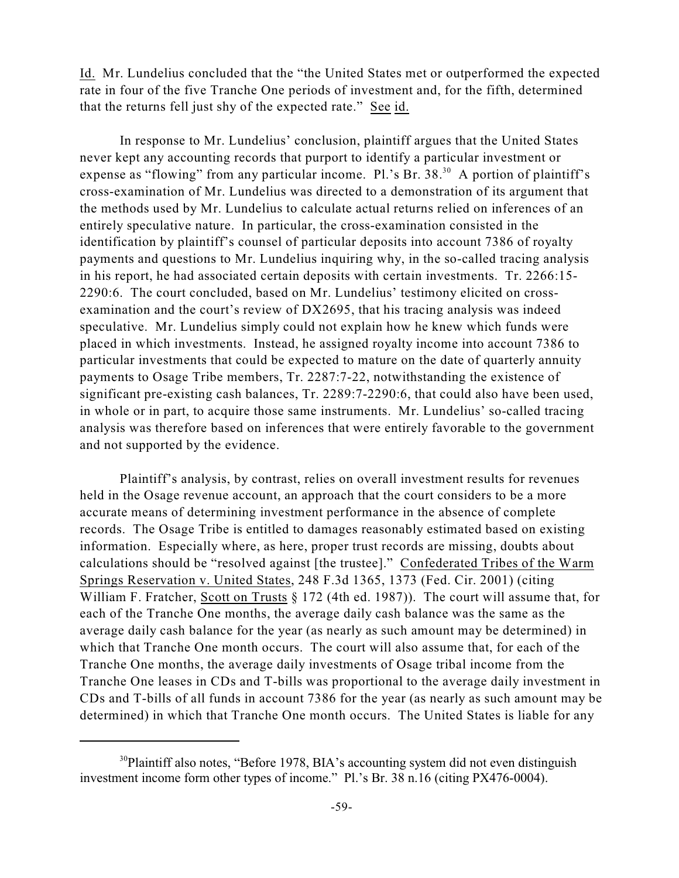Id. Mr. Lundelius concluded that the "the United States met or outperformed the expected rate in four of the five Tranche One periods of investment and, for the fifth, determined that the returns fell just shy of the expected rate." See id.

In response to Mr. Lundelius' conclusion, plaintiff argues that the United States never kept any accounting records that purport to identify a particular investment or expense as "flowing" from any particular income. Pl.'s Br. 38.[30] A portion of plaintiff's cross-examination of Mr. Lundelius was directed to a demonstration of its argument that the methods used by Mr. Lundelius to calculate actual returns relied on inferences of an entirely speculative nature. In particular, the cross-examination consisted in the identification by plaintiff's counsel of particular deposits into account 7386 of royalty payments and questions to Mr. Lundelius inquiring why, in the so-called tracing analysis in his report, he had associated certain deposits with certain investments. Tr. 2266:15-2290:6. The court concluded, based on Mr. Lundelius' testimony elicited on cross-examination and the court's review of DX2695, that his tracing analysis was indeed speculative. Mr. Lundelius simply could not explain how he knew which funds were placed in which investments. Instead, he assigned royalty income into account 7386 to particular investments that could be expected to mature on the date of quarterly annuity payments to Osage Tribe members, Tr. 2287:7-22, notwithstanding the existence of significant pre-existing cash balances, Tr. 2289:7-2290:6, that could also have been used, in whole or in part, to acquire those same instruments. Mr. Lundelius' so-called tracing analysis was therefore based on inferences that were entirely favorable to the government and not supported by the evidence.

Plaintiff's analysis, by contrast, relies on overall investment results for revenues held in the Osage revenue account, an approach that the court considers to be a more accurate means of determining investment performance in the absence of complete records. The Osage Tribe is entitled to damages reasonably estimated based on existing information. Especially where, as here, proper trust records are missing, doubts about calculations should be "resolved against [the trustee]." Confederated Tribes of the Warm Springs Reservation v. United States, 248 F.3d 1365, 1373 (Fed. Cir. 2001) (citing William F. Fratcher, Scott on Trusts § 172 (4th ed. 1987)). The court will assume that, for each of the Tranche One months, the average daily cash balance was the same as the average daily cash balance for the year (as nearly as such amount may be determined) in which that Tranche One month occurs. The court will also assume that, for each of the Tranche One months, the average daily investments of Osage tribal income from the Tranche One leases in CDs and T-bills was proportional to the average daily investment in CDs and T-bills of all funds in account 7386 for the year (as nearly as such amount may be determined) in which that Tranche One month occurs. The United States is liable for any

[30]Plaintiff also notes, "Before 1978, BIA's accounting system did not even distinguish investment income form other types of income." Pl.'s Br. 38 n.16 (citing PX476-0004).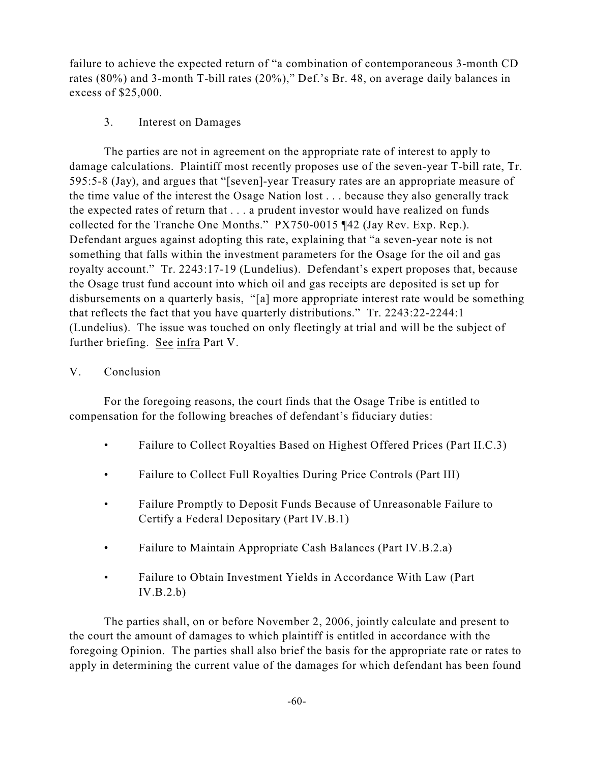failure to achieve the expected return of "a combination of contemporaneous 3-month CD rates (80%) and 3-month T-bill rates (20%)," Def.'s Br. 48, on average daily balances in excess of $25,000.

### 3. Interest on Damages

The parties are not in agreement on the appropriate rate of interest to apply to damage calculations. Plaintiff most recently proposes use of the seven-year T-bill rate, Tr. 595:5-8 (Jay), and argues that "[seven]-year Treasury rates are an appropriate measure of the time value of the interest the Osage Nation lost . . . because they also generally track the expected rates of return that . . . a prudent investor would have realized on funds collected for the Tranche One Months." PX750-0015 ¶42 (Jay Rev. Exp. Rep.). Defendant argues against adopting this rate, explaining that "a seven-year note is not something that falls within the investment parameters for the Osage for the oil and gas royalty account." Tr. 2243:17-19 (Lundelius). Defendant's expert proposes that, because the Osage trust fund account into which oil and gas receipts are deposited is set up for disbursements on a quarterly basis, "[a] more appropriate interest rate would be something that reflects the fact that you have quarterly distributions." Tr. 2243:22-2244:1 (Lundelius). The issue was touched on only fleetingly at trial and will be the subject of further briefing. See infra Part V.

## V. Conclusion

For the foregoing reasons, the court finds that the Osage Tribe is entitled to compensation for the following breaches of defendant's fiduciary duties:

- Failure to Collect Royalties Based on Highest Offered Prices (Part II.C.3)
- Failure to Collect Full Royalties During Price Controls (Part III)
- Failure Promptly to Deposit Funds Because of Unreasonable Failure to Certify a Federal Depositary (Part IV.B.1)
- Failure to Maintain Appropriate Cash Balances (Part IV.B.2.a)
- Failure to Obtain Investment Yields in Accordance With Law (Part IV.B.2.b)

The parties shall, on or before November 2, 2006, jointly calculate and present to the court the amount of damages to which plaintiff is entitled in accordance with the foregoing Opinion. The parties shall also brief the basis for the appropriate rate or rates to apply in determining the current value of the damages for which defendant has been found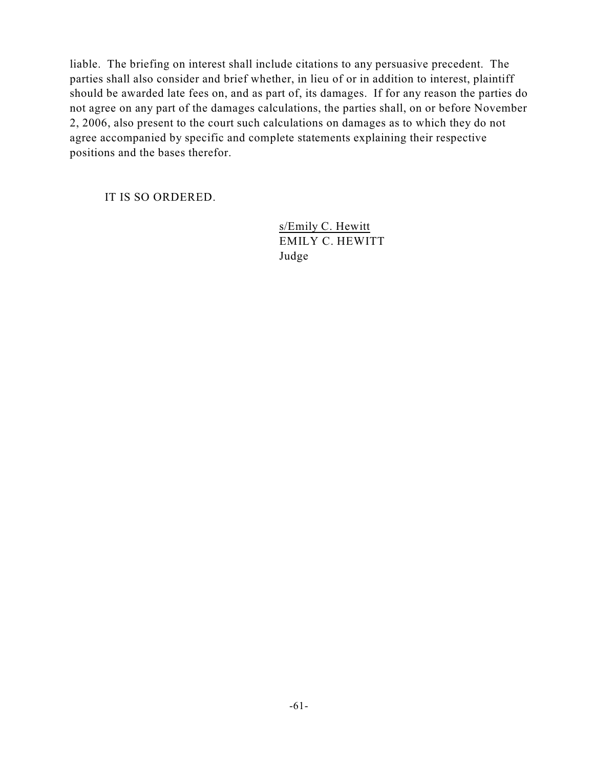liable. The briefing on interest shall include citations to any persuasive precedent. The parties shall also consider and brief whether, in lieu of or in addition to interest, plaintiff should be awarded late fees on, and as part of, its damages. If for any reason the parties do not agree on any part of the damages calculations, the parties shall, on or before November 2, 2006, also present to the court such calculations on damages as to which they do not agree accompanied by specific and complete statements explaining their respective positions and the bases therefor.

IT IS SO ORDERED.

s/Emily C. Hewitt
EMILY C. HEWITT
Judge